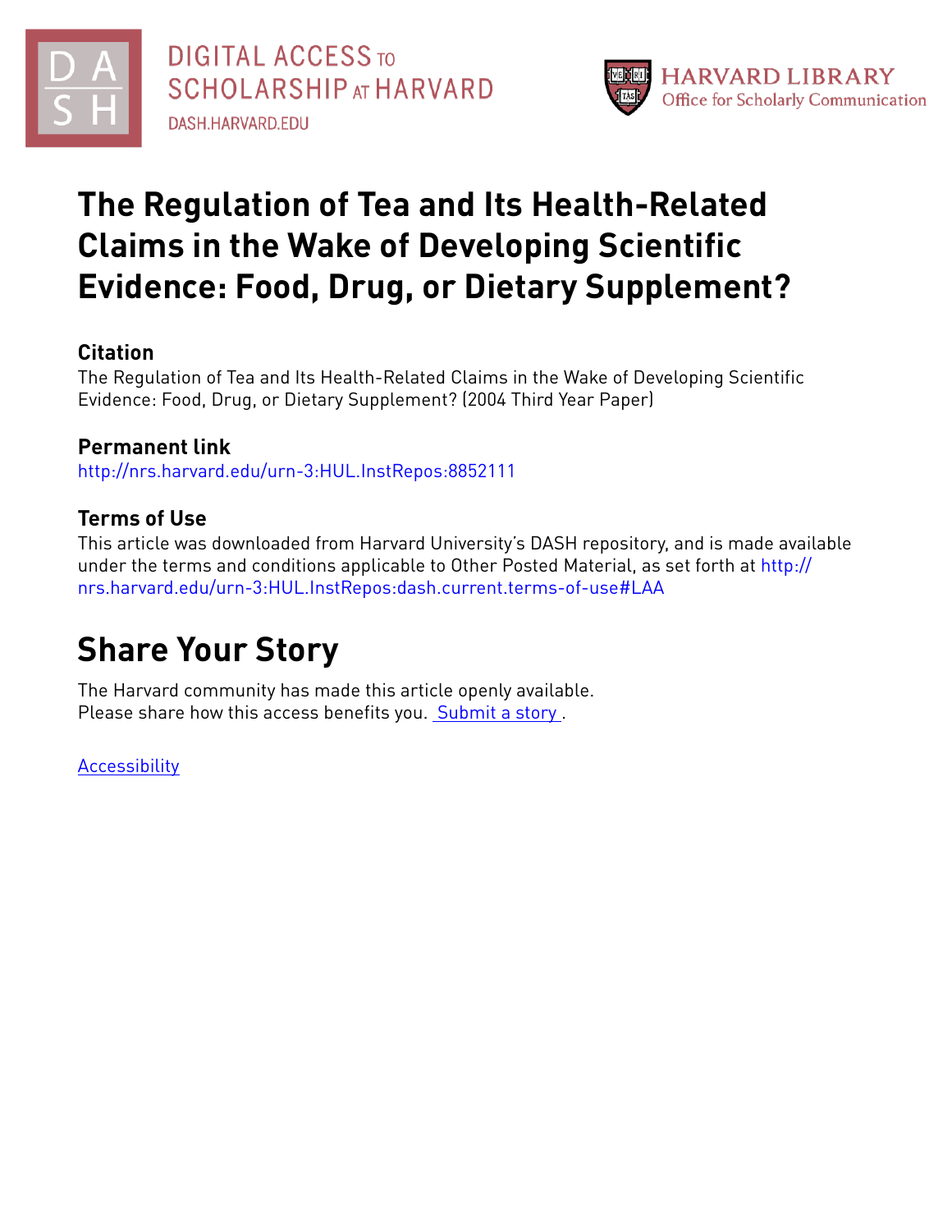DIGITAL ACCESS TO SCHOLARSHIP AT HARVARD

DASH.HARVARD.EDU

HARVARD LIBRARY
Office for Scholarly Communication

# The Regulation of Tea and Its Health-Related Claims in the Wake of Developing Scientific Evidence: Food, Drug, or Dietary Supplement?

## Citation

The Regulation of Tea and Its Health-Related Claims in the Wake of Developing Scientific Evidence: Food, Drug, or Dietary Supplement? (2004 Third Year Paper)

## Permanent link

http://nrs.harvard.edu/urn-3:HUL.InstRepos:8852111

## Terms of Use

This article was downloaded from Harvard University's DASH repository, and is made available under the terms and conditions applicable to Other Posted Material, as set forth at http://nrs.harvard.edu/urn-3:HUL.InstRepos:dash.current.terms-of-use#LAA

# Share Your Story

The Harvard community has made this article openly available.
Please share how this access benefits you. Submit a story .

Accessibility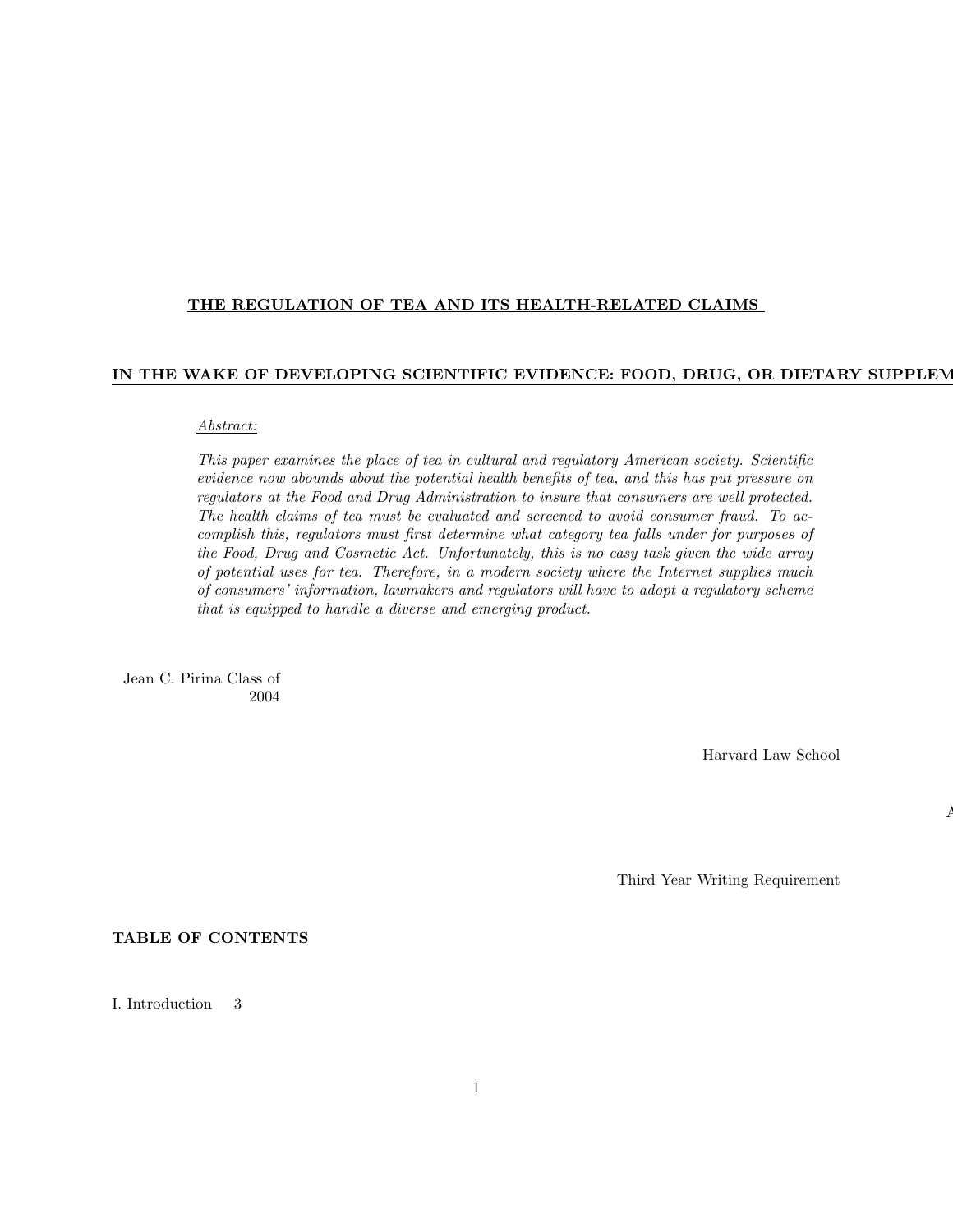**THE REGULATION OF TEA AND ITS HEALTH-RELATED CLAIMS**

**IN THE WAKE OF DEVELOPING SCIENTIFIC EVIDENCE: FOOD, DRUG, OR DIETARY SUPPLEM**

*Abstract:*

*This paper examines the place of tea in cultural and regulatory American society. Scientific evidence now abounds about the potential health benefits of tea, and this has put pressure on regulators at the Food and Drug Administration to insure that consumers are well protected. The health claims of tea must be evaluated and screened to avoid consumer fraud. To accomplish this, regulators must first determine what category tea falls under for purposes of the Food, Drug and Cosmetic Act. Unfortunately, this is no easy task given the wide array of potential uses for tea. Therefore, in a modern society where the Internet supplies much of consumers' information, lawmakers and regulators will have to adopt a regulatory scheme that is equipped to handle a diverse and emerging product.*

Jean C. Pirina Class of 2004

Harvard Law School

A

Third Year Writing Requirement

**TABLE OF CONTENTS**

I. Introduction 3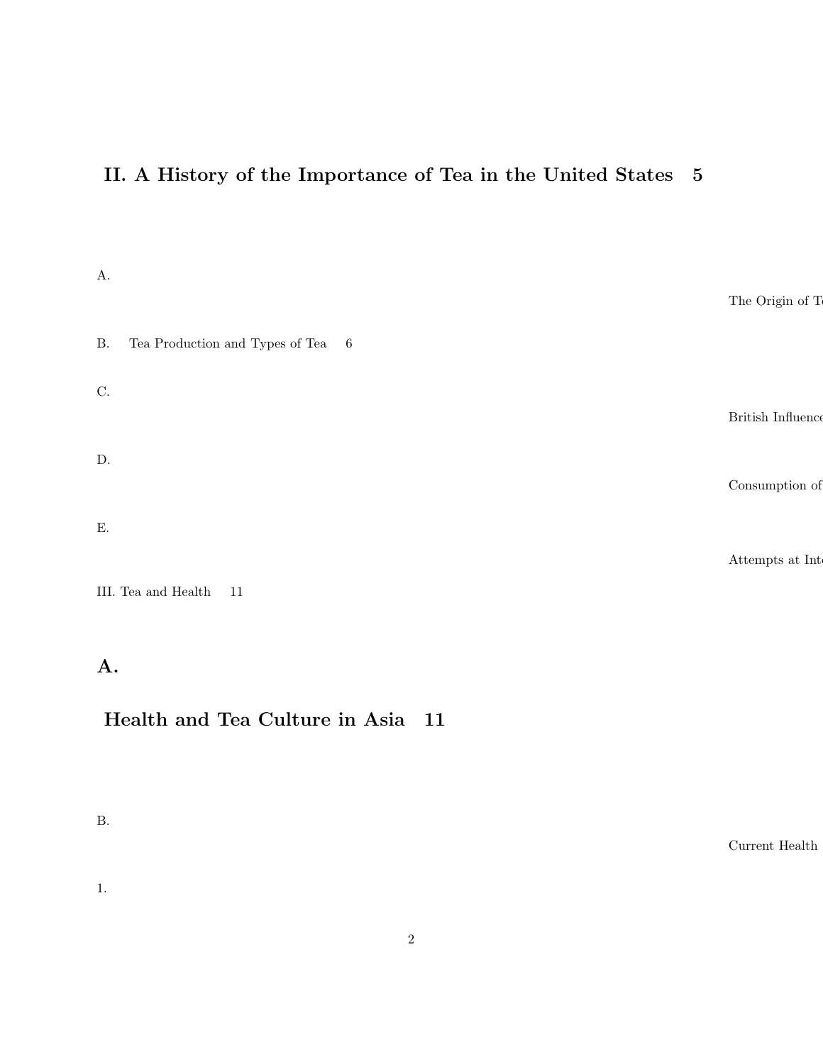## II. A History of the Importance of Tea in the United States 5

A. The Origin of Te

B. Tea Production and Types of Tea 6

C. British Influence

D. Consumption of

E. Attempts at Int

III. Tea and Health 11

## A. Health and Tea Culture in Asia 11

B. Current Health

1.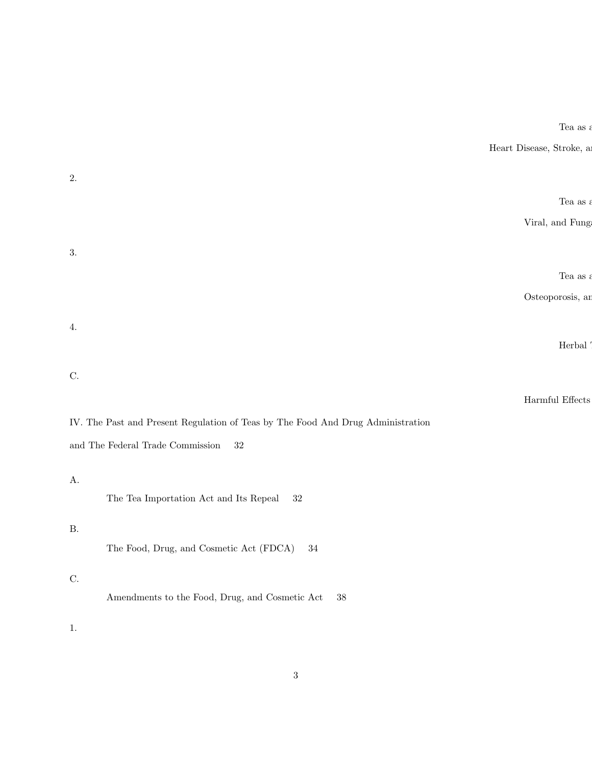Tea as a

Heart Disease, Stroke, an

2.

Tea as a

Viral, and Funga

3.

Tea as a

Osteoporosis, an

4.

Herbal T

C.

Harmful Effects

IV. The Past and Present Regulation of Teas by The Food And Drug Administration and The Federal Trade Commission 32

A.

The Tea Importation Act and Its Repeal 32

B.

The Food, Drug, and Cosmetic Act (FDCA) 34

C.

Amendments to the Food, Drug, and Cosmetic Act 38

1.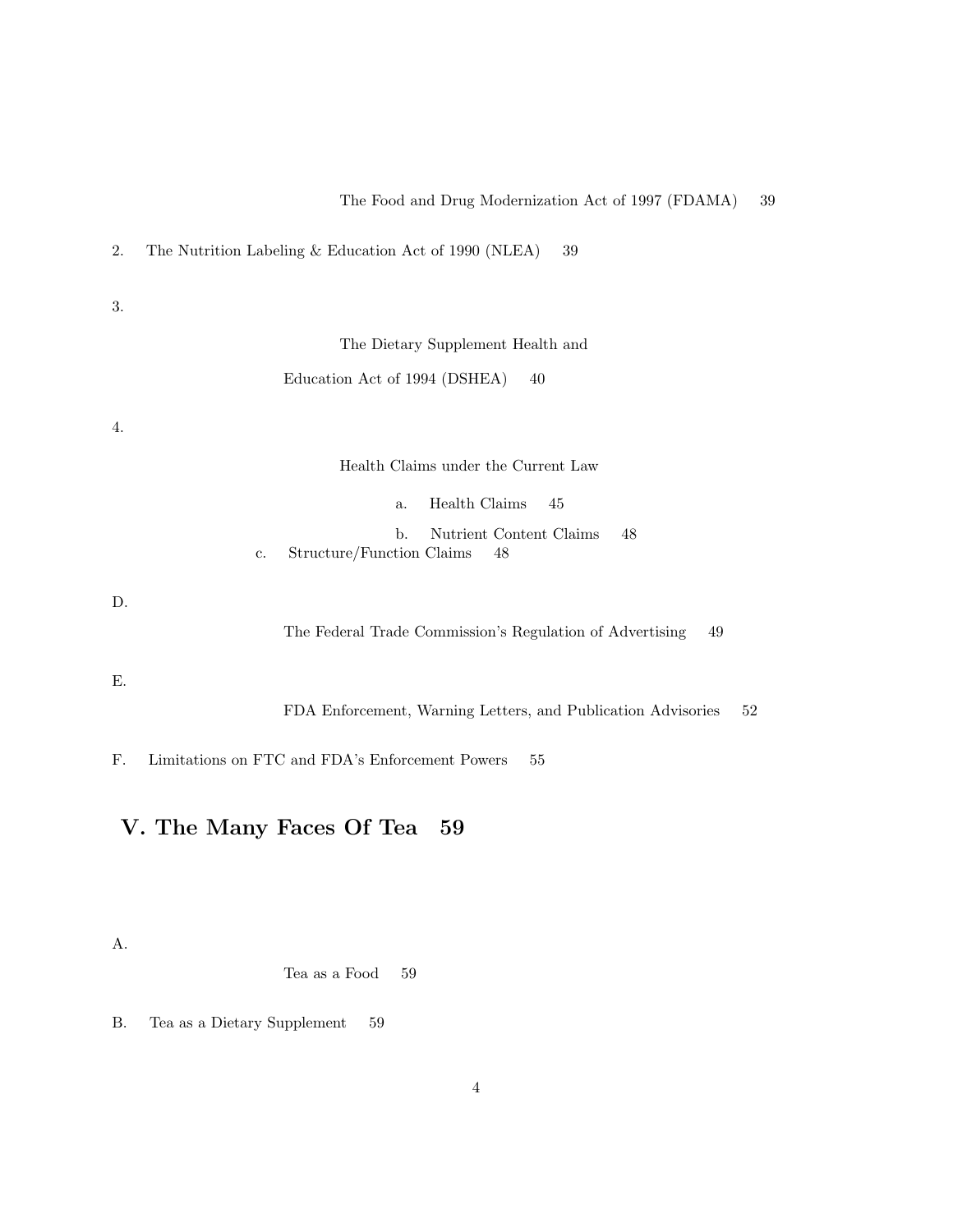The Food and Drug Modernization Act of 1997 (FDAMA) 39

2. The Nutrition Labeling & Education Act of 1990 (NLEA) 39

3. The Dietary Supplement Health and Education Act of 1994 (DSHEA) 40

4. Health Claims under the Current Law

   a. Health Claims 45

   b. Nutrient Content Claims 48

   c. Structure/Function Claims 48

D. The Federal Trade Commission's Regulation of Advertising 49

E. FDA Enforcement, Warning Letters, and Publication Advisories 52

F. Limitations on FTC and FDA's Enforcement Powers 55

## V. The Many Faces Of Tea 59

A. Tea as a Food 59

B. Tea as a Dietary Supplement 59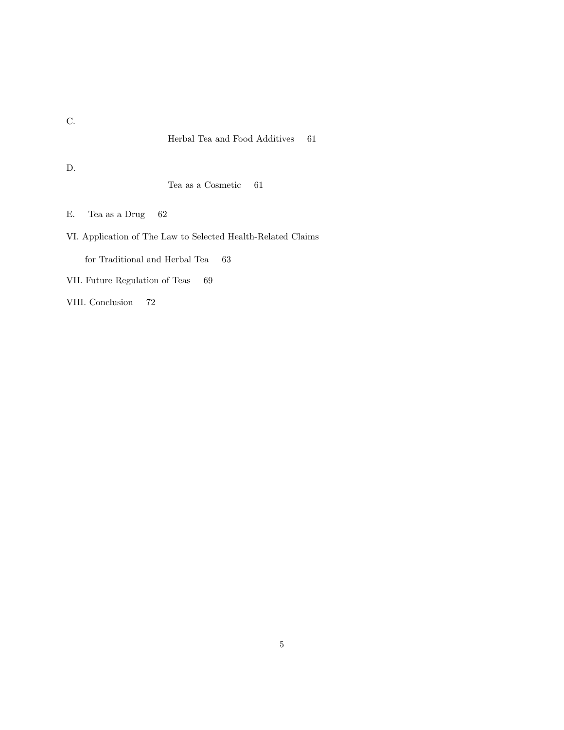C. Herbal Tea and Food Additives 61

D. Tea as a Cosmetic 61

E. Tea as a Drug 62

VI. Application of The Law to Selected Health-Related Claims for Traditional and Herbal Tea 63

VII. Future Regulation of Teas 69

VIII. Conclusion 72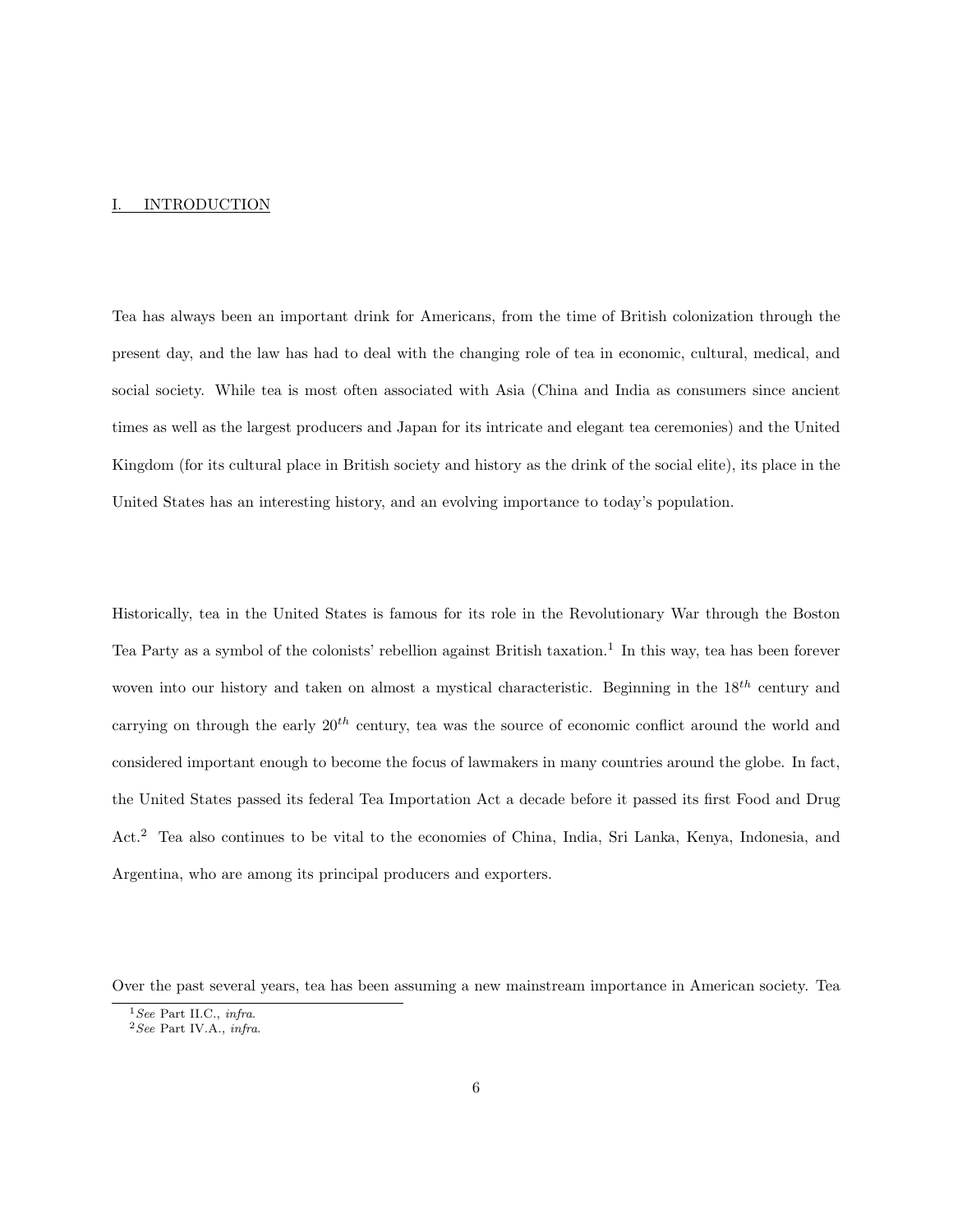## I. INTRODUCTION

Tea has always been an important drink for Americans, from the time of British colonization through the present day, and the law has had to deal with the changing role of tea in economic, cultural, medical, and social society. While tea is most often associated with Asia (China and India as consumers since ancient times as well as the largest producers and Japan for its intricate and elegant tea ceremonies) and the United Kingdom (for its cultural place in British society and history as the drink of the social elite), its place in the United States has an interesting history, and an evolving importance to today's population.

Historically, tea in the United States is famous for its role in the Revolutionary War through the Boston Tea Party as a symbol of the colonists' rebellion against British taxation.[1] In this way, tea has been forever woven into our history and taken on almost a mystical characteristic. Beginning in the 18th century and carrying on through the early 20th century, tea was the source of economic conflict around the world and considered important enough to become the focus of lawmakers in many countries around the globe. In fact, the United States passed its federal Tea Importation Act a decade before it passed its first Food and Drug Act.[2] Tea also continues to be vital to the economies of China, India, Sri Lanka, Kenya, Indonesia, and Argentina, who are among its principal producers and exporters.

Over the past several years, tea has been assuming a new mainstream importance in American society. Tea

[1] *See* Part II.C., *infra*.
[2] *See* Part IV.A., *infra*.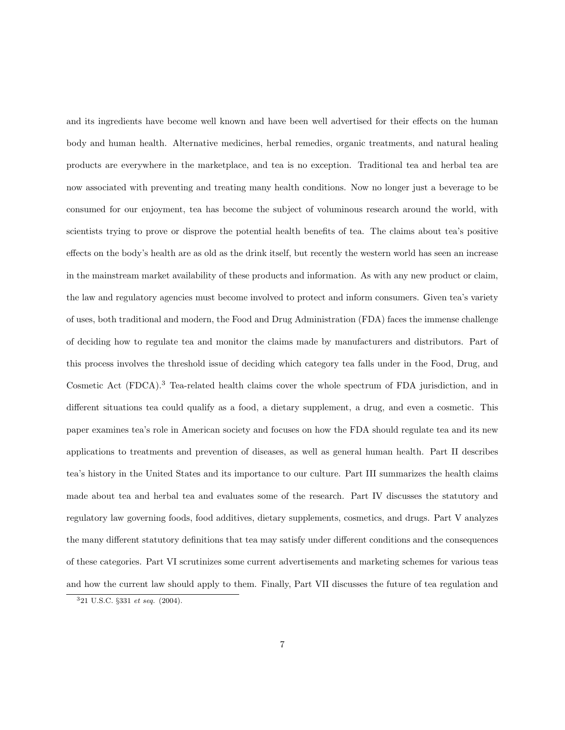and its ingredients have become well known and have been well advertised for their effects on the human body and human health. Alternative medicines, herbal remedies, organic treatments, and natural healing products are everywhere in the marketplace, and tea is no exception. Traditional tea and herbal tea are now associated with preventing and treating many health conditions. Now no longer just a beverage to be consumed for our enjoyment, tea has become the subject of voluminous research around the world, with scientists trying to prove or disprove the potential health benefits of tea. The claims about tea's positive effects on the body's health are as old as the drink itself, but recently the western world has seen an increase in the mainstream market availability of these products and information. As with any new product or claim, the law and regulatory agencies must become involved to protect and inform consumers. Given tea's variety of uses, both traditional and modern, the Food and Drug Administration (FDA) faces the immense challenge of deciding how to regulate tea and monitor the claims made by manufacturers and distributors. Part of this process involves the threshold issue of deciding which category tea falls under in the Food, Drug, and Cosmetic Act (FDCA).[3] Tea-related health claims cover the whole spectrum of FDA jurisdiction, and in different situations tea could qualify as a food, a dietary supplement, a drug, and even a cosmetic. This paper examines tea's role in American society and focuses on how the FDA should regulate tea and its new applications to treatments and prevention of diseases, as well as general human health. Part II describes tea's history in the United States and its importance to our culture. Part III summarizes the health claims made about tea and herbal tea and evaluates some of the research. Part IV discusses the statutory and regulatory law governing foods, food additives, dietary supplements, cosmetics, and drugs. Part V analyzes the many different statutory definitions that tea may satisfy under different conditions and the consequences of these categories. Part VI scrutinizes some current advertisements and marketing schemes for various teas and how the current law should apply to them. Finally, Part VII discusses the future of tea regulation and

[3] 21 U.S.C. §331 *et seq.* (2004).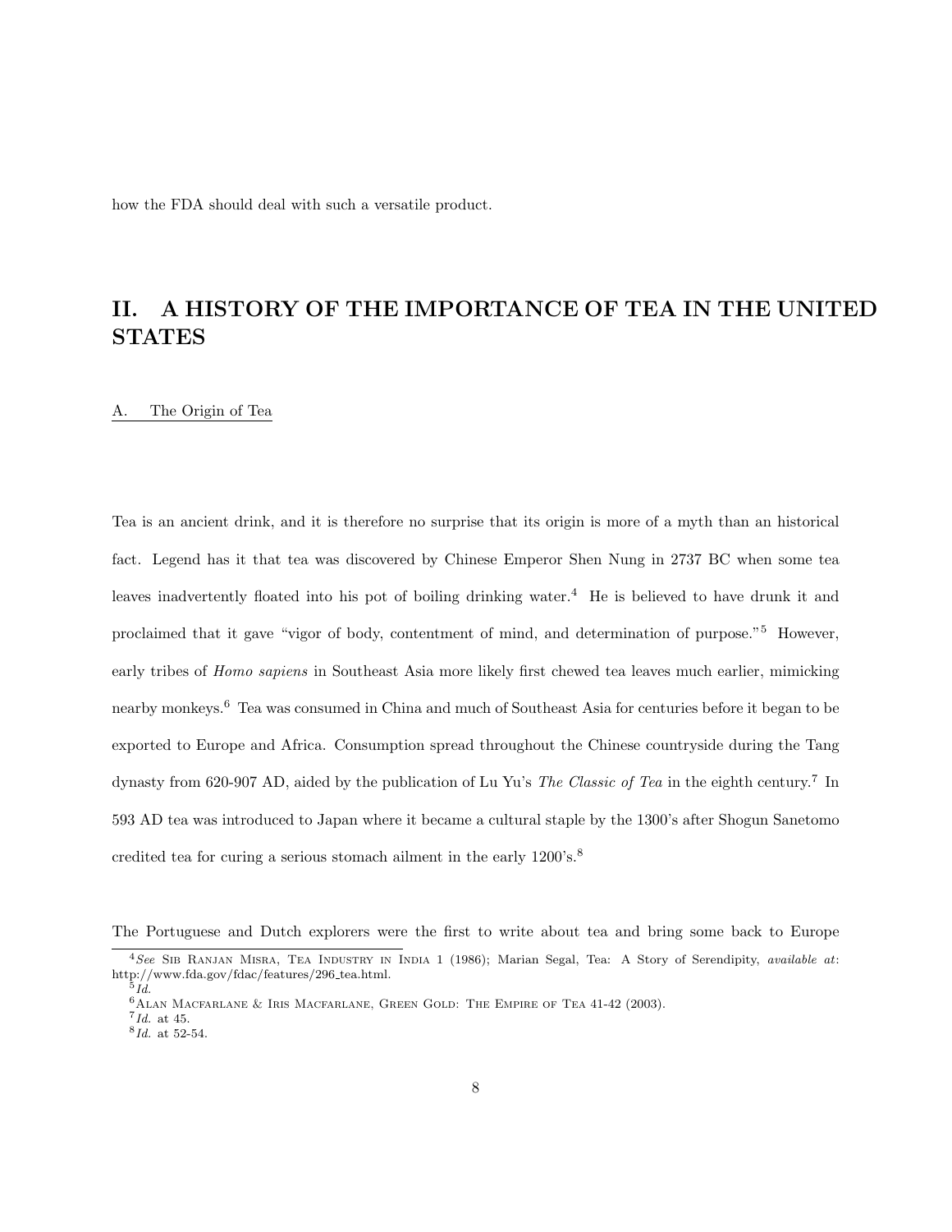how the FDA should deal with such a versatile product.

## II. A HISTORY OF THE IMPORTANCE OF TEA IN THE UNITED STATES

### A. The Origin of Tea

Tea is an ancient drink, and it is therefore no surprise that its origin is more of a myth than an historical fact. Legend has it that tea was discovered by Chinese Emperor Shen Nung in 2737 BC when some tea leaves inadvertently floated into his pot of boiling drinking water.[4] He is believed to have drunk it and proclaimed that it gave "vigor of body, contentment of mind, and determination of purpose."[5] However, early tribes of *Homo sapiens* in Southeast Asia more likely first chewed tea leaves much earlier, mimicking nearby monkeys.[6] Tea was consumed in China and much of Southeast Asia for centuries before it began to be exported to Europe and Africa. Consumption spread throughout the Chinese countryside during the Tang dynasty from 620-907 AD, aided by the publication of Lu Yu's *The Classic of Tea* in the eighth century.[7] In 593 AD tea was introduced to Japan where it became a cultural staple by the 1300's after Shogun Sanetomo credited tea for curing a serious stomach ailment in the early 1200's.[8]

The Portuguese and Dutch explorers were the first to write about tea and bring some back to Europe

---

[4] *See* Sib Ranjan Misra, Tea Industry in India 1 (1986); Marian Segal, Tea: A Story of Serendipity, *available at*: http://www.fda.gov/fdac/features/296_tea.html.

[5] *Id.*

[6] Alan Macfarlane & Iris Macfarlane, Green Gold: The Empire of Tea 41-42 (2003).

[7] *Id.* at 45.

[8] *Id.* at 52-54.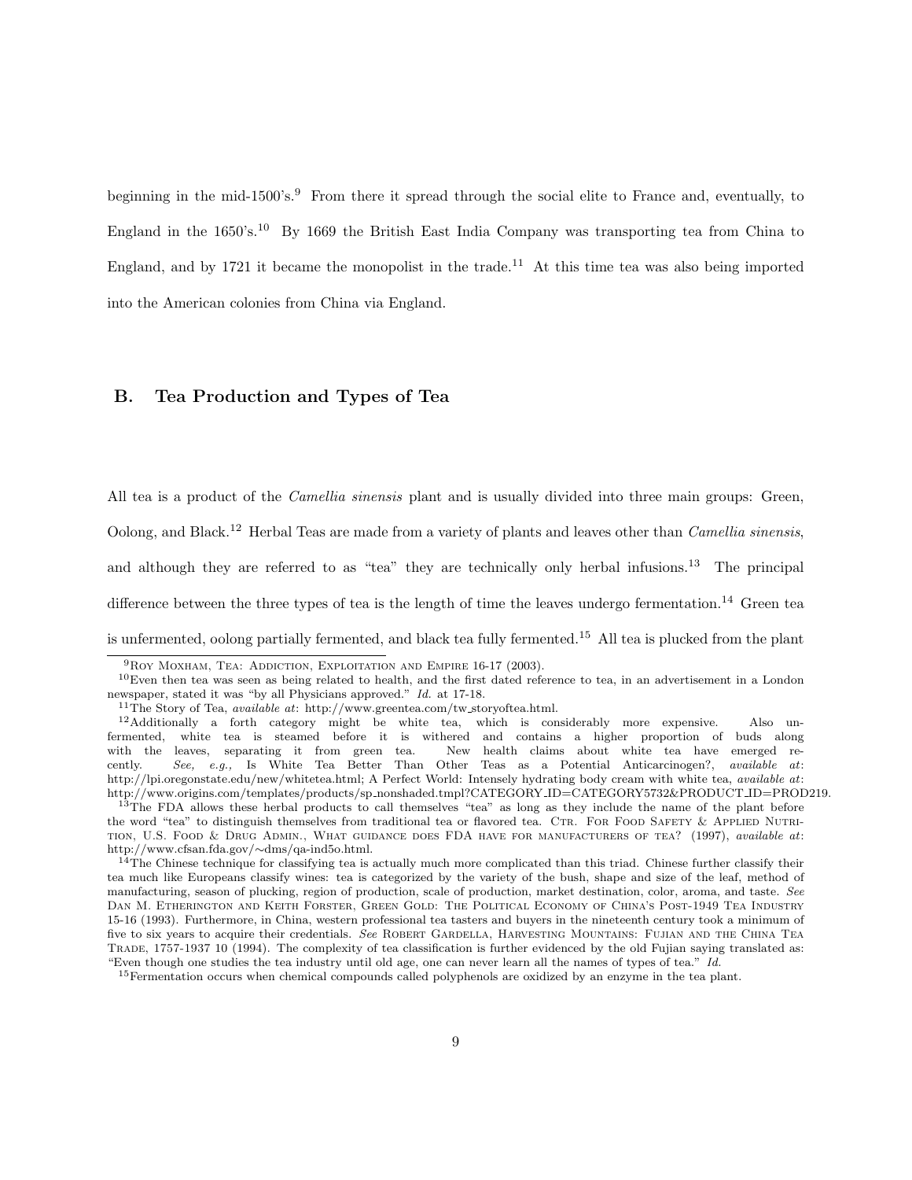beginning in the mid-1500's.[9] From there it spread through the social elite to France and, eventually, to England in the 1650's.[10] By 1669 the British East India Company was transporting tea from China to England, and by 1721 it became the monopolist in the trade.[11] At this time tea was also being imported into the American colonies from China via England.

## B. Tea Production and Types of Tea

All tea is a product of the *Camellia sinensis* plant and is usually divided into three main groups: Green, Oolong, and Black.[12] Herbal Teas are made from a variety of plants and leaves other than *Camellia sinensis*, and although they are referred to as "tea" they are technically only herbal infusions.[13] The principal difference between the three types of tea is the length of time the leaves undergo fermentation.[14] Green tea is unfermented, oolong partially fermented, and black tea fully fermented.[15] All tea is plucked from the plant

---

[9] Roy Moxham, Tea: Addiction, Exploitation and Empire 16-17 (2003).

[10] Even then tea was seen as being related to health, and the first dated reference to tea, in an advertisement in a London newspaper, stated it was "by all Physicians approved." *Id.* at 17-18.

[11] The Story of Tea, *available at*: http://www.greentea.com/tw_storyoftea.html.

[12] Additionally a forth category might be white tea, which is considerably more expensive. Also unfermented, white tea is steamed before it is withered and contains a higher proportion of buds along with the leaves, separating it from green tea. New health claims about white tea have emerged recently. *See, e.g.,* Is White Tea Better Than Other Teas as a Potential Anticarcinogen?, *available at*: http://lpi.oregonstate.edu/new/whitetea.html; A Perfect World: Intensely hydrating body cream with white tea, *available at*: http://www.origins.com/templates/products/sp_nonshaded.tmpl?CATEGORY_ID=CATEGORY5732&PRODUCT_ID=PROD219.

[13] The FDA allows these herbal products to call themselves "tea" as long as they include the name of the plant before the word "tea" to distinguish themselves from traditional tea or flavored tea. Ctr. For Food Safety & Applied Nutrition, U.S. Food & Drug Admin., What guidance does FDA have for manufacturers of tea? (1997), *available at*: http://www.cfsan.fda.gov/~dms/qa-ind5o.html.

[14] The Chinese technique for classifying tea is actually much more complicated than this triad. Chinese further classify their tea much like Europeans classify wines: tea is categorized by the variety of the bush, shape and size of the leaf, method of manufacturing, season of plucking, region of production, scale of production, market destination, color, aroma, and taste. *See* Dan M. Etherington and Keith Forster, Green Gold: The Political Economy of China's Post-1949 Tea Industry 15-16 (1993). Furthermore, in China, western professional tea tasters and buyers in the nineteenth century took a minimum of five to six years to acquire their credentials. *See* Robert Gardella, Harvesting Mountains: Fujian and the China Tea Trade, 1757-1937 10 (1994). The complexity of tea classification is further evidenced by the old Fujian saying translated as: "Even though one studies the tea industry until old age, one can never learn all the names of types of tea." *Id.*

[15] Fermentation occurs when chemical compounds called polyphenols are oxidized by an enzyme in the tea plant.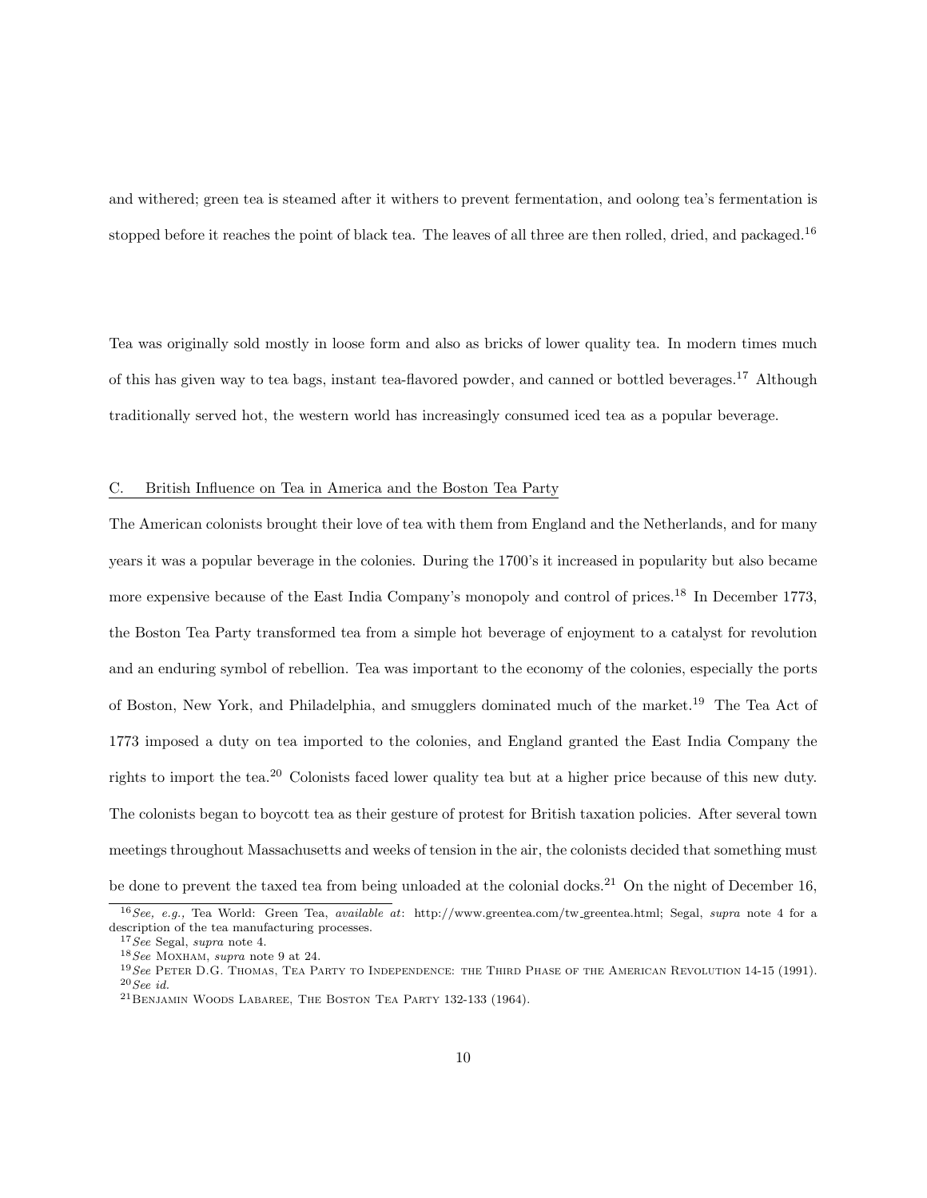and withered; green tea is steamed after it withers to prevent fermentation, and oolong tea's fermentation is stopped before it reaches the point of black tea. The leaves of all three are then rolled, dried, and packaged.[16]

Tea was originally sold mostly in loose form and also as bricks of lower quality tea. In modern times much of this has given way to tea bags, instant tea-flavored powder, and canned or bottled beverages.[17] Although traditionally served hot, the western world has increasingly consumed iced tea as a popular beverage.

### C. British Influence on Tea in America and the Boston Tea Party

The American colonists brought their love of tea with them from England and the Netherlands, and for many years it was a popular beverage in the colonies. During the 1700's it increased in popularity but also became more expensive because of the East India Company's monopoly and control of prices.[18] In December 1773, the Boston Tea Party transformed tea from a simple hot beverage of enjoyment to a catalyst for revolution and an enduring symbol of rebellion. Tea was important to the economy of the colonies, especially the ports of Boston, New York, and Philadelphia, and smugglers dominated much of the market.[19] The Tea Act of 1773 imposed a duty on tea imported to the colonies, and England granted the East India Company the rights to import the tea.[20] Colonists faced lower quality tea but at a higher price because of this new duty. The colonists began to boycott tea as their gesture of protest for British taxation policies. After several town meetings throughout Massachusetts and weeks of tension in the air, the colonists decided that something must be done to prevent the taxed tea from being unloaded at the colonial docks.[21] On the night of December 16,

[16] *See, e.g.,* Tea World: Green Tea, *available at*: http://www.greentea.com/tw_greentea.html; Segal, *supra* note 4 for a description of the tea manufacturing processes.

[17] *See* Segal, *supra* note 4.

[18] *See* Moxham, *supra* note 9 at 24.

[19] *See* Peter D.G. Thomas, Tea Party to Independence: the Third Phase of the American Revolution 14-15 (1991).

[20] *See id.*

[21] Benjamin Woods Labaree, The Boston Tea Party 132-133 (1964).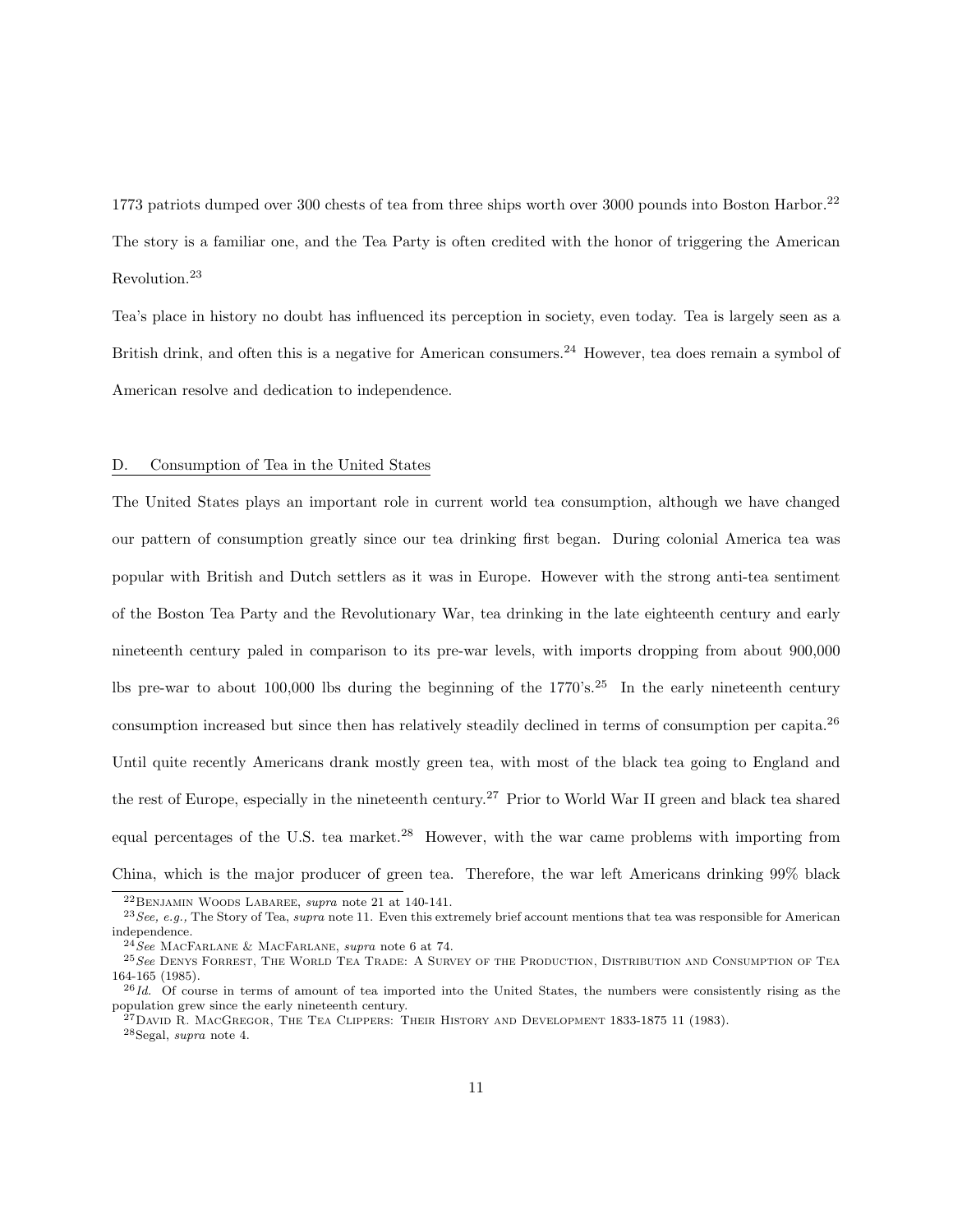1773 patriots dumped over 300 chests of tea from three ships worth over 3000 pounds into Boston Harbor.[22] The story is a familiar one, and the Tea Party is often credited with the honor of triggering the American Revolution.[23]

Tea's place in history no doubt has influenced its perception in society, even today. Tea is largely seen as a British drink, and often this is a negative for American consumers.[24] However, tea does remain a symbol of American resolve and dedication to independence.

## D. Consumption of Tea in the United States

The United States plays an important role in current world tea consumption, although we have changed our pattern of consumption greatly since our tea drinking first began. During colonial America tea was popular with British and Dutch settlers as it was in Europe. However with the strong anti-tea sentiment of the Boston Tea Party and the Revolutionary War, tea drinking in the late eighteenth century and early nineteenth century paled in comparison to its pre-war levels, with imports dropping from about 900,000 lbs pre-war to about 100,000 lbs during the beginning of the 1770's.[25] In the early nineteenth century consumption increased but since then has relatively steadily declined in terms of consumption per capita.[26] Until quite recently Americans drank mostly green tea, with most of the black tea going to England and the rest of Europe, especially in the nineteenth century.[27] Prior to World War II green and black tea shared equal percentages of the U.S. tea market.[28] However, with the war came problems with importing from China, which is the major producer of green tea. Therefore, the war left Americans drinking 99% black

---

[22] Benjamin Woods Labaree, *supra* note 21 at 140-141.

[23] *See, e.g.,* The Story of Tea, *supra* note 11. Even this extremely brief account mentions that tea was responsible for American independence.

[24] *See* MacFarlane & MacFarlane, *supra* note 6 at 74.

[25] *See* Denys Forrest, The World Tea Trade: A Survey of the Production, Distribution and Consumption of Tea 164-165 (1985).

[26] *Id.* Of course in terms of amount of tea imported into the United States, the numbers were consistently rising as the population grew since the early nineteenth century.

[27] David R. MacGregor, The Tea Clippers: Their History and Development 1833-1875 11 (1983).

[28] Segal, *supra* note 4.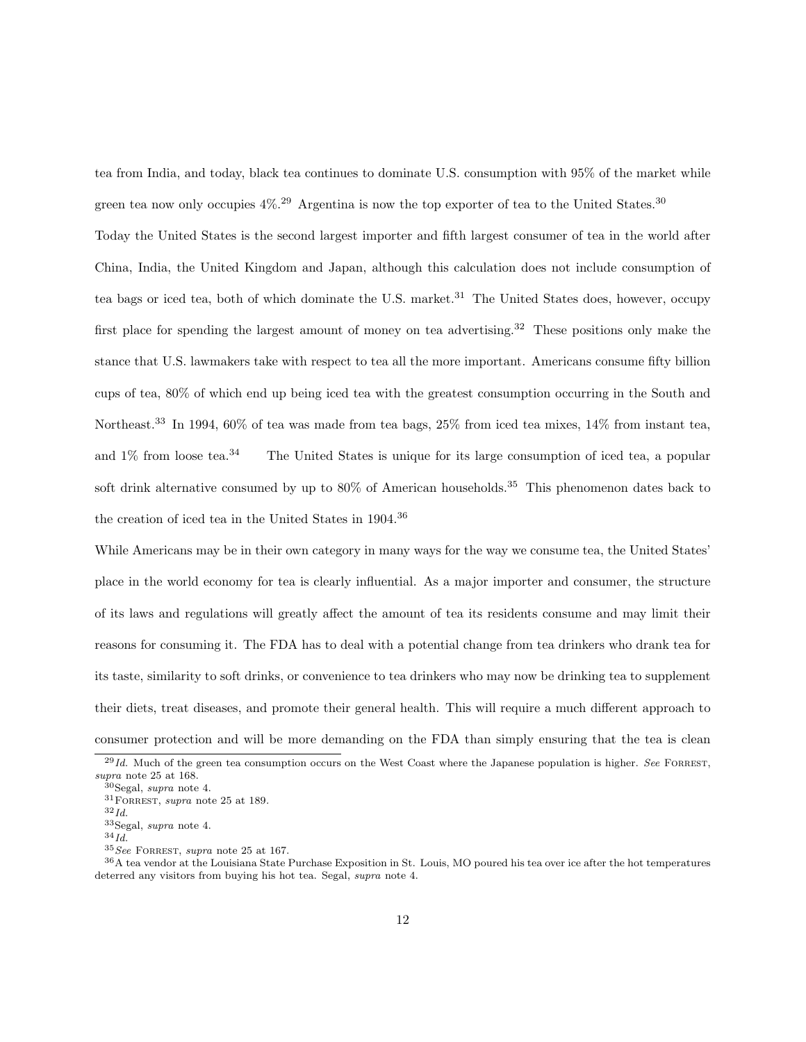tea from India, and today, black tea continues to dominate U.S. consumption with 95% of the market while green tea now only occupies 4%.[29] Argentina is now the top exporter of tea to the United States.[30]

Today the United States is the second largest importer and fifth largest consumer of tea in the world after China, India, the United Kingdom and Japan, although this calculation does not include consumption of tea bags or iced tea, both of which dominate the U.S. market.[31] The United States does, however, occupy first place for spending the largest amount of money on tea advertising.[32] These positions only make the stance that U.S. lawmakers take with respect to tea all the more important. Americans consume fifty billion cups of tea, 80% of which end up being iced tea with the greatest consumption occurring in the South and Northeast.[33] In 1994, 60% of tea was made from tea bags, 25% from iced tea mixes, 14% from instant tea, and 1% from loose tea.[34] The United States is unique for its large consumption of iced tea, a popular soft drink alternative consumed by up to 80% of American households.[35] This phenomenon dates back to the creation of iced tea in the United States in 1904.[36]

While Americans may be in their own category in many ways for the way we consume tea, the United States' place in the world economy for tea is clearly influential. As a major importer and consumer, the structure of its laws and regulations will greatly affect the amount of tea its residents consume and may limit their reasons for consuming it. The FDA has to deal with a potential change from tea drinkers who drank tea for its taste, similarity to soft drinks, or convenience to tea drinkers who may now be drinking tea to supplement their diets, treat diseases, and promote their general health. This will require a much different approach to consumer protection and will be more demanding on the FDA than simply ensuring that the tea is clean

---

[29] *Id.* Much of the green tea consumption occurs on the West Coast where the Japanese population is higher. *See* FORREST, *supra* note 25 at 168.

[30] Segal, *supra* note 4.

[31] FORREST, *supra* note 25 at 189.

[32] *Id.*

[33] Segal, *supra* note 4.

[34] *Id.*

[35] *See* FORREST, *supra* note 25 at 167.

[36] A tea vendor at the Louisiana State Purchase Exposition in St. Louis, MO poured his tea over ice after the hot temperatures deterred any visitors from buying his hot tea. Segal, *supra* note 4.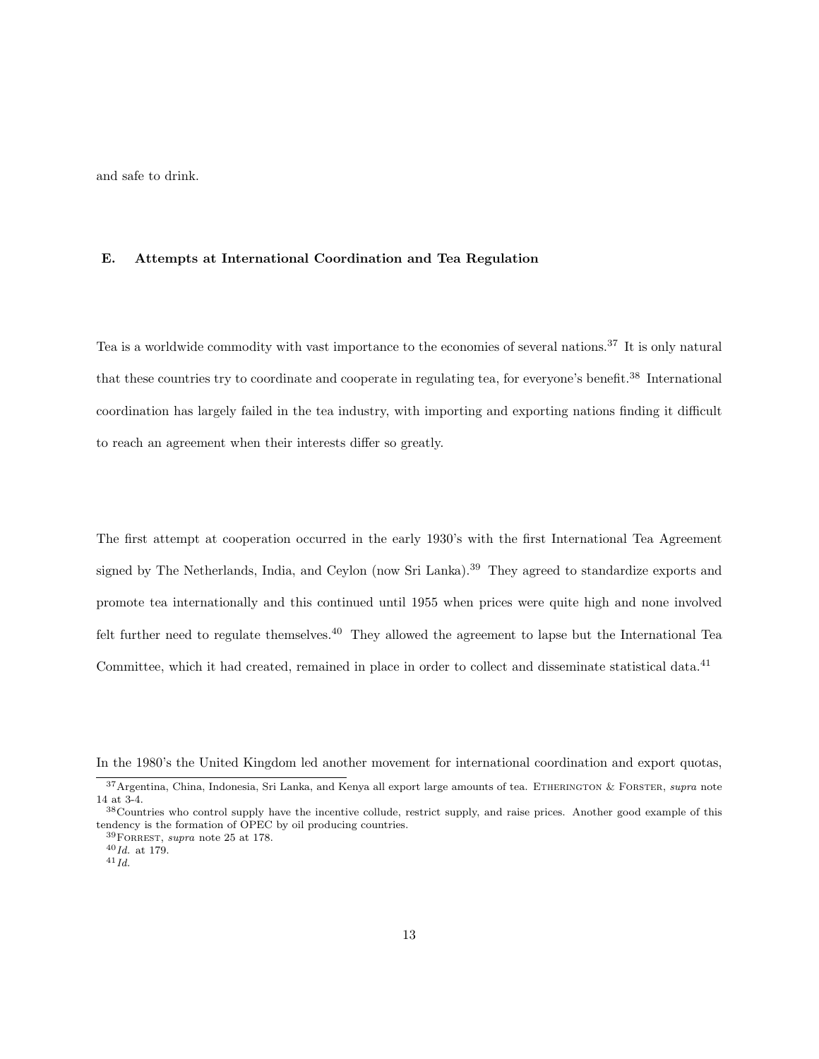and safe to drink.

### E. Attempts at International Coordination and Tea Regulation

Tea is a worldwide commodity with vast importance to the economies of several nations.[37] It is only natural that these countries try to coordinate and cooperate in regulating tea, for everyone's benefit.[38] International coordination has largely failed in the tea industry, with importing and exporting nations finding it difficult to reach an agreement when their interests differ so greatly.

The first attempt at cooperation occurred in the early 1930's with the first International Tea Agreement signed by The Netherlands, India, and Ceylon (now Sri Lanka).[39] They agreed to standardize exports and promote tea internationally and this continued until 1955 when prices were quite high and none involved felt further need to regulate themselves.[40] They allowed the agreement to lapse but the International Tea Committee, which it had created, remained in place in order to collect and disseminate statistical data.[41]

In the 1980's the United Kingdom led another movement for international coordination and export quotas,

---

[37] Argentina, China, Indonesia, Sri Lanka, and Kenya all export large amounts of tea. Etherington & Forster, *supra* note 14 at 3-4.

[38] Countries who control supply have the incentive collude, restrict supply, and raise prices. Another good example of this tendency is the formation of OPEC by oil producing countries.

[39] Forrest, *supra* note 25 at 178.

[40] *Id.* at 179.

[41] *Id.*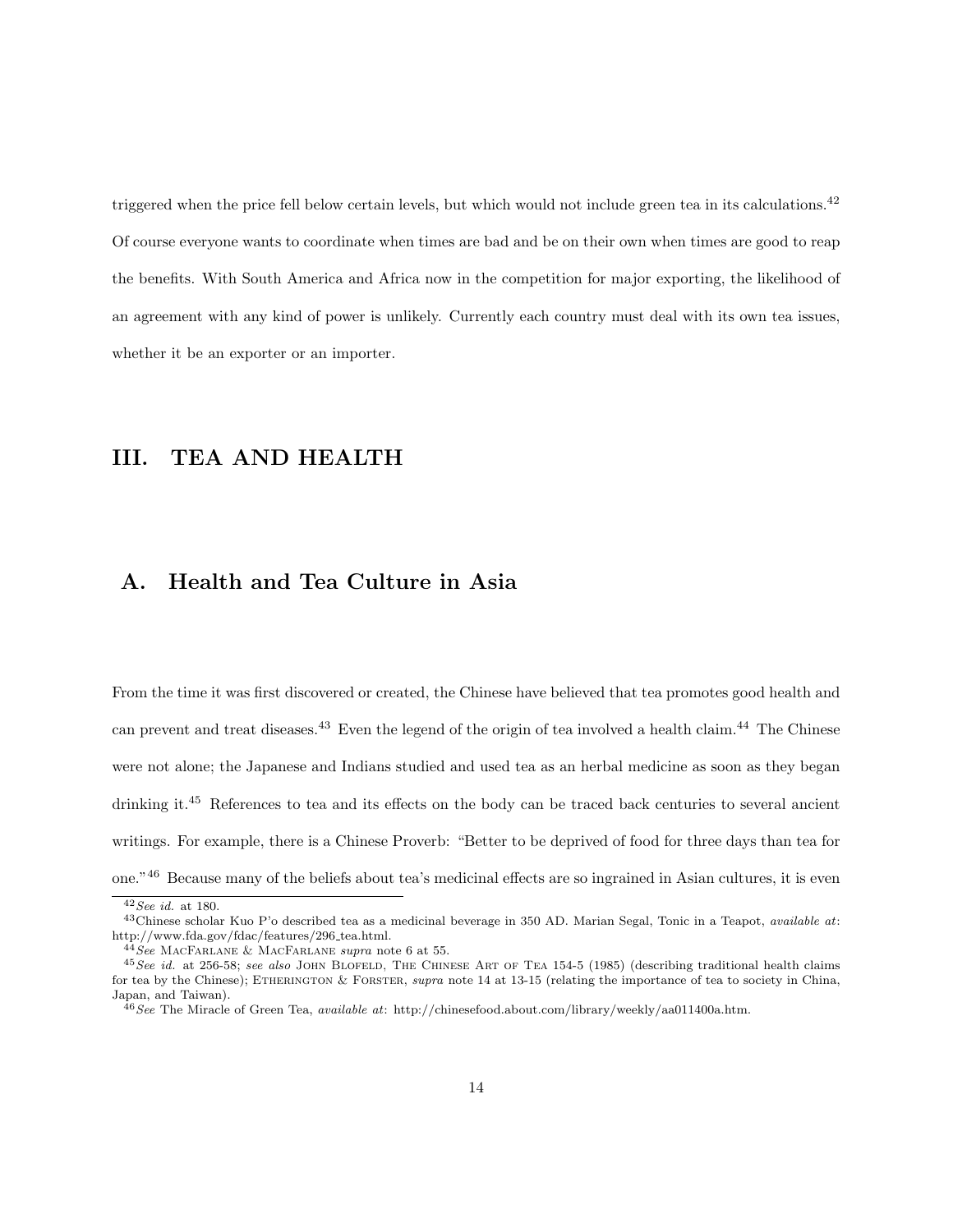triggered when the price fell below certain levels, but which would not include green tea in its calculations.[42] Of course everyone wants to coordinate when times are bad and be on their own when times are good to reap the benefits. With South America and Africa now in the competition for major exporting, the likelihood of an agreement with any kind of power is unlikely. Currently each country must deal with its own tea issues, whether it be an exporter or an importer.

# III. TEA AND HEALTH

## A. Health and Tea Culture in Asia

From the time it was first discovered or created, the Chinese have believed that tea promotes good health and can prevent and treat diseases.[43] Even the legend of the origin of tea involved a health claim.[44] The Chinese were not alone; the Japanese and Indians studied and used tea as an herbal medicine as soon as they began drinking it.[45] References to tea and its effects on the body can be traced back centuries to several ancient writings. For example, there is a Chinese Proverb: "Better to be deprived of food for three days than tea for one."[46] Because many of the beliefs about tea's medicinal effects are so ingrained in Asian cultures, it is even

---

[42] *See id.* at 180.

[43] Chinese scholar Kuo P'o described tea as a medicinal beverage in 350 AD. Marian Segal, Tonic in a Teapot, *available at*: http://www.fda.gov/fdac/features/296_tea.html.

[44] *See* MacFarlane & MacFarlane *supra* note 6 at 55.

[45] *See id.* at 256-58; *see also* John Blofeld, The Chinese Art of Tea 154-5 (1985) (describing traditional health claims for tea by the Chinese); Etherington & Forster, *supra* note 14 at 13-15 (relating the importance of tea to society in China, Japan, and Taiwan).

[46] *See* The Miracle of Green Tea, *available at*: http://chinesefood.about.com/library/weekly/aa011400a.htm.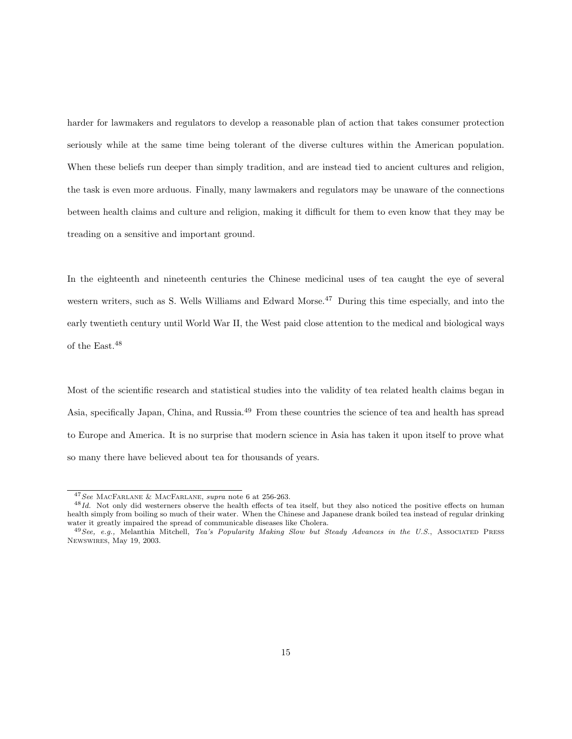harder for lawmakers and regulators to develop a reasonable plan of action that takes consumer protection seriously while at the same time being tolerant of the diverse cultures within the American population. When these beliefs run deeper than simply tradition, and are instead tied to ancient cultures and religion, the task is even more arduous. Finally, many lawmakers and regulators may be unaware of the connections between health claims and culture and religion, making it difficult for them to even know that they may be treading on a sensitive and important ground.

In the eighteenth and nineteenth centuries the Chinese medicinal uses of tea caught the eye of several western writers, such as S. Wells Williams and Edward Morse.[47] During this time especially, and into the early twentieth century until World War II, the West paid close attention to the medical and biological ways of the East.[48]

Most of the scientific research and statistical studies into the validity of tea related health claims began in Asia, specifically Japan, China, and Russia.[49] From these countries the science of tea and health has spread to Europe and America. It is no surprise that modern science in Asia has taken it upon itself to prove what so many there have believed about tea for thousands of years.

---

[47] *See* MacFarlane & MacFarlane, *supra* note 6 at 256-263.

[48] *Id.* Not only did westerners observe the health effects of tea itself, but they also noticed the positive effects on human health simply from boiling so much of their water. When the Chinese and Japanese drank boiled tea instead of regular drinking water it greatly impaired the spread of communicable diseases like Cholera.

[49] *See, e.g.,* Melanthia Mitchell, *Tea's Popularity Making Slow but Steady Advances in the U.S.*, Associated Press Newswires, May 19, 2003.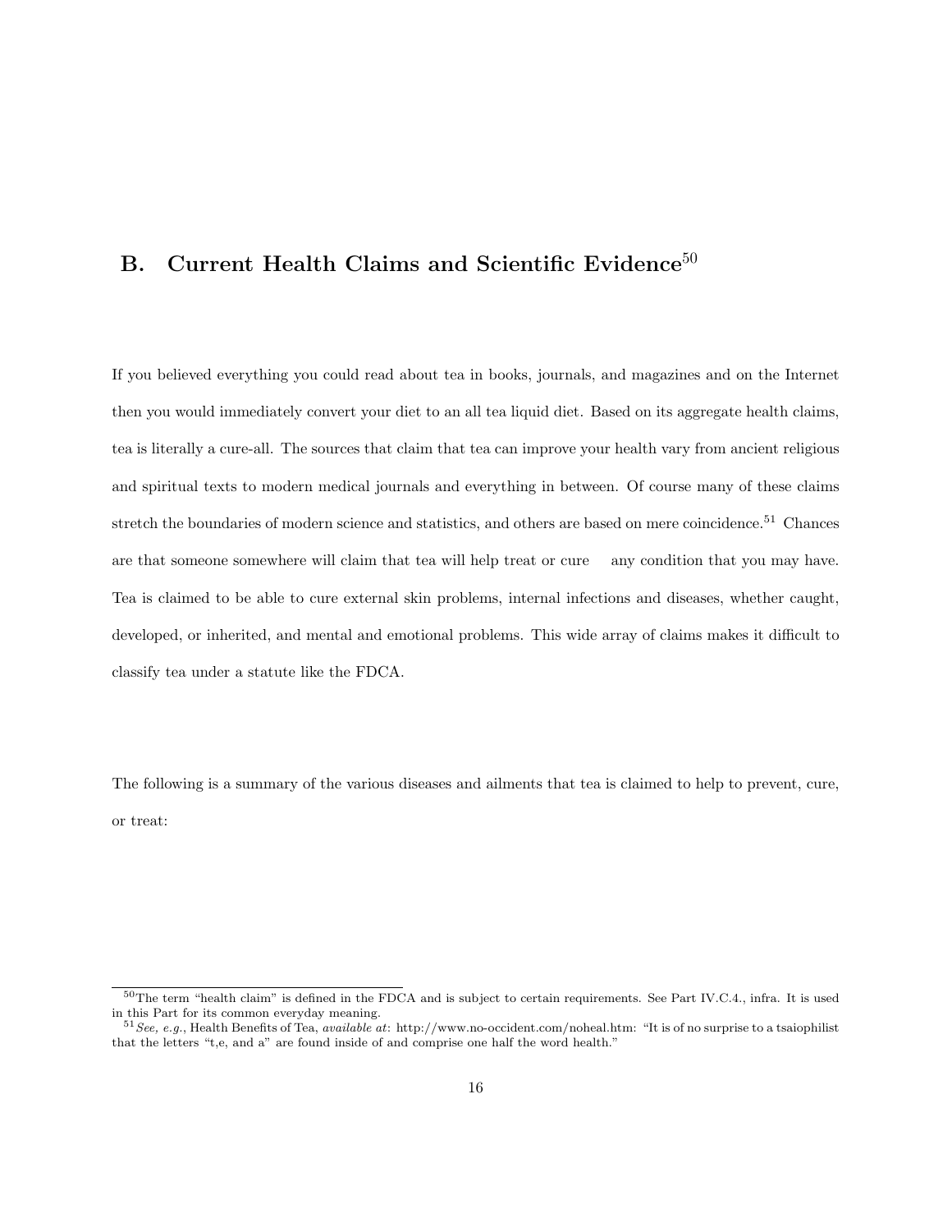## B. Current Health Claims and Scientific Evidence[50]

If you believed everything you could read about tea in books, journals, and magazines and on the Internet then you would immediately convert your diet to an all tea liquid diet. Based on its aggregate health claims, tea is literally a cure-all. The sources that claim that tea can improve your health vary from ancient religious and spiritual texts to modern medical journals and everything in between. Of course many of these claims stretch the boundaries of modern science and statistics, and others are based on mere coincidence.[51] Chances are that someone somewhere will claim that tea will help treat or cure any condition that you may have. Tea is claimed to be able to cure external skin problems, internal infections and diseases, whether caught, developed, or inherited, and mental and emotional problems. This wide array of claims makes it difficult to classify tea under a statute like the FDCA.

The following is a summary of the various diseases and ailments that tea is claimed to help to prevent, cure, or treat:

---

[50] The term "health claim" is defined in the FDCA and is subject to certain requirements. See Part IV.C.4., infra. It is used in this Part for its common everyday meaning.

[51] *See, e.g.*, Health Benefits of Tea, *available at*: http://www.no-occident.com/noheal.htm: "It is of no surprise to a tsaiophilist that the letters "t,e, and a" are found inside of and comprise one half the word health."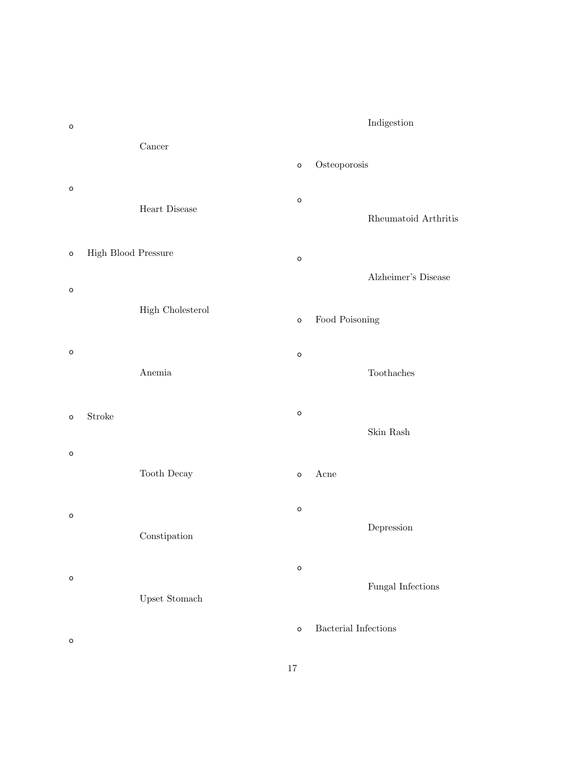- Cancer
- Heart Disease
- High Blood Pressure
- High Cholesterol
- Anemia
- Stroke
- Tooth Decay
- Constipation
- Upset Stomach
- Indigestion
- Osteoporosis
- Rheumatoid Arthritis
- Alzheimer's Disease
- Food Poisoning
- Toothaches
- Skin Rash
- Acne
- Depression
- Fungal Infections
- Bacterial Infections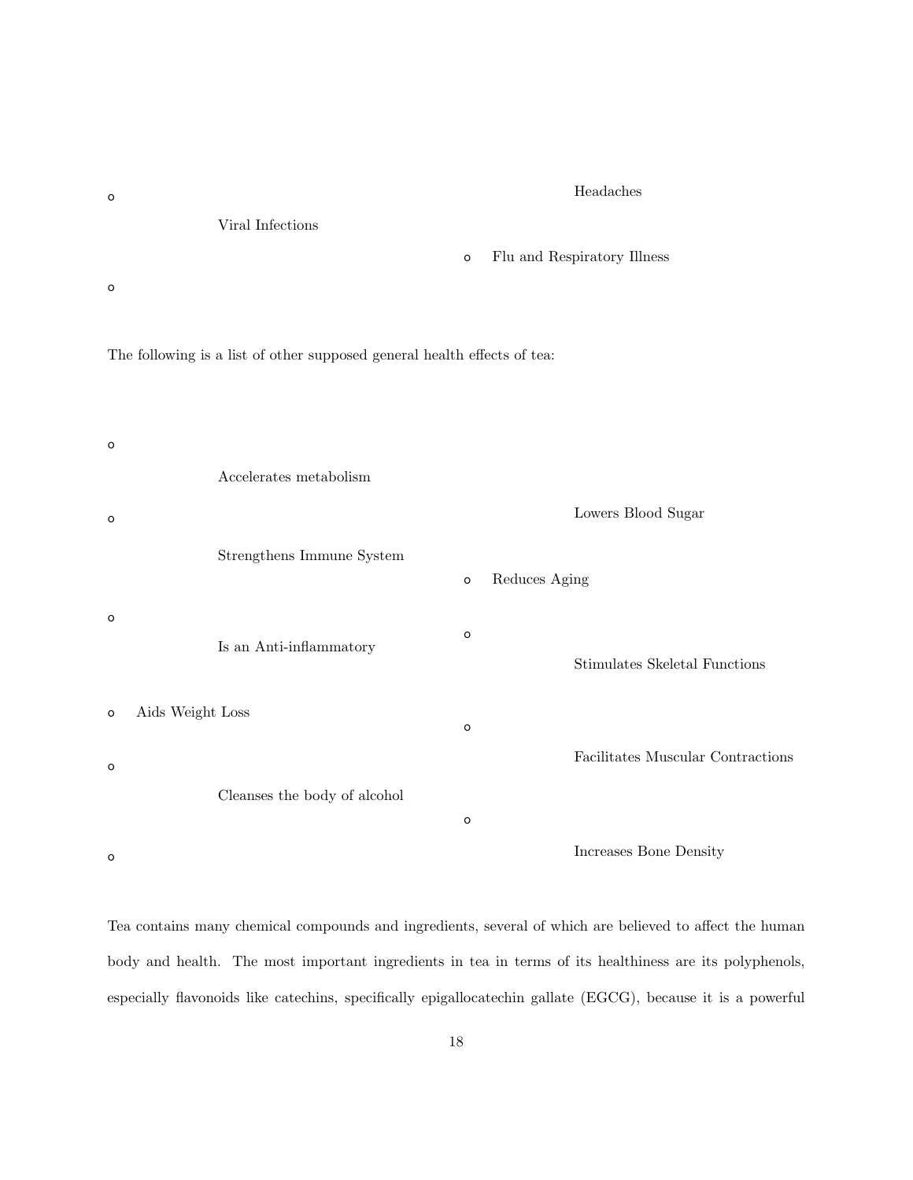- Viral Infections
- Headaches
- Flu and Respiratory Illness

The following is a list of other supposed general health effects of tea:

- Accelerates metabolism
- Strengthens Immune System
- Is an Anti-inflammatory
- Aids Weight Loss
- Cleanses the body of alcohol
- Lowers Blood Sugar
- Reduces Aging
- Stimulates Skeletal Functions
- Facilitates Muscular Contractions
- Increases Bone Density

Tea contains many chemical compounds and ingredients, several of which are believed to affect the human body and health. The most important ingredients in tea in terms of its healthiness are its polyphenols, especially flavonoids like catechins, specifically epigallocatechin gallate (EGCG), because it is a powerful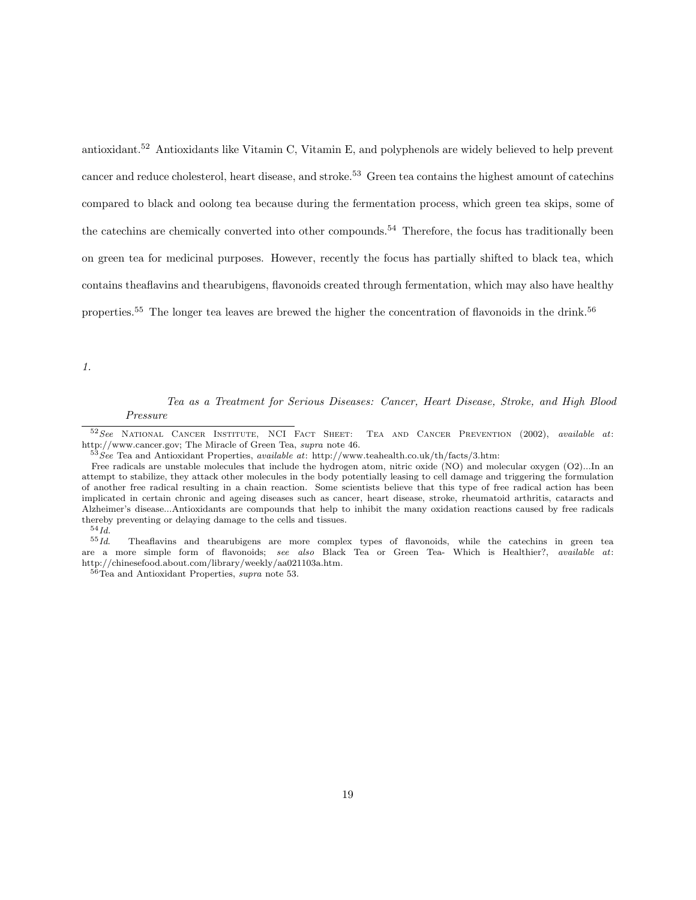antioxidant.[52] Antioxidants like Vitamin C, Vitamin E, and polyphenols are widely believed to help prevent cancer and reduce cholesterol, heart disease, and stroke.[53] Green tea contains the highest amount of catechins compared to black and oolong tea because during the fermentation process, which green tea skips, some of the catechins are chemically converted into other compounds.[54] Therefore, the focus has traditionally been on green tea for medicinal purposes. However, recently the focus has partially shifted to black tea, which contains theaflavins and thearubigens, flavonoids created through fermentation, which may also have healthy properties.[55] The longer tea leaves are brewed the higher the concentration of flavonoids in the drink.[56]

### *1. Tea as a Treatment for Serious Diseases: Cancer, Heart Disease, Stroke, and High Blood Pressure*

---

[52] *See* National Cancer Institute, NCI Fact Sheet: Tea and Cancer Prevention (2002), *available at*: http://www.cancer.gov; The Miracle of Green Tea, *supra* note 46.

[53] *See* Tea and Antioxidant Properties, *available at*: http://www.teahealth.co.uk/th/facts/3.htm:

> Free radicals are unstable molecules that include the hydrogen atom, nitric oxide (NO) and molecular oxygen (O2)...In an attempt to stabilize, they attack other molecules in the body potentially leasing to cell damage and triggering the formulation of another free radical resulting in a chain reaction. Some scientists believe that this type of free radical action has been implicated in certain chronic and ageing diseases such as cancer, heart disease, stroke, rheumatoid arthritis, cataracts and Alzheimer's disease...Antioxidants are compounds that help to inhibit the many oxidation reactions caused by free radicals thereby preventing or delaying damage to the cells and tissues.

[54] *Id.*

[55] *Id.* Theaflavins and thearubigens are more complex types of flavonoids, while the catechins in green tea are a more simple form of flavonoids; *see also* Black Tea or Green Tea- Which is Healthier?, *available at*: http://chinesefood.about.com/library/weekly/aa021103a.htm.

[56] Tea and Antioxidant Properties, *supra* note 53.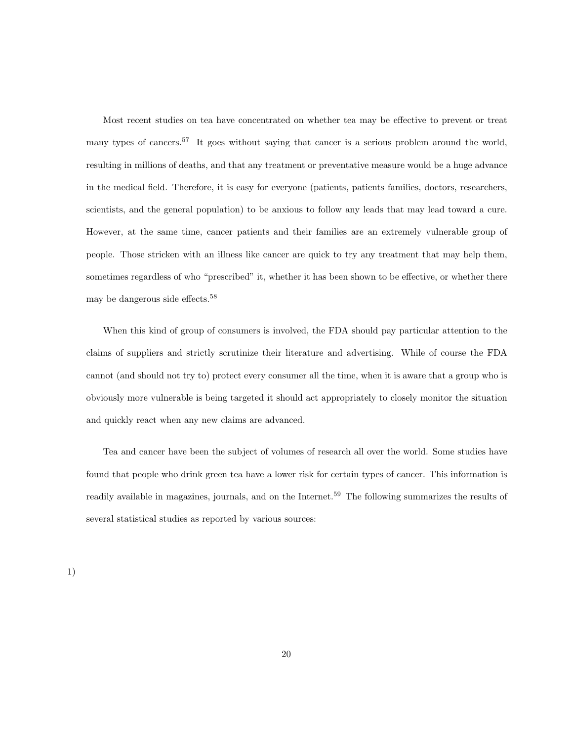Most recent studies on tea have concentrated on whether tea may be effective to prevent or treat many types of cancers.[57] It goes without saying that cancer is a serious problem around the world, resulting in millions of deaths, and that any treatment or preventative measure would be a huge advance in the medical field. Therefore, it is easy for everyone (patients, patients families, doctors, researchers, scientists, and the general population) to be anxious to follow any leads that may lead toward a cure. However, at the same time, cancer patients and their families are an extremely vulnerable group of people. Those stricken with an illness like cancer are quick to try any treatment that may help them, sometimes regardless of who "prescribed" it, whether it has been shown to be effective, or whether there may be dangerous side effects.[58]

When this kind of group of consumers is involved, the FDA should pay particular attention to the claims of suppliers and strictly scrutinize their literature and advertising. While of course the FDA cannot (and should not try to) protect every consumer all the time, when it is aware that a group who is obviously more vulnerable is being targeted it should act appropriately to closely monitor the situation and quickly react when any new claims are advanced.

Tea and cancer have been the subject of volumes of research all over the world. Some studies have found that people who drink green tea have a lower risk for certain types of cancer. This information is readily available in magazines, journals, and on the Internet.[59] The following summarizes the results of several statistical studies as reported by various sources:

1)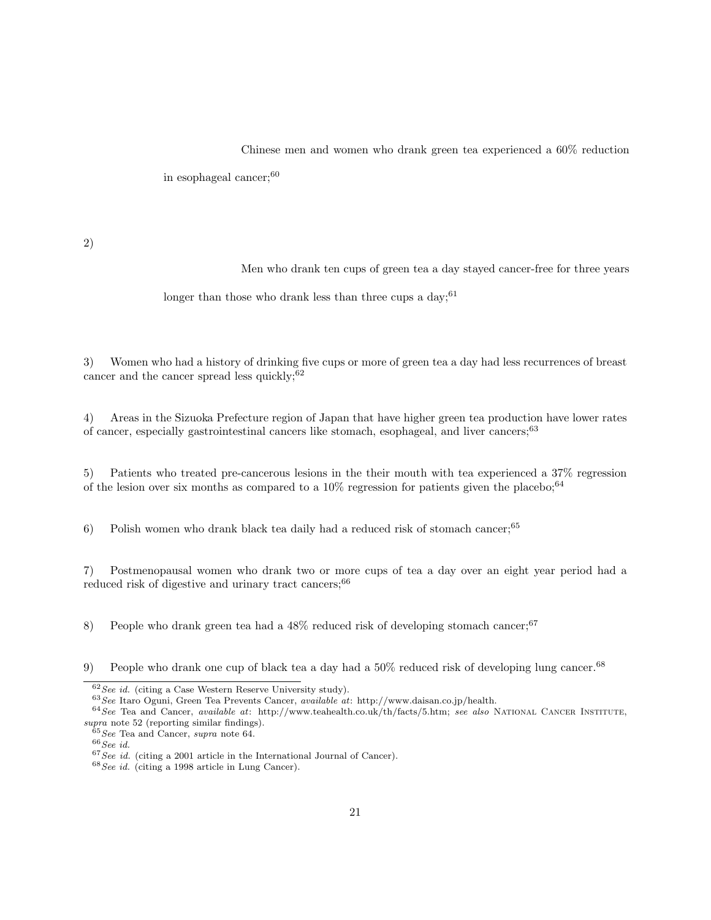Chinese men and women who drank green tea experienced a 60% reduction in esophageal cancer;[60]

2) Men who drank ten cups of green tea a day stayed cancer-free for three years longer than those who drank less than three cups a day;[61]

3) Women who had a history of drinking five cups or more of green tea a day had less recurrences of breast cancer and the cancer spread less quickly;[62]

4) Areas in the Sizuoka Prefecture region of Japan that have higher green tea production have lower rates of cancer, especially gastrointestinal cancers like stomach, esophageal, and liver cancers;[63]

5) Patients who treated pre-cancerous lesions in the their mouth with tea experienced a 37% regression of the lesion over six months as compared to a 10% regression for patients given the placebo;[64]

6) Polish women who drank black tea daily had a reduced risk of stomach cancer;[65]

7) Postmenopausal women who drank two or more cups of tea a day over an eight year period had a reduced risk of digestive and urinary tract cancers;[66]

8) People who drank green tea had a 48% reduced risk of developing stomach cancer;[67]

9) People who drank one cup of black tea a day had a 50% reduced risk of developing lung cancer.[68]

---

[62] *See id.* (citing a Case Western Reserve University study).

[63] *See* Itaro Oguni, Green Tea Prevents Cancer, *available at*: http://www.daisan.co.jp/health.

[64] *See* Tea and Cancer, *available at*: http://www.teahealth.co.uk/th/facts/5.htm; *see also* National Cancer Institute, *supra* note 52 (reporting similar findings).

[65] *See* Tea and Cancer, *supra* note 64.

[66] *See id.*

[67] *See id.* (citing a 2001 article in the International Journal of Cancer).

[68] *See id.* (citing a 1998 article in Lung Cancer).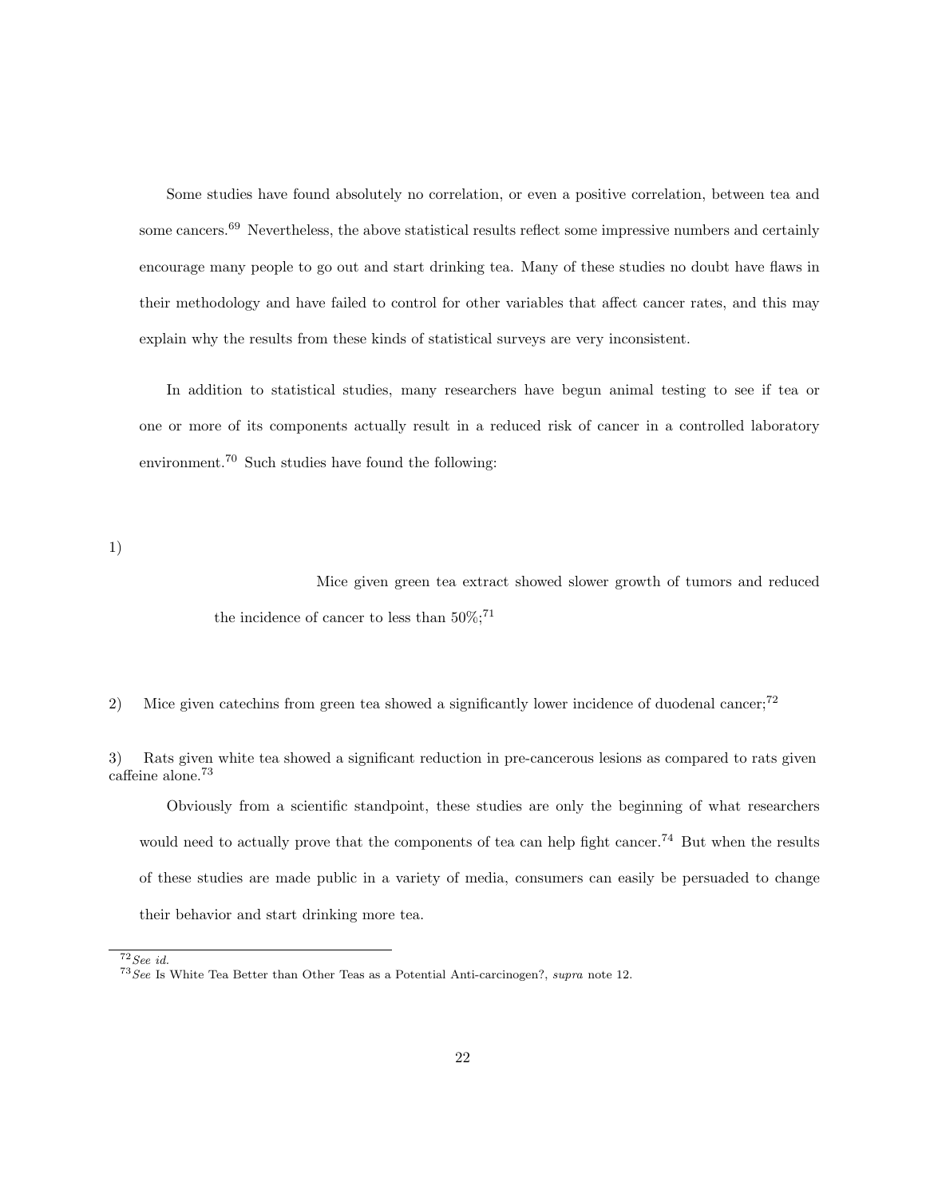Some studies have found absolutely no correlation, or even a positive correlation, between tea and some cancers.[69] Nevertheless, the above statistical results reflect some impressive numbers and certainly encourage many people to go out and start drinking tea. Many of these studies no doubt have flaws in their methodology and have failed to control for other variables that affect cancer rates, and this may explain why the results from these kinds of statistical surveys are very inconsistent.

In addition to statistical studies, many researchers have begun animal testing to see if tea or one or more of its components actually result in a reduced risk of cancer in a controlled laboratory environment.[70] Such studies have found the following:

1) Mice given green tea extract showed slower growth of tumors and reduced the incidence of cancer to less than 50%;[71]

2) Mice given catechins from green tea showed a significantly lower incidence of duodenal cancer;[72]

3) Rats given white tea showed a significant reduction in pre-cancerous lesions as compared to rats given caffeine alone.[73]

Obviously from a scientific standpoint, these studies are only the beginning of what researchers would need to actually prove that the components of tea can help fight cancer.[74] But when the results of these studies are made public in a variety of media, consumers can easily be persuaded to change their behavior and start drinking more tea.

---

[72] *See id.*

[73] *See* Is White Tea Better than Other Teas as a Potential Anti-carcinogen?, *supra* note 12.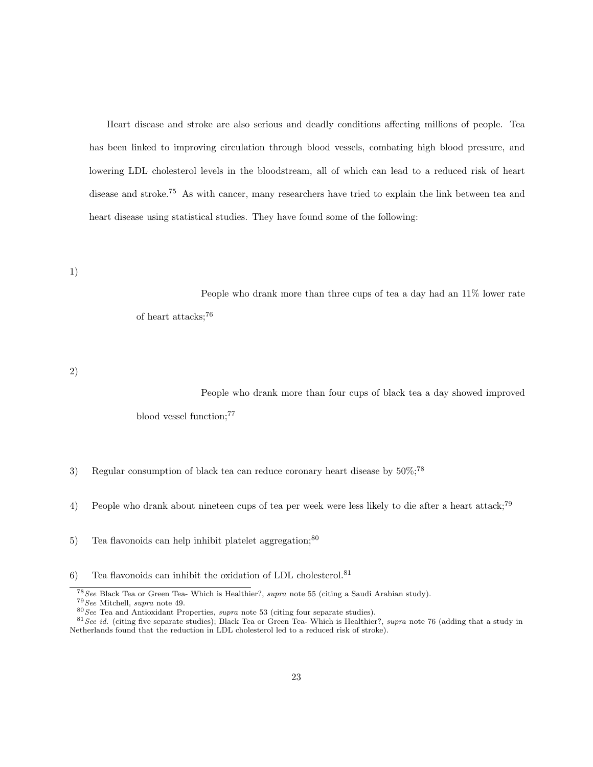Heart disease and stroke are also serious and deadly conditions affecting millions of people. Tea has been linked to improving circulation through blood vessels, combating high blood pressure, and lowering LDL cholesterol levels in the bloodstream, all of which can lead to a reduced risk of heart disease and stroke.[75] As with cancer, many researchers have tried to explain the link between tea and heart disease using statistical studies. They have found some of the following:

1) People who drank more than three cups of tea a day had an 11% lower rate of heart attacks;[76]

2) People who drank more than four cups of black tea a day showed improved blood vessel function;[77]

3) Regular consumption of black tea can reduce coronary heart disease by 50%;[78]

4) People who drank about nineteen cups of tea per week were less likely to die after a heart attack;[79]

5) Tea flavonoids can help inhibit platelet aggregation;[80]

6) Tea flavonoids can inhibit the oxidation of LDL cholesterol.[81]

---

[78] *See* Black Tea or Green Tea- Which is Healthier?, *supra* note 55 (citing a Saudi Arabian study).

[79] *See* Mitchell, *supra* note 49.

[80] *See* Tea and Antioxidant Properties, *supra* note 53 (citing four separate studies).

[81] *See id.* (citing five separate studies); Black Tea or Green Tea- Which is Healthier?, *supra* note 76 (adding that a study in Netherlands found that the reduction in LDL cholesterol led to a reduced risk of stroke).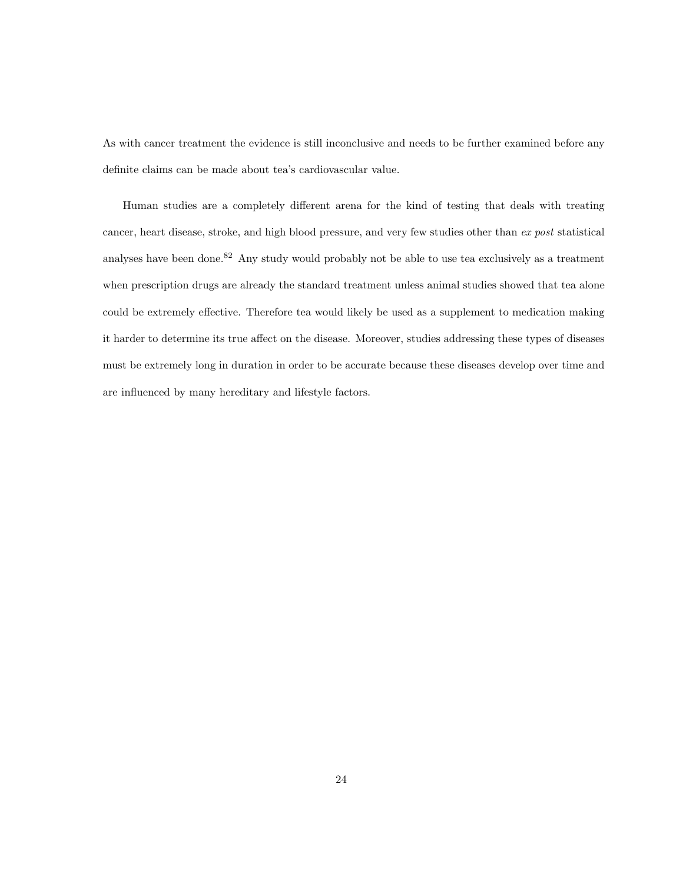As with cancer treatment the evidence is still inconclusive and needs to be further examined before any definite claims can be made about tea's cardiovascular value.

Human studies are a completely different arena for the kind of testing that deals with treating cancer, heart disease, stroke, and high blood pressure, and very few studies other than *ex post* statistical analyses have been done.[82] Any study would probably not be able to use tea exclusively as a treatment when prescription drugs are already the standard treatment unless animal studies showed that tea alone could be extremely effective. Therefore tea would likely be used as a supplement to medication making it harder to determine its true affect on the disease. Moreover, studies addressing these types of diseases must be extremely long in duration in order to be accurate because these diseases develop over time and are influenced by many hereditary and lifestyle factors.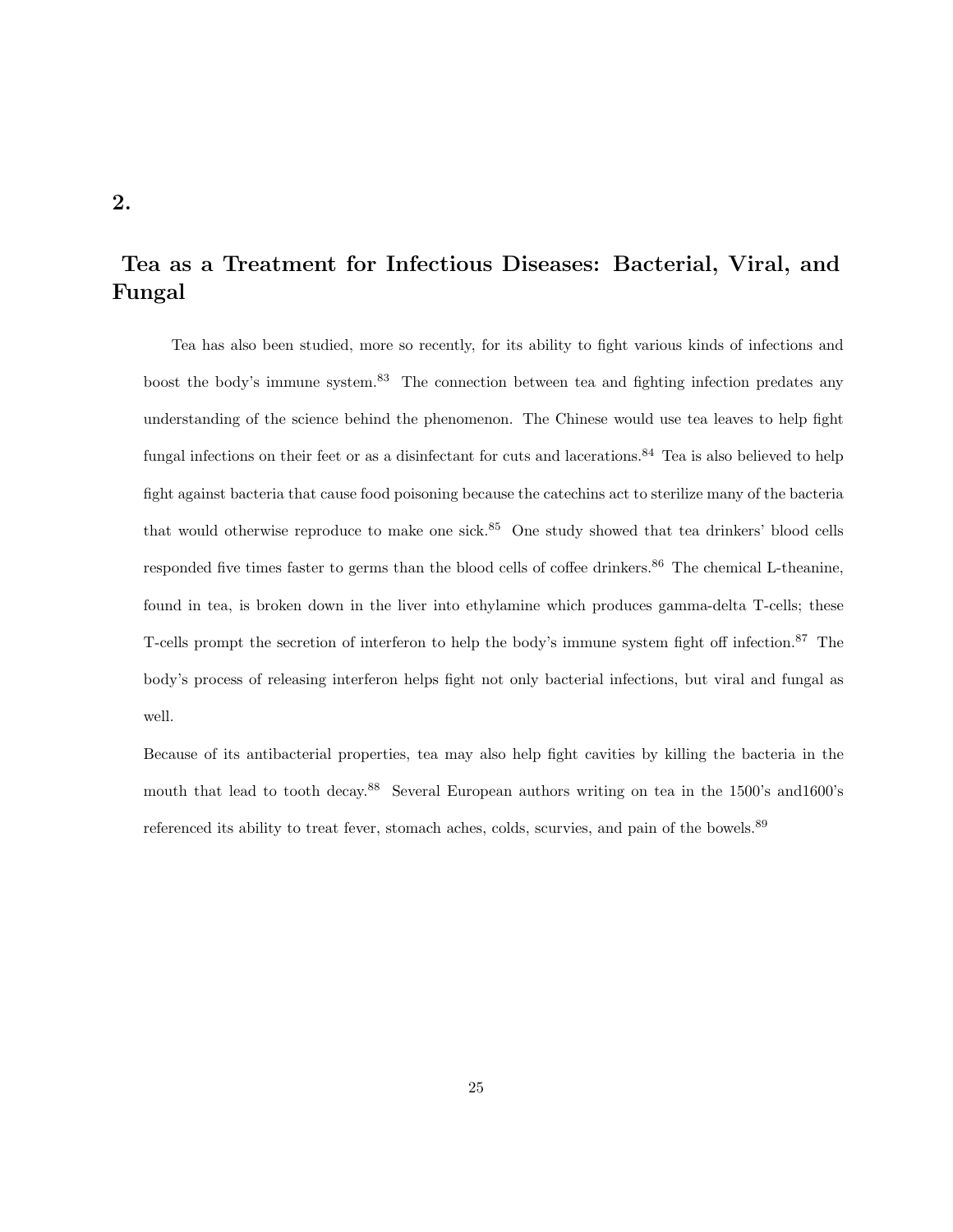# 2.

## Tea as a Treatment for Infectious Diseases: Bacterial, Viral, and Fungal

Tea has also been studied, more so recently, for its ability to fight various kinds of infections and boost the body's immune system.[83] The connection between tea and fighting infection predates any understanding of the science behind the phenomenon. The Chinese would use tea leaves to help fight fungal infections on their feet or as a disinfectant for cuts and lacerations.[84] Tea is also believed to help fight against bacteria that cause food poisoning because the catechins act to sterilize many of the bacteria that would otherwise reproduce to make one sick.[85] One study showed that tea drinkers' blood cells responded five times faster to germs than the blood cells of coffee drinkers.[86] The chemical L-theanine, found in tea, is broken down in the liver into ethylamine which produces gamma-delta T-cells; these T-cells prompt the secretion of interferon to help the body's immune system fight off infection.[87] The body's process of releasing interferon helps fight not only bacterial infections, but viral and fungal as well.

Because of its antibacterial properties, tea may also help fight cavities by killing the bacteria in the mouth that lead to tooth decay.[88] Several European authors writing on tea in the 1500's and1600's referenced its ability to treat fever, stomach aches, colds, scurvies, and pain of the bowels.[89]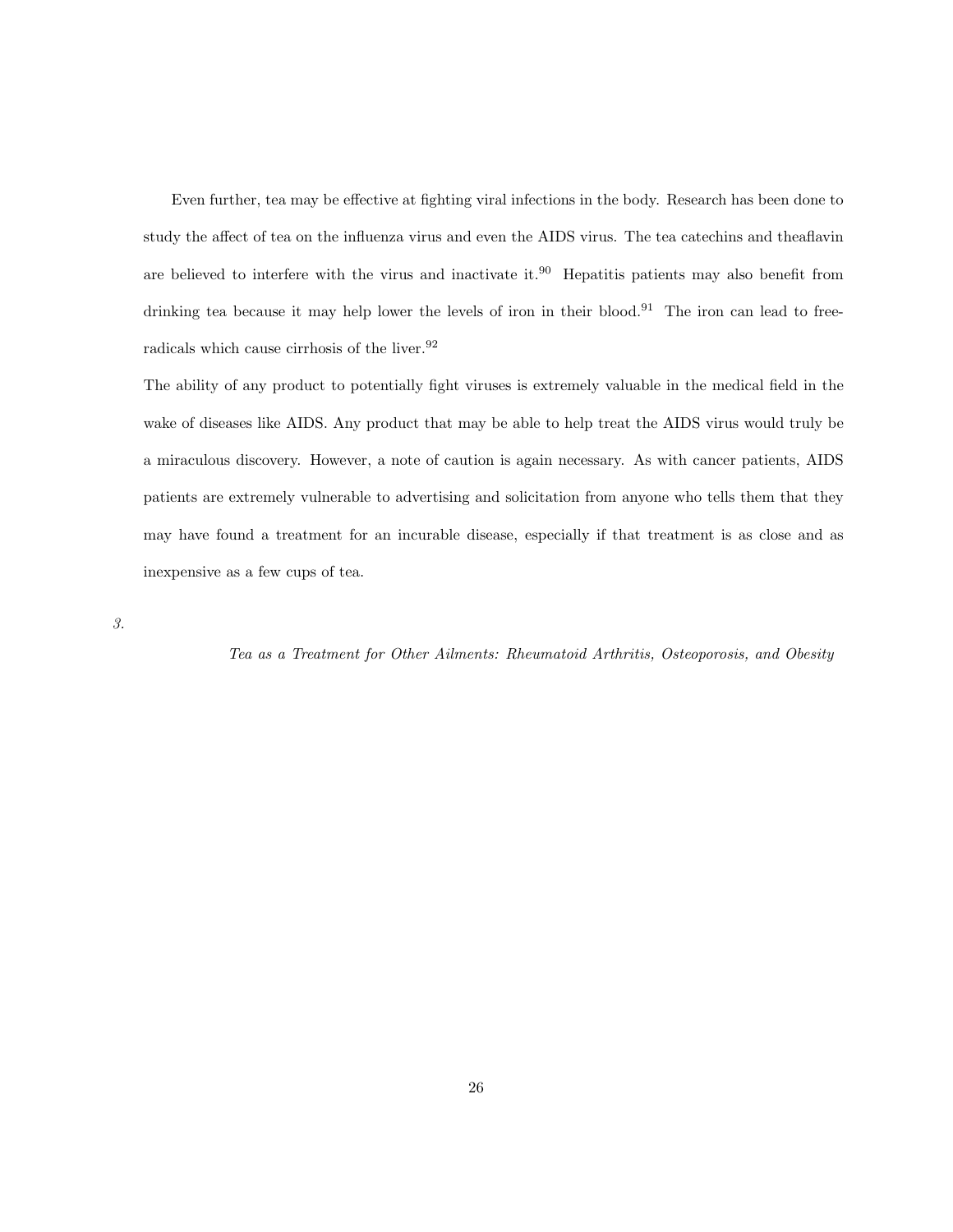Even further, tea may be effective at fighting viral infections in the body. Research has been done to study the affect of tea on the influenza virus and even the AIDS virus. The tea catechins and theaflavin are believed to interfere with the virus and inactivate it.[90] Hepatitis patients may also benefit from drinking tea because it may help lower the levels of iron in their blood.[91] The iron can lead to free-radicals which cause cirrhosis of the liver.[92]

The ability of any product to potentially fight viruses is extremely valuable in the medical field in the wake of diseases like AIDS. Any product that may be able to help treat the AIDS virus would truly be a miraculous discovery. However, a note of caution is again necessary. As with cancer patients, AIDS patients are extremely vulnerable to advertising and solicitation from anyone who tells them that they may have found a treatment for an incurable disease, especially if that treatment is as close and as inexpensive as a few cups of tea.

### *3. Tea as a Treatment for Other Ailments: Rheumatoid Arthritis, Osteoporosis, and Obesity*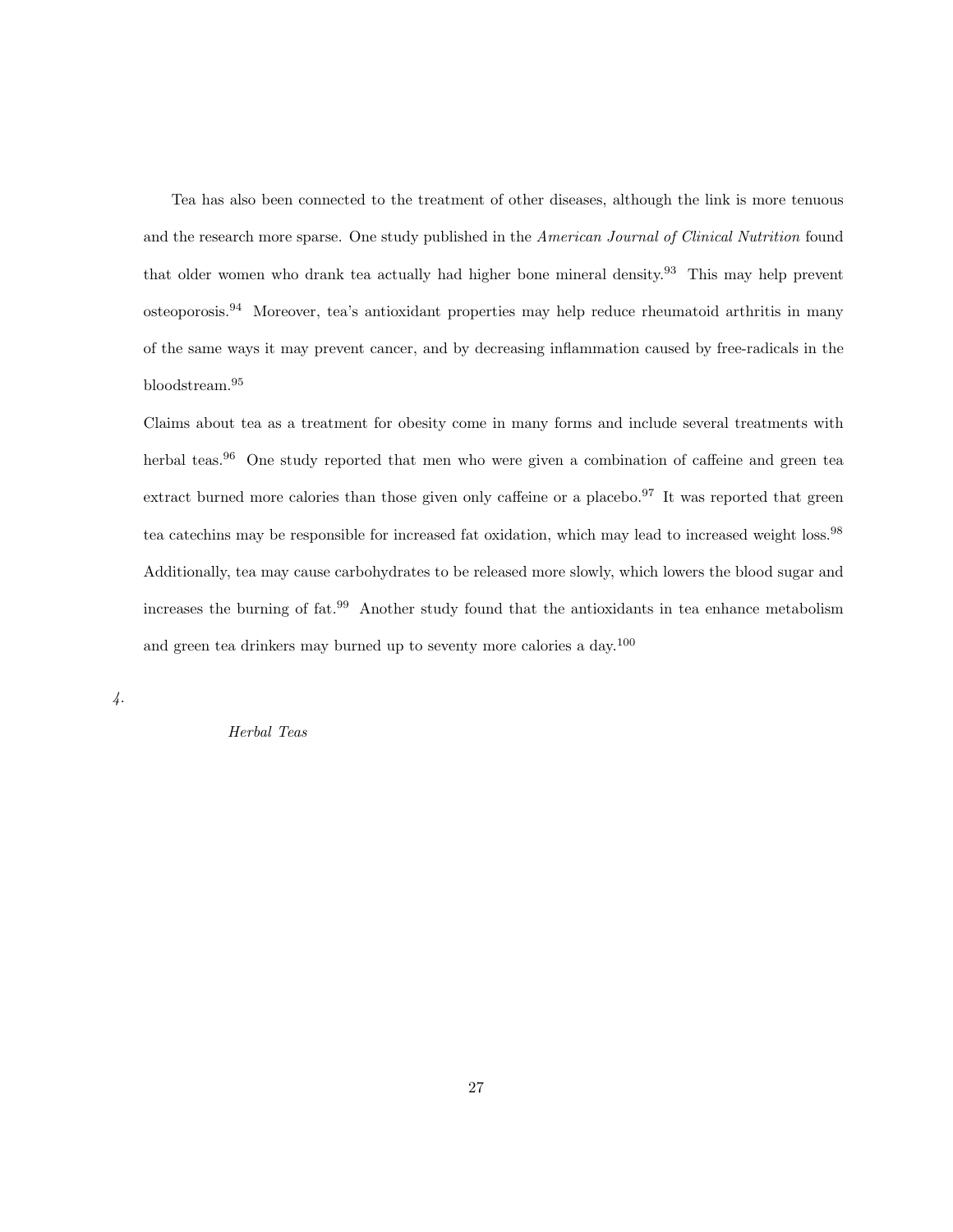Tea has also been connected to the treatment of other diseases, although the link is more tenuous and the research more sparse. One study published in the *American Journal of Clinical Nutrition* found that older women who drank tea actually had higher bone mineral density.[93] This may help prevent osteoporosis.[94] Moreover, tea's antioxidant properties may help reduce rheumatoid arthritis in many of the same ways it may prevent cancer, and by decreasing inflammation caused by free-radicals in the bloodstream.[95]

Claims about tea as a treatment for obesity come in many forms and include several treatments with herbal teas.[96] One study reported that men who were given a combination of caffeine and green tea extract burned more calories than those given only caffeine or a placebo.[97] It was reported that green tea catechins may be responsible for increased fat oxidation, which may lead to increased weight loss.[98] Additionally, tea may cause carbohydrates to be released more slowly, which lowers the blood sugar and increases the burning of fat.[99] Another study found that the antioxidants in tea enhance metabolism and green tea drinkers may burned up to seventy more calories a day.[100]

## *4. Herbal Teas*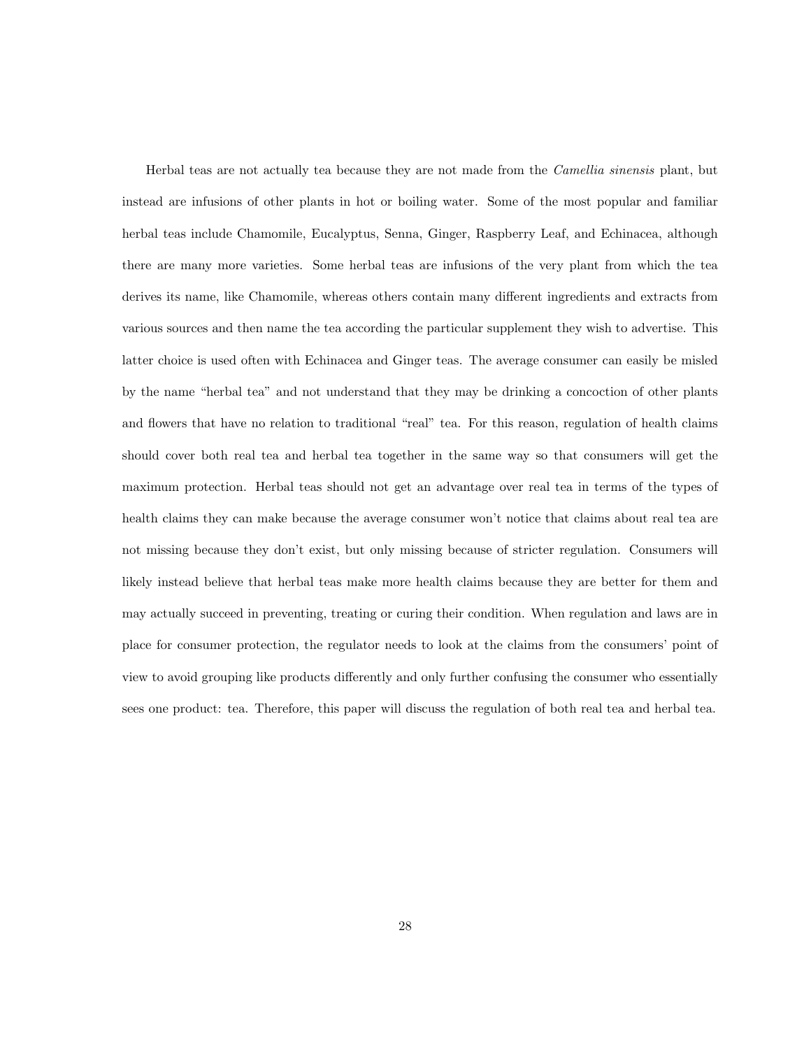Herbal teas are not actually tea because they are not made from the *Camellia sinensis* plant, but instead are infusions of other plants in hot or boiling water. Some of the most popular and familiar herbal teas include Chamomile, Eucalyptus, Senna, Ginger, Raspberry Leaf, and Echinacea, although there are many more varieties. Some herbal teas are infusions of the very plant from which the tea derives its name, like Chamomile, whereas others contain many different ingredients and extracts from various sources and then name the tea according the particular supplement they wish to advertise. This latter choice is used often with Echinacea and Ginger teas. The average consumer can easily be misled by the name "herbal tea" and not understand that they may be drinking a concoction of other plants and flowers that have no relation to traditional "real" tea. For this reason, regulation of health claims should cover both real tea and herbal tea together in the same way so that consumers will get the maximum protection. Herbal teas should not get an advantage over real tea in terms of the types of health claims they can make because the average consumer won't notice that claims about real tea are not missing because they don't exist, but only missing because of stricter regulation. Consumers will likely instead believe that herbal teas make more health claims because they are better for them and may actually succeed in preventing, treating or curing their condition. When regulation and laws are in place for consumer protection, the regulator needs to look at the claims from the consumers' point of view to avoid grouping like products differently and only further confusing the consumer who essentially sees one product: tea. Therefore, this paper will discuss the regulation of both real tea and herbal tea.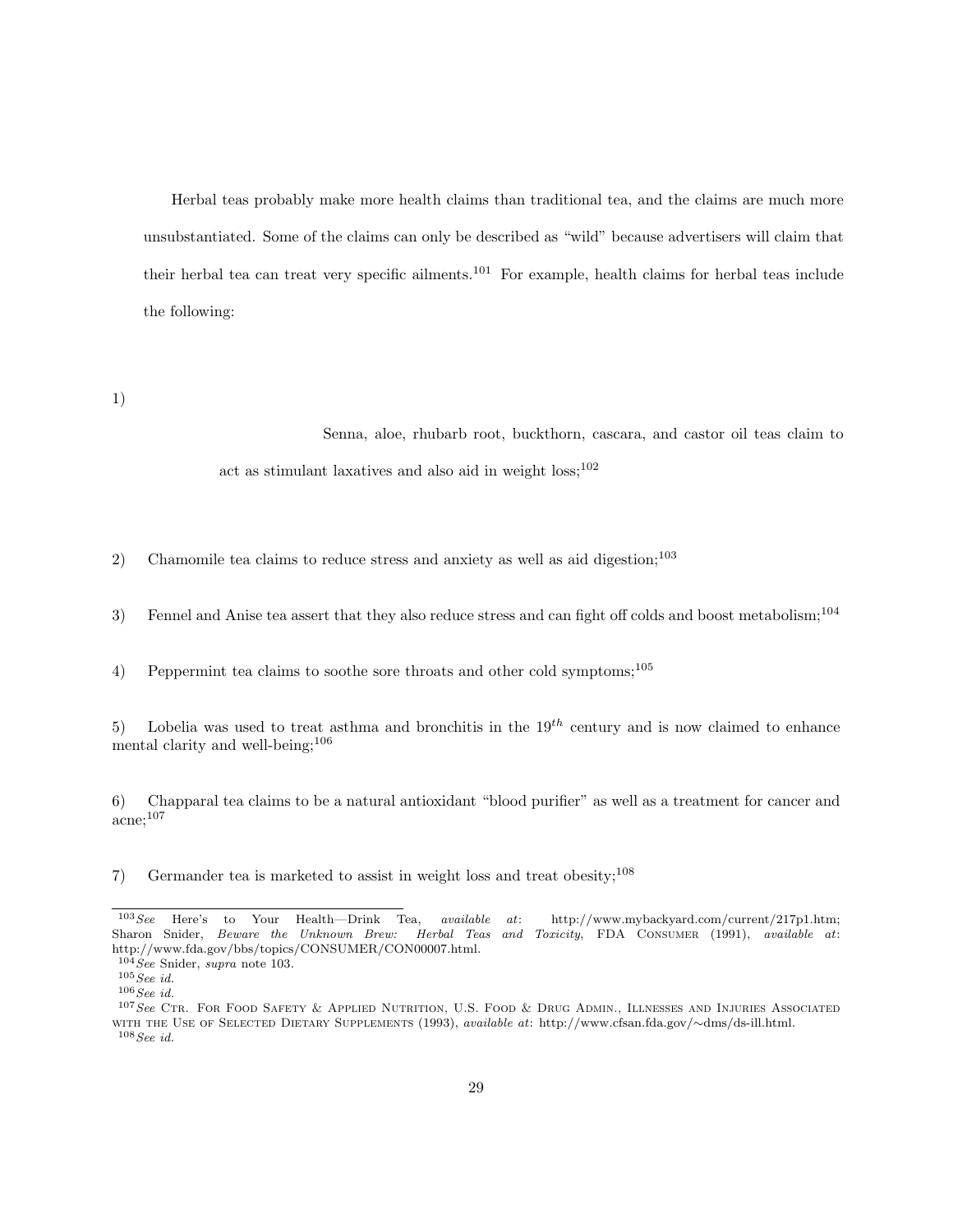Herbal teas probably make more health claims than traditional tea, and the claims are much more unsubstantiated. Some of the claims can only be described as "wild" because advertisers will claim that their herbal tea can treat very specific ailments.[101] For example, health claims for herbal teas include the following:

1) Senna, aloe, rhubarb root, buckthorn, cascara, and castor oil teas claim to act as stimulant laxatives and also aid in weight loss;[102]

2) Chamomile tea claims to reduce stress and anxiety as well as aid digestion;[103]

3) Fennel and Anise tea assert that they also reduce stress and can fight off colds and boost metabolism;[104]

4) Peppermint tea claims to soothe sore throats and other cold symptoms;[105]

5) Lobelia was used to treat asthma and bronchitis in the 19$^{th}$ century and is now claimed to enhance mental clarity and well-being;[106]

6) Chapparal tea claims to be a natural antioxidant "blood purifier" as well as a treatment for cancer and acne;[107]

7) Germander tea is marketed to assist in weight loss and treat obesity;[108]

---

[103] *See* Here's to Your Health—Drink Tea, *available at*: http://www.mybackyard.com/current/217p1.htm; Sharon Snider, *Beware the Unknown Brew: Herbal Teas and Toxicity*, FDA Consumer (1991), *available at*: http://www.fda.gov/bbs/topics/CONSUMER/CON00007.html.

[104] *See* Snider, *supra* note 103.

[105] *See id.*

[106] *See id.*

[107] *See* Ctr. For Food Safety & Applied Nutrition, U.S. Food & Drug Admin., Illnesses and Injuries Associated with the Use of Selected Dietary Supplements (1993), *available at*: http://www.cfsan.fda.gov/∼dms/ds-ill.html.

[108] *See id.*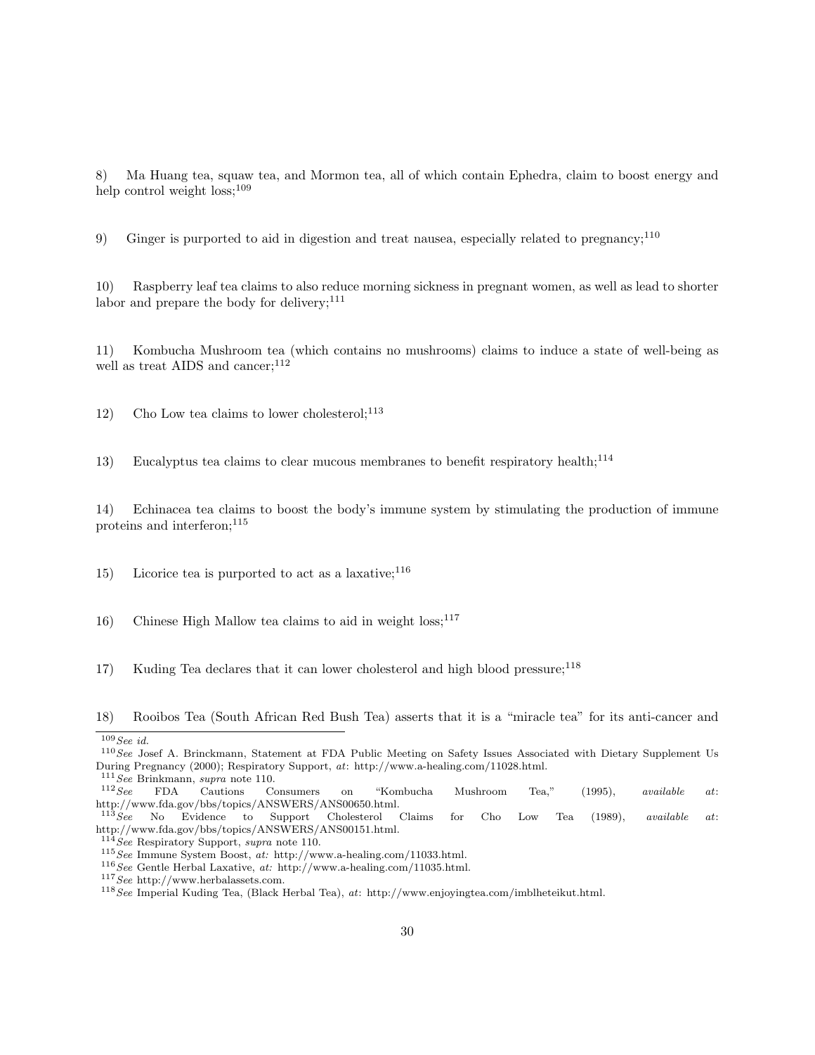8) Ma Huang tea, squaw tea, and Mormon tea, all of which contain Ephedra, claim to boost energy and help control weight loss;[109]

9) Ginger is purported to aid in digestion and treat nausea, especially related to pregnancy;[110]

10) Raspberry leaf tea claims to also reduce morning sickness in pregnant women, as well as lead to shorter labor and prepare the body for delivery;[111]

11) Kombucha Mushroom tea (which contains no mushrooms) claims to induce a state of well-being as well as treat AIDS and cancer;[112]

12) Cho Low tea claims to lower cholesterol;[113]

13) Eucalyptus tea claims to clear mucous membranes to benefit respiratory health;[114]

14) Echinacea tea claims to boost the body's immune system by stimulating the production of immune proteins and interferon;[115]

15) Licorice tea is purported to act as a laxative;[116]

16) Chinese High Mallow tea claims to aid in weight loss;[117]

17) Kuding Tea declares that it can lower cholesterol and high blood pressure;[118]

18) Rooibos Tea (South African Red Bush Tea) asserts that it is a "miracle tea" for its anti-cancer and

---

[109] *See id.*

[110] *See* Josef A. Brinckmann, Statement at FDA Public Meeting on Safety Issues Associated with Dietary Supplement Us During Pregnancy (2000); Respiratory Support, *at*: http://www.a-healing.com/11028.html.

[111] *See* Brinkmann, *supra* note 110.

[112] *See* FDA Cautions Consumers on "Kombucha Mushroom Tea," (1995), *available at*: http://www.fda.gov/bbs/topics/ANSWERS/ANS00650.html.

[113] *See* No Evidence to Support Cholesterol Claims for Cho Low Tea (1989), *available at*: http://www.fda.gov/bbs/topics/ANSWERS/ANS00151.html.

[114] *See* Respiratory Support, *supra* note 110.

[115] *See* Immune System Boost, *at:* http://www.a-healing.com/11033.html.

[116] *See* Gentle Herbal Laxative, *at:* http://www.a-healing.com/11035.html.

[117] *See* http://www.herbalassets.com.

[118] *See* Imperial Kuding Tea, (Black Herbal Tea), *at*: http://www.enjoyingtea.com/imblheteikut.html.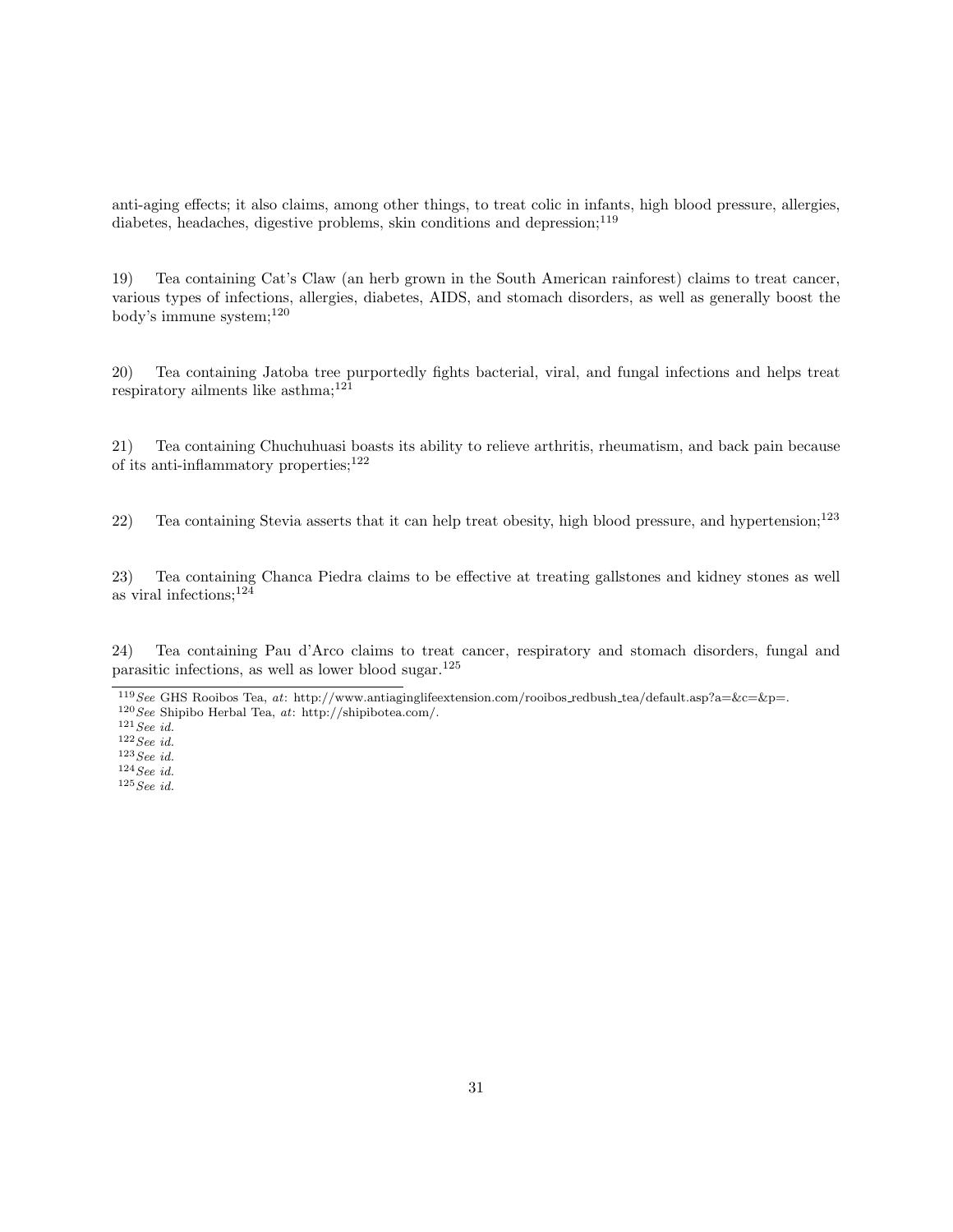anti-aging effects; it also claims, among other things, to treat colic in infants, high blood pressure, allergies, diabetes, headaches, digestive problems, skin conditions and depression;[119]

19) Tea containing Cat's Claw (an herb grown in the South American rainforest) claims to treat cancer, various types of infections, allergies, diabetes, AIDS, and stomach disorders, as well as generally boost the body's immune system;[120]

20) Tea containing Jatoba tree purportedly fights bacterial, viral, and fungal infections and helps treat respiratory ailments like asthma;[121]

21) Tea containing Chuchuhuasi boasts its ability to relieve arthritis, rheumatism, and back pain because of its anti-inflammatory properties;[122]

22) Tea containing Stevia asserts that it can help treat obesity, high blood pressure, and hypertension;[123]

23) Tea containing Chanca Piedra claims to be effective at treating gallstones and kidney stones as well as viral infections;[124]

24) Tea containing Pau d'Arco claims to treat cancer, respiratory and stomach disorders, fungal and parasitic infections, as well as lower blood sugar.[125]

---

[119] *See* GHS Rooibos Tea, *at*: http://www.antiaginglifeextension.com/rooibos_redbush_tea/default.asp?a=&c=&p=.

[120] *See* Shipibo Herbal Tea, *at*: http://shipibotea.com/.

[121] *See id.*

[122] *See id.*

[123] *See id.*

[124] *See id.*

[125] *See id.*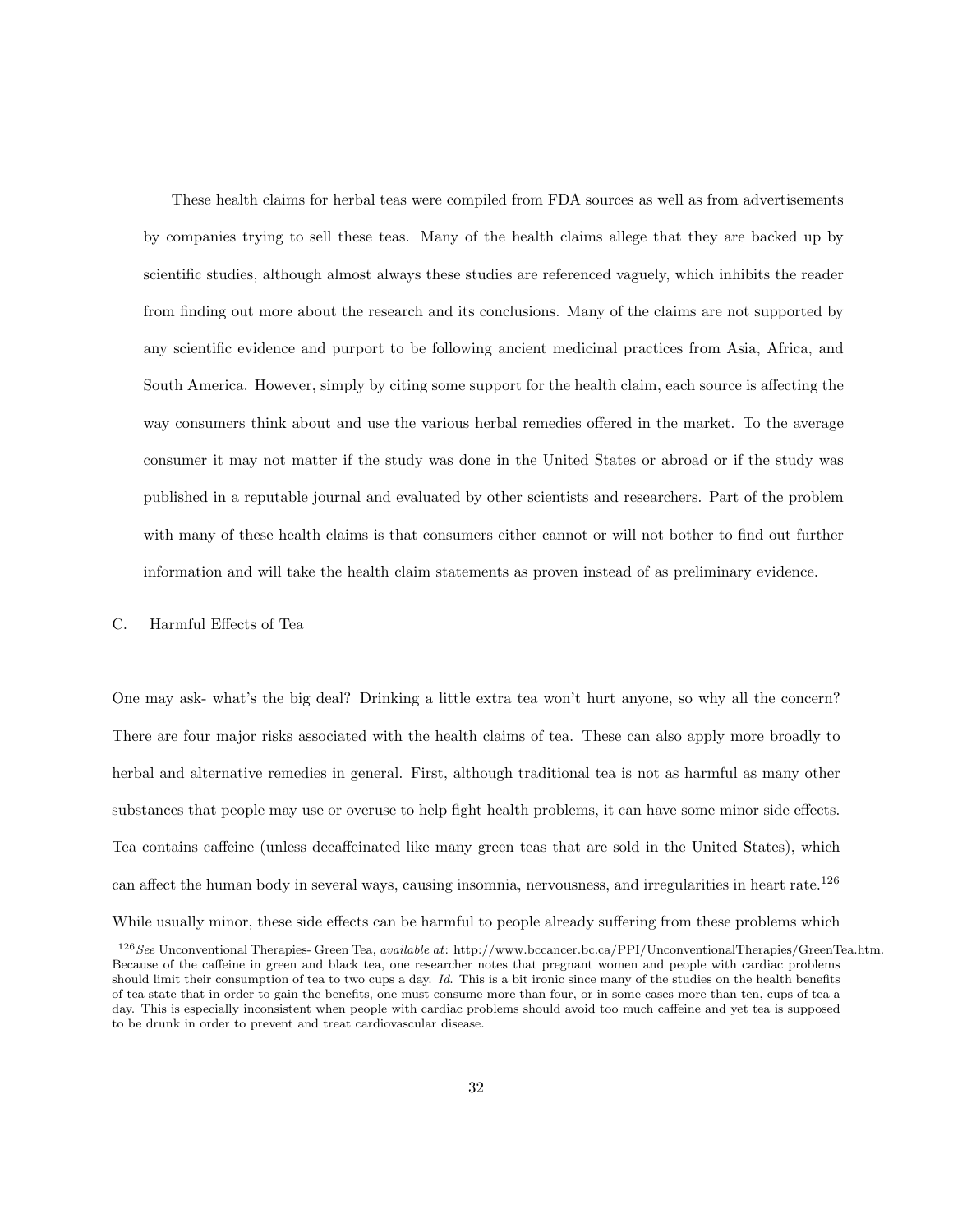These health claims for herbal teas were compiled from FDA sources as well as from advertisements by companies trying to sell these teas. Many of the health claims allege that they are backed up by scientific studies, although almost always these studies are referenced vaguely, which inhibits the reader from finding out more about the research and its conclusions. Many of the claims are not supported by any scientific evidence and purport to be following ancient medicinal practices from Asia, Africa, and South America. However, simply by citing some support for the health claim, each source is affecting the way consumers think about and use the various herbal remedies offered in the market. To the average consumer it may not matter if the study was done in the United States or abroad or if the study was published in a reputable journal and evaluated by other scientists and researchers. Part of the problem with many of these health claims is that consumers either cannot or will not bother to find out further information and will take the health claim statements as proven instead of as preliminary evidence.

### C. Harmful Effects of Tea

One may ask- what's the big deal? Drinking a little extra tea won't hurt anyone, so why all the concern? There are four major risks associated with the health claims of tea. These can also apply more broadly to herbal and alternative remedies in general. First, although traditional tea is not as harmful as many other substances that people may use or overuse to help fight health problems, it can have some minor side effects. Tea contains caffeine (unless decaffeinated like many green teas that are sold in the United States), which can affect the human body in several ways, causing insomnia, nervousness, and irregularities in heart rate.[126] While usually minor, these side effects can be harmful to people already suffering from these problems which

---

[126] *See* Unconventional Therapies- Green Tea, *available at*: http://www.bccancer.bc.ca/PPI/UnconventionalTherapies/GreenTea.htm. Because of the caffeine in green and black tea, one researcher notes that pregnant women and people with cardiac problems should limit their consumption of tea to two cups a day. *Id.* This is a bit ironic since many of the studies on the health benefits of tea state that in order to gain the benefits, one must consume more than four, or in some cases more than ten, cups of tea a day. This is especially inconsistent when people with cardiac problems should avoid too much caffeine and yet tea is supposed to be drunk in order to prevent and treat cardiovascular disease.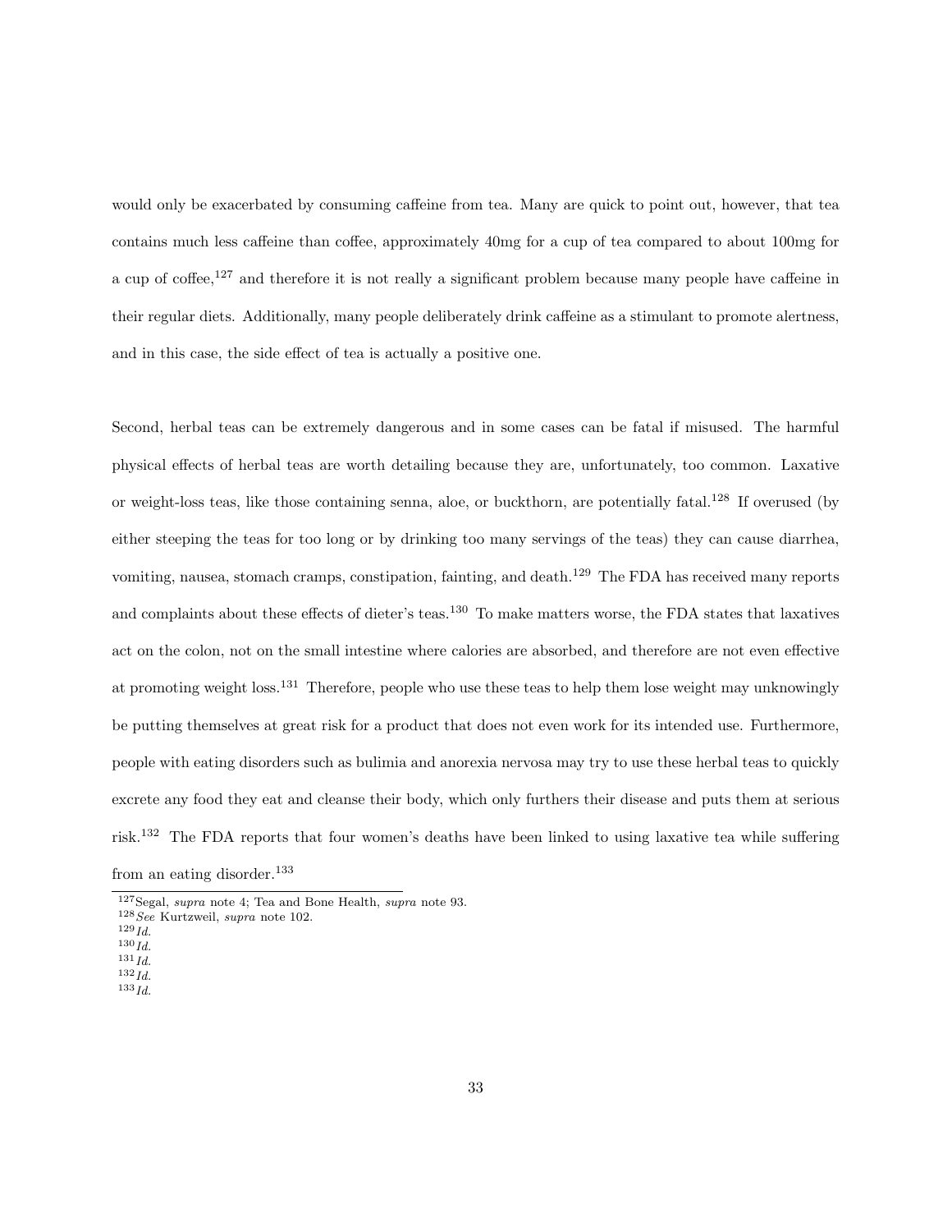would only be exacerbated by consuming caffeine from tea. Many are quick to point out, however, that tea contains much less caffeine than coffee, approximately 40mg for a cup of tea compared to about 100mg for a cup of coffee,[127] and therefore it is not really a significant problem because many people have caffeine in their regular diets. Additionally, many people deliberately drink caffeine as a stimulant to promote alertness, and in this case, the side effect of tea is actually a positive one.

Second, herbal teas can be extremely dangerous and in some cases can be fatal if misused. The harmful physical effects of herbal teas are worth detailing because they are, unfortunately, too common. Laxative or weight-loss teas, like those containing senna, aloe, or buckthorn, are potentially fatal.[128] If overused (by either steeping the teas for too long or by drinking too many servings of the teas) they can cause diarrhea, vomiting, nausea, stomach cramps, constipation, fainting, and death.[129] The FDA has received many reports and complaints about these effects of dieter's teas.[130] To make matters worse, the FDA states that laxatives act on the colon, not on the small intestine where calories are absorbed, and therefore are not even effective at promoting weight loss.[131] Therefore, people who use these teas to help them lose weight may unknowingly be putting themselves at great risk for a product that does not even work for its intended use. Furthermore, people with eating disorders such as bulimia and anorexia nervosa may try to use these herbal teas to quickly excrete any food they eat and cleanse their body, which only furthers their disease and puts them at serious risk.[132] The FDA reports that four women's deaths have been linked to using laxative tea while suffering from an eating disorder.[133]

---

[127] Segal, *supra* note 4; Tea and Bone Health, *supra* note 93.
[128] *See* Kurtzweil, *supra* note 102.
[129] *Id.*
[130] *Id.*
[131] *Id.*
[132] *Id.*
[133] *Id.*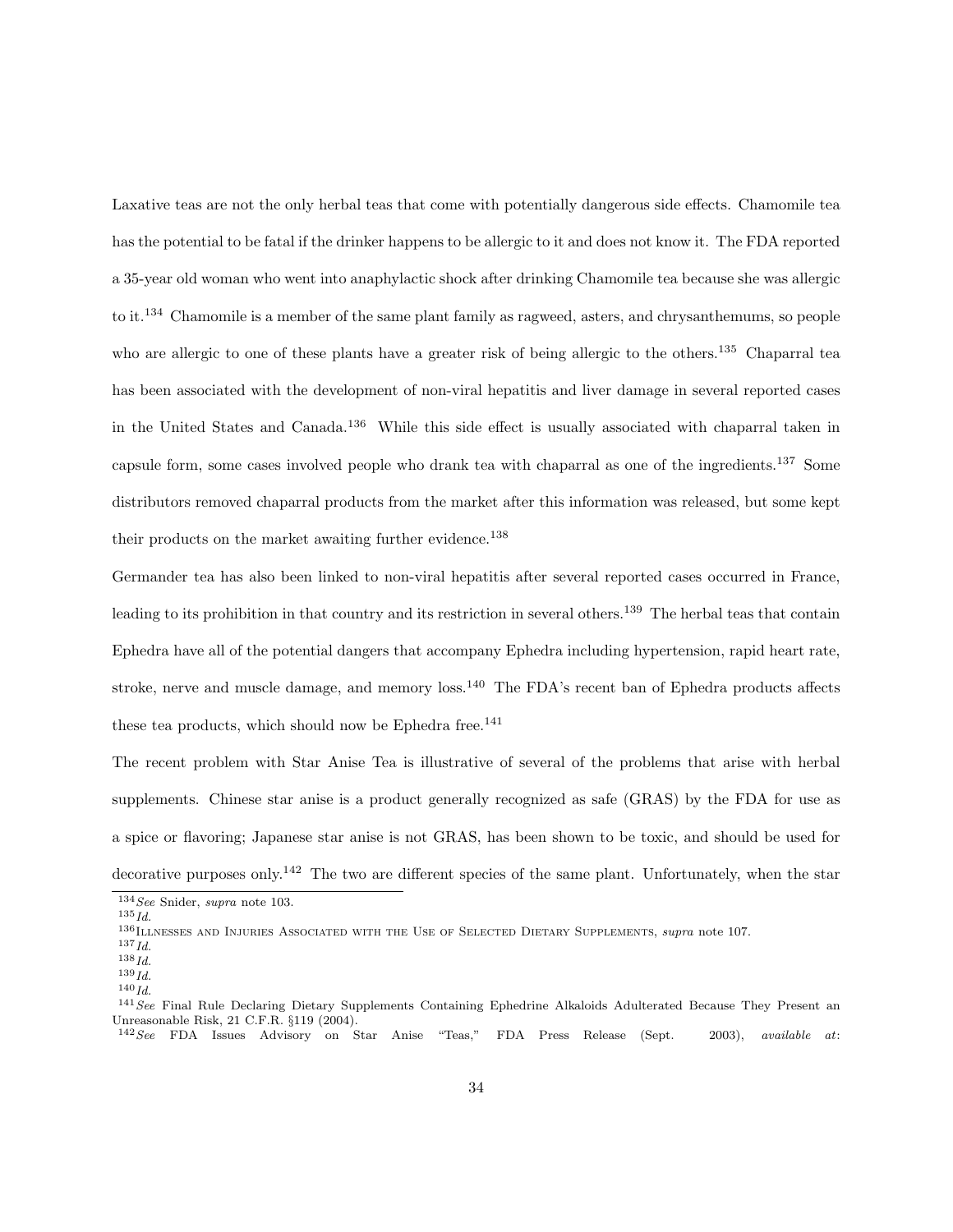Laxative teas are not the only herbal teas that come with potentially dangerous side effects. Chamomile tea has the potential to be fatal if the drinker happens to be allergic to it and does not know it. The FDA reported a 35-year old woman who went into anaphylactic shock after drinking Chamomile tea because she was allergic to it.[134] Chamomile is a member of the same plant family as ragweed, asters, and chrysanthemums, so people who are allergic to one of these plants have a greater risk of being allergic to the others.[135] Chaparral tea has been associated with the development of non-viral hepatitis and liver damage in several reported cases in the United States and Canada.[136] While this side effect is usually associated with chaparral taken in capsule form, some cases involved people who drank tea with chaparral as one of the ingredients.[137] Some distributors removed chaparral products from the market after this information was released, but some kept their products on the market awaiting further evidence.[138]

Germander tea has also been linked to non-viral hepatitis after several reported cases occurred in France, leading to its prohibition in that country and its restriction in several others.[139] The herbal teas that contain Ephedra have all of the potential dangers that accompany Ephedra including hypertension, rapid heart rate, stroke, nerve and muscle damage, and memory loss.[140] The FDA's recent ban of Ephedra products affects these tea products, which should now be Ephedra free.[141]

The recent problem with Star Anise Tea is illustrative of several of the problems that arise with herbal supplements. Chinese star anise is a product generally recognized as safe (GRAS) by the FDA for use as a spice or flavoring; Japanese star anise is not GRAS, has been shown to be toxic, and should be used for decorative purposes only.[142] The two are different species of the same plant. Unfortunately, when the star

---

[134] *See* Snider, *supra* note 103.

[135] *Id.*

[136] Illnesses and Injuries Associated with the Use of Selected Dietary Supplements, *supra* note 107.

[137] *Id.*

[138] *Id.*

[139] *Id.*

[140] *Id.*

[141] *See* Final Rule Declaring Dietary Supplements Containing Ephedrine Alkaloids Adulterated Because They Present an Unreasonable Risk, 21 C.F.R. §119 (2004).

[142] *See* FDA Issues Advisory on Star Anise "Teas," FDA Press Release (Sept. 2003), *available at*: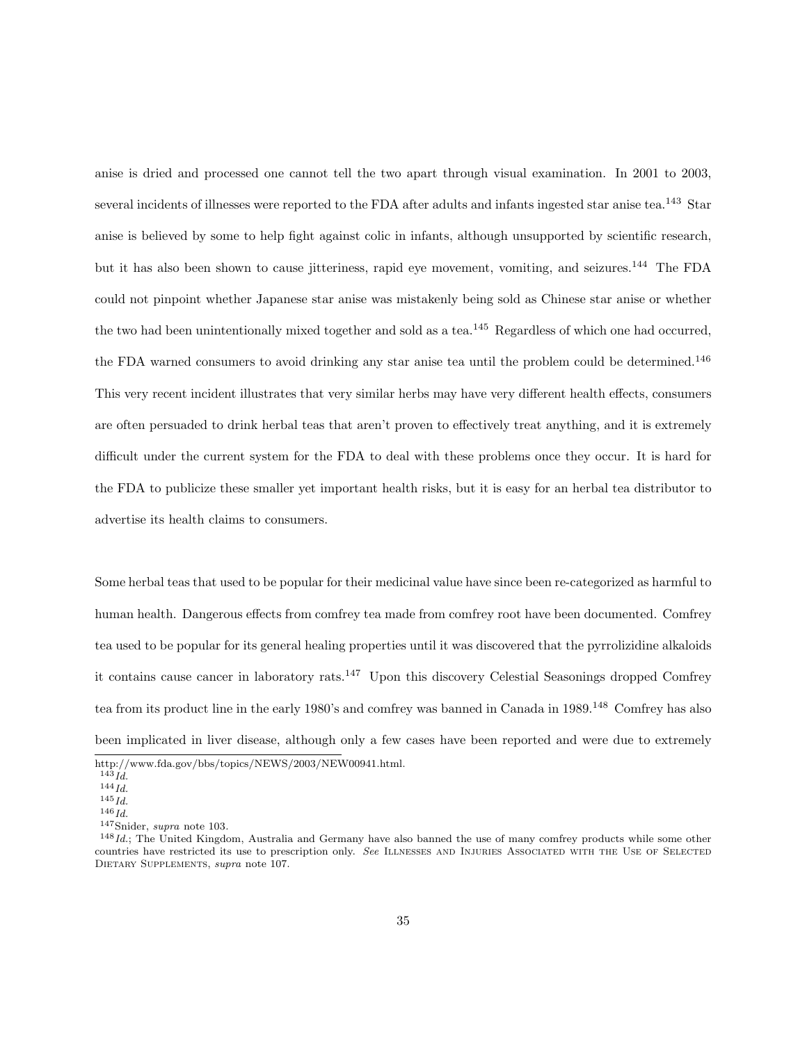anise is dried and processed one cannot tell the two apart through visual examination. In 2001 to 2003, several incidents of illnesses were reported to the FDA after adults and infants ingested star anise tea.[143] Star anise is believed by some to help fight against colic in infants, although unsupported by scientific research, but it has also been shown to cause jitteriness, rapid eye movement, vomiting, and seizures.[144] The FDA could not pinpoint whether Japanese star anise was mistakenly being sold as Chinese star anise or whether the two had been unintentionally mixed together and sold as a tea.[145] Regardless of which one had occurred, the FDA warned consumers to avoid drinking any star anise tea until the problem could be determined.[146] This very recent incident illustrates that very similar herbs may have very different health effects, consumers are often persuaded to drink herbal teas that aren't proven to effectively treat anything, and it is extremely difficult under the current system for the FDA to deal with these problems once they occur. It is hard for the FDA to publicize these smaller yet important health risks, but it is easy for an herbal tea distributor to advertise its health claims to consumers.

Some herbal teas that used to be popular for their medicinal value have since been re-categorized as harmful to human health. Dangerous effects from comfrey tea made from comfrey root have been documented. Comfrey tea used to be popular for its general healing properties until it was discovered that the pyrrolizidine alkaloids it contains cause cancer in laboratory rats.[147] Upon this discovery Celestial Seasonings dropped Comfrey tea from its product line in the early 1980's and comfrey was banned in Canada in 1989.[148] Comfrey has also been implicated in liver disease, although only a few cases have been reported and were due to extremely

---

http://www.fda.gov/bbs/topics/NEWS/2003/NEW00941.html.

[143] *Id.*

[144] *Id.*

[145] *Id.*

[146] *Id.*

[147] Snider, *supra* note 103.

[148] *Id.*; The United Kingdom, Australia and Germany have also banned the use of many comfrey products while some other countries have restricted its use to prescription only. *See* Illnesses and Injuries Associated with the Use of Selected Dietary Supplements, *supra* note 107.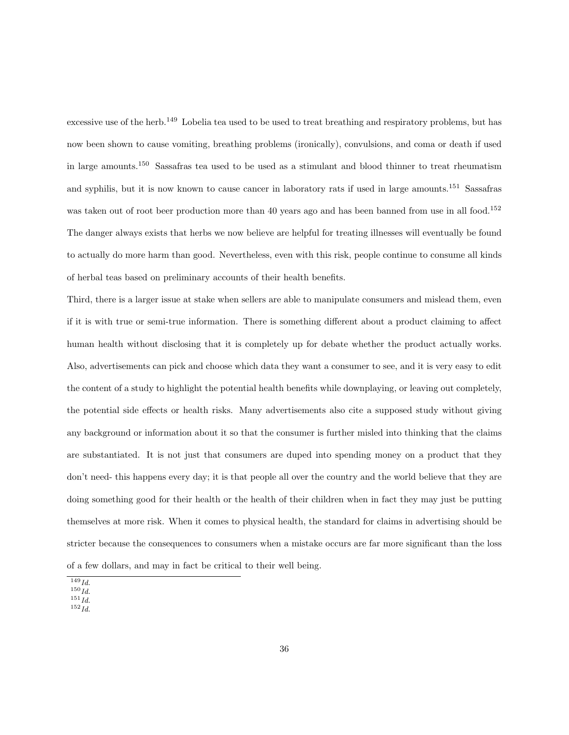excessive use of the herb.[149] Lobelia tea used to be used to treat breathing and respiratory problems, but has now been shown to cause vomiting, breathing problems (ironically), convulsions, and coma or death if used in large amounts.[150] Sassafras tea used to be used as a stimulant and blood thinner to treat rheumatism and syphilis, but it is now known to cause cancer in laboratory rats if used in large amounts.[151] Sassafras was taken out of root beer production more than 40 years ago and has been banned from use in all food.[152] The danger always exists that herbs we now believe are helpful for treating illnesses will eventually be found to actually do more harm than good. Nevertheless, even with this risk, people continue to consume all kinds of herbal teas based on preliminary accounts of their health benefits.

Third, there is a larger issue at stake when sellers are able to manipulate consumers and mislead them, even if it is with true or semi-true information. There is something different about a product claiming to affect human health without disclosing that it is completely up for debate whether the product actually works. Also, advertisements can pick and choose which data they want a consumer to see, and it is very easy to edit the content of a study to highlight the potential health benefits while downplaying, or leaving out completely, the potential side effects or health risks. Many advertisements also cite a supposed study without giving any background or information about it so that the consumer is further misled into thinking that the claims are substantiated. It is not just that consumers are duped into spending money on a product that they don't need- this happens every day; it is that people all over the country and the world believe that they are doing something good for their health or the health of their children when in fact they may just be putting themselves at more risk. When it comes to physical health, the standard for claims in advertising should be stricter because the consequences to consumers when a mistake occurs are far more significant than the loss of a few dollars, and may in fact be critical to their well being.

---

[149] *Id.*

[150] *Id.*

[151] *Id.*

[152] *Id.*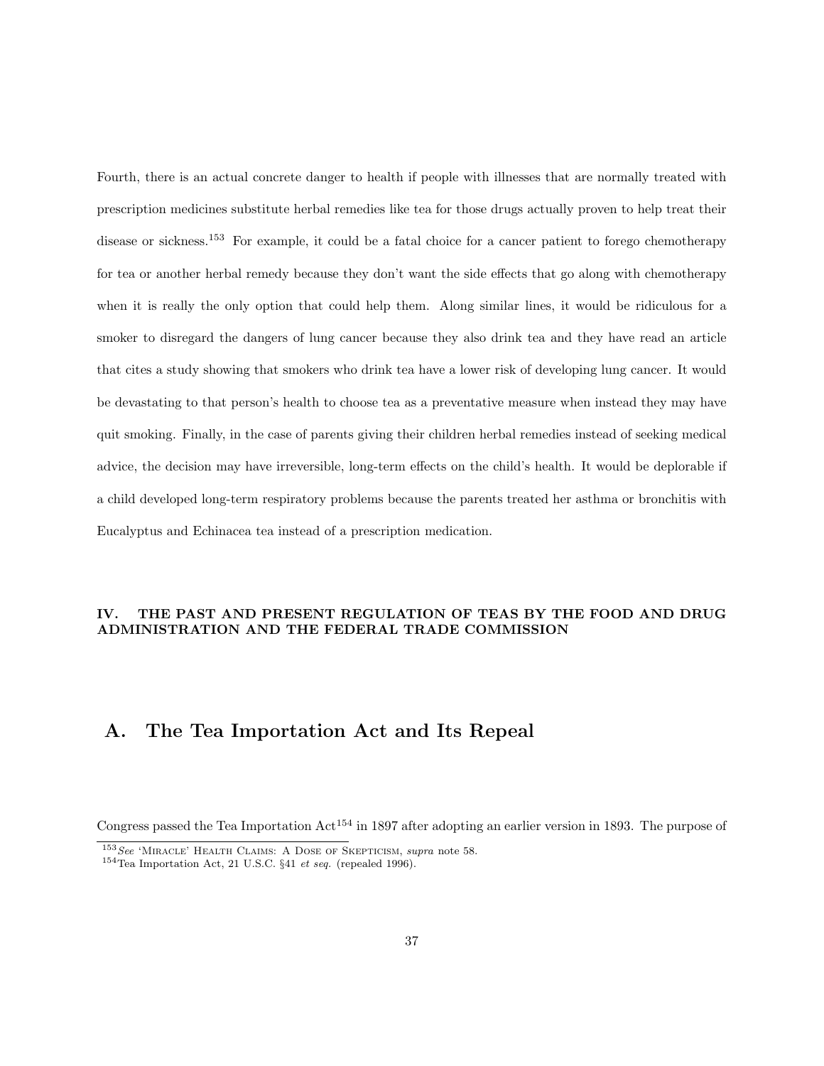Fourth, there is an actual concrete danger to health if people with illnesses that are normally treated with prescription medicines substitute herbal remedies like tea for those drugs actually proven to help treat their disease or sickness.[153] For example, it could be a fatal choice for a cancer patient to forego chemotherapy for tea or another herbal remedy because they don't want the side effects that go along with chemotherapy when it is really the only option that could help them. Along similar lines, it would be ridiculous for a smoker to disregard the dangers of lung cancer because they also drink tea and they have read an article that cites a study showing that smokers who drink tea have a lower risk of developing lung cancer. It would be devastating to that person's health to choose tea as a preventative measure when instead they may have quit smoking. Finally, in the case of parents giving their children herbal remedies instead of seeking medical advice, the decision may have irreversible, long-term effects on the child's health. It would be deplorable if a child developed long-term respiratory problems because the parents treated her asthma or bronchitis with Eucalyptus and Echinacea tea instead of a prescription medication.

### IV. THE PAST AND PRESENT REGULATION OF TEAS BY THE FOOD AND DRUG ADMINISTRATION AND THE FEDERAL TRADE COMMISSION

## A. The Tea Importation Act and Its Repeal

Congress passed the Tea Importation Act[154] in 1897 after adopting an earlier version in 1893. The purpose of

---

[153] *See* 'Miracle' Health Claims: A Dose of Skepticism, *supra* note 58.

[154] Tea Importation Act, 21 U.S.C. §41 *et seq.* (repealed 1996).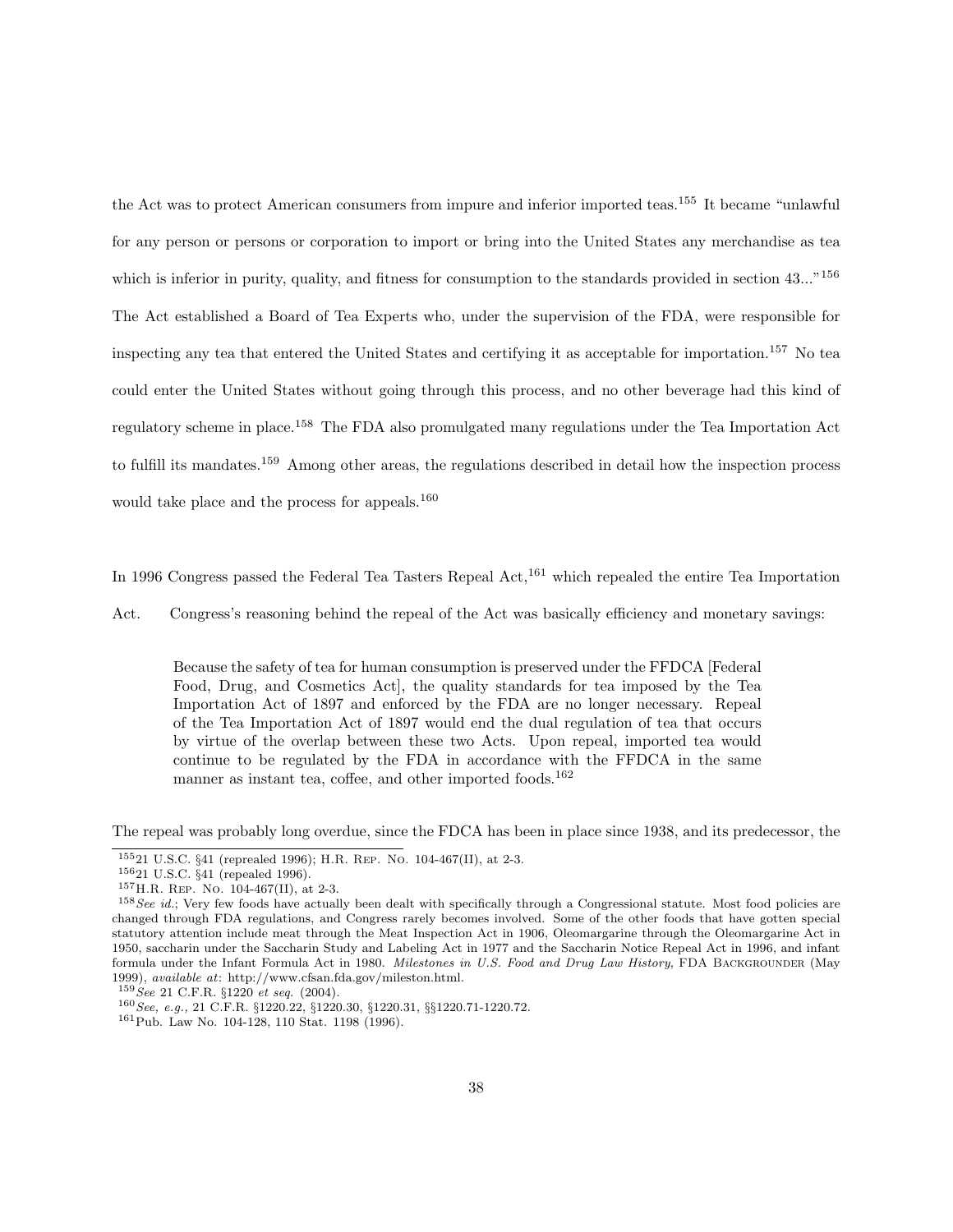the Act was to protect American consumers from impure and inferior imported teas.[155] It became "unlawful for any person or persons or corporation to import or bring into the United States any merchandise as tea which is inferior in purity, quality, and fitness for consumption to the standards provided in section 43..."[156] The Act established a Board of Tea Experts who, under the supervision of the FDA, were responsible for inspecting any tea that entered the United States and certifying it as acceptable for importation.[157] No tea could enter the United States without going through this process, and no other beverage had this kind of regulatory scheme in place.[158] The FDA also promulgated many regulations under the Tea Importation Act to fulfill its mandates.[159] Among other areas, the regulations described in detail how the inspection process would take place and the process for appeals.[160]

In 1996 Congress passed the Federal Tea Tasters Repeal Act,[161] which repealed the entire Tea Importation Act. Congress's reasoning behind the repeal of the Act was basically efficiency and monetary savings:

> Because the safety of tea for human consumption is preserved under the FFDCA [Federal Food, Drug, and Cosmetics Act], the quality standards for tea imposed by the Tea Importation Act of 1897 and enforced by the FDA are no longer necessary. Repeal of the Tea Importation Act of 1897 would end the dual regulation of tea that occurs by virtue of the overlap between these two Acts. Upon repeal, imported tea would continue to be regulated by the FDA in accordance with the FFDCA in the same manner as instant tea, coffee, and other imported foods.[162]

The repeal was probably long overdue, since the FDCA has been in place since 1938, and its predecessor, the

---

[155] 21 U.S.C. §41 (reprealed 1996); H.R. Rep. No. 104-467(II), at 2-3.

[156] 21 U.S.C. §41 (repealed 1996).

[157] H.R. Rep. No. 104-467(II), at 2-3.

[158] *See id.*; Very few foods have actually been dealt with specifically through a Congressional statute. Most food policies are changed through FDA regulations, and Congress rarely becomes involved. Some of the other foods that have gotten special statutory attention include meat through the Meat Inspection Act in 1906, Oleomargarine through the Oleomargarine Act in 1950, saccharin under the Saccharin Study and Labeling Act in 1977 and the Saccharin Notice Repeal Act in 1996, and infant formula under the Infant Formula Act in 1980. *Milestones in U.S. Food and Drug Law History*, FDA Backgrounder (May 1999), *available at*: http://www.cfsan.fda.gov/mileston.html.

[159] *See* 21 C.F.R. §1220 *et seq.* (2004).

[160] *See, e.g.,* 21 C.F.R. §1220.22, §1220.30, §1220.31, §§1220.71-1220.72.

[161] Pub. Law No. 104-128, 110 Stat. 1198 (1996).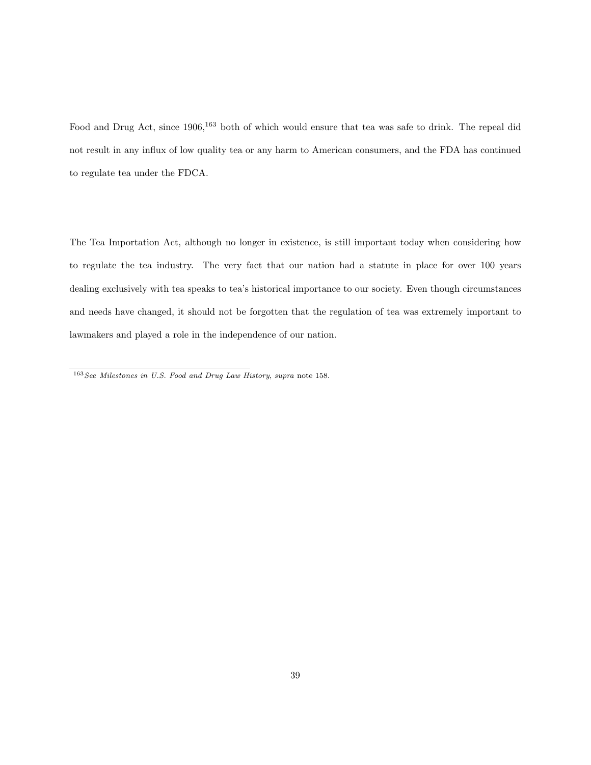Food and Drug Act, since 1906,[163] both of which would ensure that tea was safe to drink. The repeal did not result in any influx of low quality tea or any harm to American consumers, and the FDA has continued to regulate tea under the FDCA.

The Tea Importation Act, although no longer in existence, is still important today when considering how to regulate the tea industry. The very fact that our nation had a statute in place for over 100 years dealing exclusively with tea speaks to tea's historical importance to our society. Even though circumstances and needs have changed, it should not be forgotten that the regulation of tea was extremely important to lawmakers and played a role in the independence of our nation.

---

[163] *See Milestones in U.S. Food and Drug Law History*, *supra* note 158.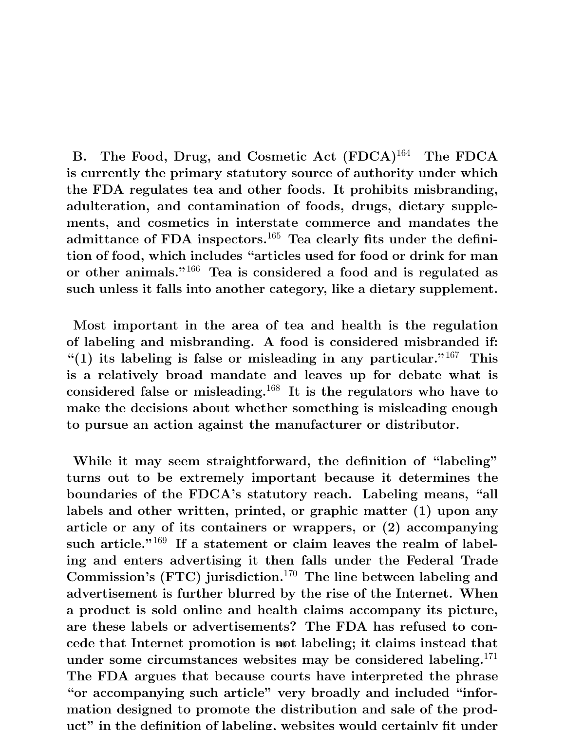### B. The Food, Drug, and Cosmetic Act (FDCA)[164]

The FDCA is currently the primary statutory source of authority under which the FDA regulates tea and other foods. It prohibits misbranding, adulteration, and contamination of foods, drugs, dietary supplements, and cosmetics in interstate commerce and mandates the admittance of FDA inspectors.[165] Tea clearly fits under the definition of food, which includes "articles used for food or drink for man or other animals."[166] Tea is considered a food and is regulated as such unless it falls into another category, like a dietary supplement.

Most important in the area of tea and health is the regulation of labeling and misbranding. A food is considered misbranded if: "(1) its labeling is false or misleading in any particular."[167] This is a relatively broad mandate and leaves up for debate what is considered false or misleading.[168] It is the regulators who have to make the decisions about whether something is misleading enough to pursue an action against the manufacturer or distributor.

While it may seem straightforward, the definition of "labeling" turns out to be extremely important because it determines the boundaries of the FDCA's statutory reach. Labeling means, "all labels and other written, printed, or graphic matter (1) upon any article or any of its containers or wrappers, or (2) accompanying such article."[169] If a statement or claim leaves the realm of labeling and enters advertising it then falls under the Federal Trade Commission's (FTC) jurisdiction.[170] The line between labeling and advertisement is further blurred by the rise of the Internet. When a product is sold online and health claims accompany its picture, are these labels or advertisements? The FDA has refused to concede that Internet promotion is not labeling; it claims instead that under some circumstances websites may be considered labeling.[171] The FDA argues that because courts have interpreted the phrase "or accompanying such article" very broadly and included "information designed to promote the distribution and sale of the product" in the definition of labeling, websites would certainly fit under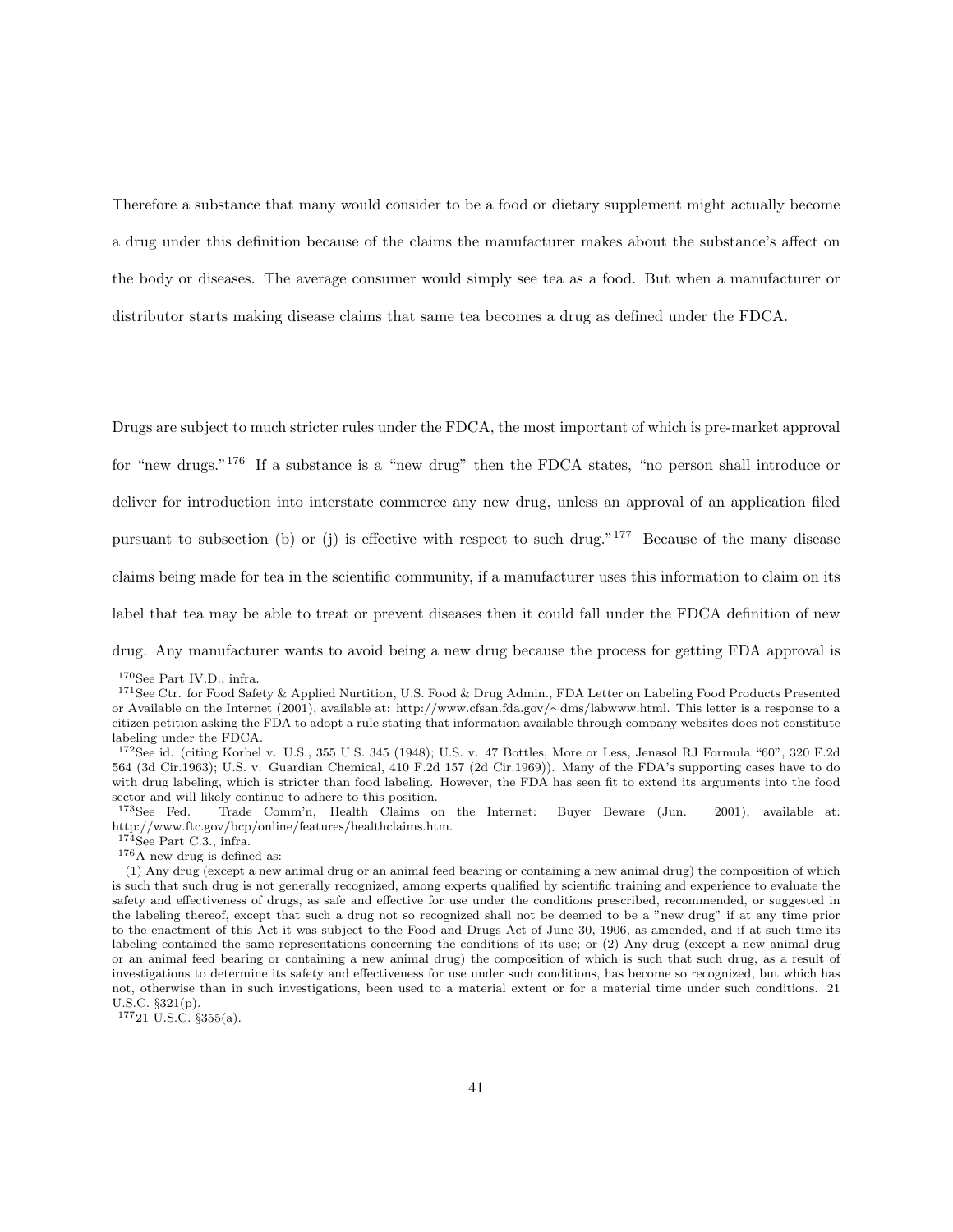Therefore a substance that many would consider to be a food or dietary supplement might actually become a drug under this definition because of the claims the manufacturer makes about the substance's affect on the body or diseases. The average consumer would simply see tea as a food. But when a manufacturer or distributor starts making disease claims that same tea becomes a drug as defined under the FDCA.

Drugs are subject to much stricter rules under the FDCA, the most important of which is pre-market approval for "new drugs."[176] If a substance is a "new drug" then the FDCA states, "no person shall introduce or deliver for introduction into interstate commerce any new drug, unless an approval of an application filed pursuant to subsection (b) or (j) is effective with respect to such drug."[177] Because of the many disease claims being made for tea in the scientific community, if a manufacturer uses this information to claim on its label that tea may be able to treat or prevent diseases then it could fall under the FDCA definition of new drug. Any manufacturer wants to avoid being a new drug because the process for getting FDA approval is

---

[170] See Part IV.D., infra.

[171] See Ctr. for Food Safety & Applied Nurtition, U.S. Food & Drug Admin., FDA Letter on Labeling Food Products Presented or Available on the Internet (2001), available at: http://www.cfsan.fda.gov/∼dms/labwww.html. This letter is a response to a citizen petition asking the FDA to adopt a rule stating that information available through company websites does not constitute labeling under the FDCA.

[172] See id. (citing Korbel v. U.S., 355 U.S. 345 (1948); U.S. v. 47 Bottles, More or Less, Jenasol RJ Formula "60", 320 F.2d 564 (3d Cir.1963); U.S. v. Guardian Chemical, 410 F.2d 157 (2d Cir.1969)). Many of the FDA's supporting cases have to do with drug labeling, which is stricter than food labeling. However, the FDA has seen fit to extend its arguments into the food sector and will likely continue to adhere to this position.

[173] See Fed. Trade Comm'n, Health Claims on the Internet: Buyer Beware (Jun. 2001), available at: http://www.ftc.gov/bcp/online/features/healthclaims.htm.

[174] See Part C.3., infra.

[176] A new drug is defined as:

(1) Any drug (except a new animal drug or an animal feed bearing or containing a new animal drug) the composition of which is such that such drug is not generally recognized, among experts qualified by scientific training and experience to evaluate the safety and effectiveness of drugs, as safe and effective for use under the conditions prescribed, recommended, or suggested in the labeling thereof, except that such a drug not so recognized shall not be deemed to be a "new drug" if at any time prior to the enactment of this Act it was subject to the Food and Drugs Act of June 30, 1906, as amended, and if at such time its labeling contained the same representations concerning the conditions of its use; or (2) Any drug (except a new animal drug or an animal feed bearing or containing a new animal drug) the composition of which is such that such drug, as a result of investigations to determine its safety and effectiveness for use under such conditions, has become so recognized, but which has not, otherwise than in such investigations, been used to a material extent or for a material time under such conditions. 21 U.S.C. §321(p).

[177] 21 U.S.C. §355(a).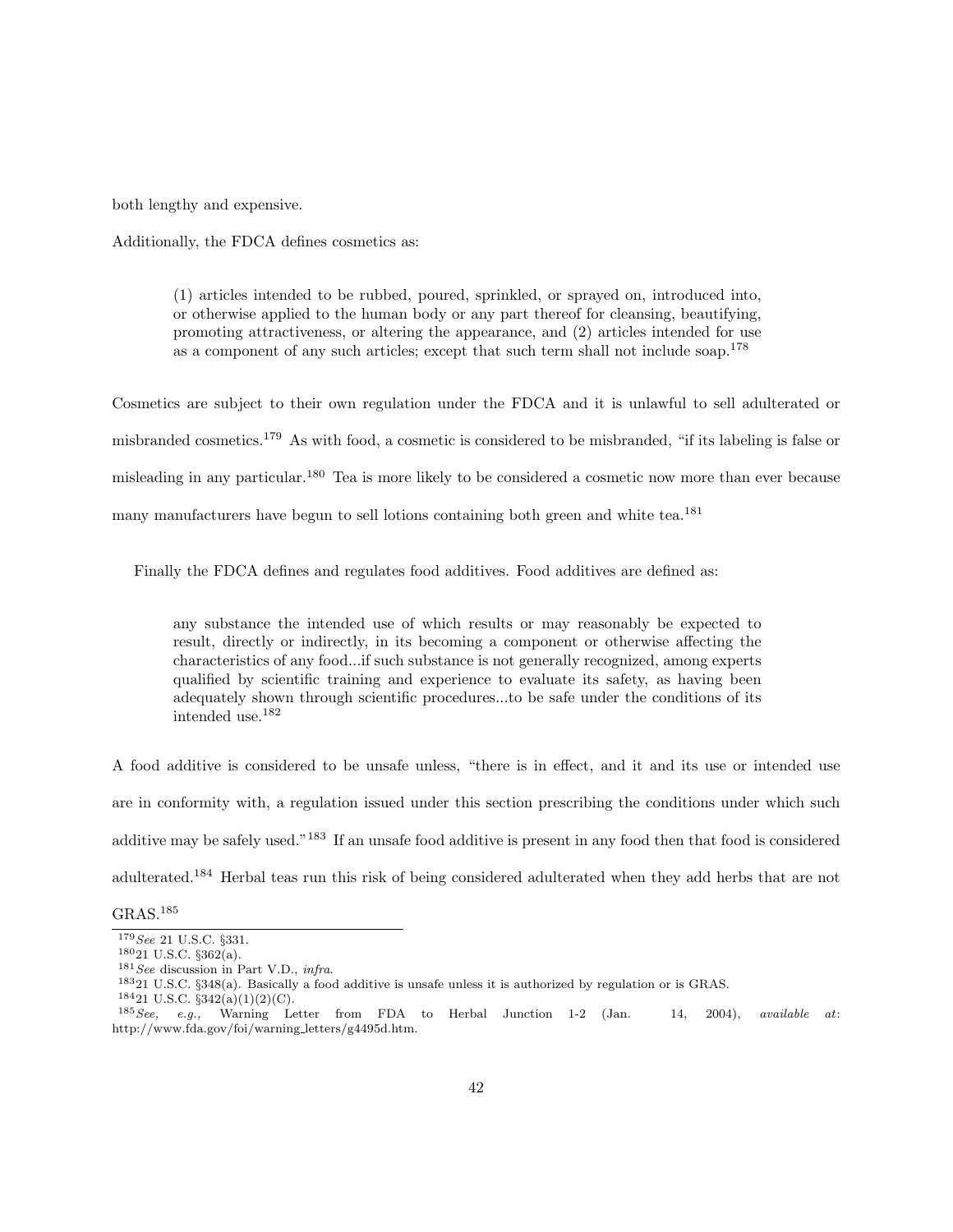both lengthy and expensive.

Additionally, the FDCA defines cosmetics as:

> (1) articles intended to be rubbed, poured, sprinkled, or sprayed on, introduced into, or otherwise applied to the human body or any part thereof for cleansing, beautifying, promoting attractiveness, or altering the appearance, and (2) articles intended for use as a component of any such articles; except that such term shall not include soap.[178]

Cosmetics are subject to their own regulation under the FDCA and it is unlawful to sell adulterated or misbranded cosmetics.[179] As with food, a cosmetic is considered to be misbranded, "if its labeling is false or misleading in any particular.[180] Tea is more likely to be considered a cosmetic now more than ever because many manufacturers have begun to sell lotions containing both green and white tea.[181]

Finally the FDCA defines and regulates food additives. Food additives are defined as:

> any substance the intended use of which results or may reasonably be expected to result, directly or indirectly, in its becoming a component or otherwise affecting the characteristics of any food...if such substance is not generally recognized, among experts qualified by scientific training and experience to evaluate its safety, as having been adequately shown through scientific procedures...to be safe under the conditions of its intended use.[182]

A food additive is considered to be unsafe unless, "there is in effect, and it and its use or intended use are in conformity with, a regulation issued under this section prescribing the conditions under which such additive may be safely used."[183] If an unsafe food additive is present in any food then that food is considered adulterated.[184] Herbal teas run this risk of being considered adulterated when they add herbs that are not GRAS.[185]

---

[179] *See* 21 U.S.C. §331.

[180] 21 U.S.C. §362(a).

[181] *See* discussion in Part V.D., *infra*.

[183] 21 U.S.C. §348(a). Basically a food additive is unsafe unless it is authorized by regulation or is GRAS.

[184] 21 U.S.C. §342(a)(1)(2)(C).

[185] *See, e.g.,* Warning Letter from FDA to Herbal Junction 1-2 (Jan. 14, 2004), *available at*: http://www.fda.gov/foi/warning_letters/g4495d.htm.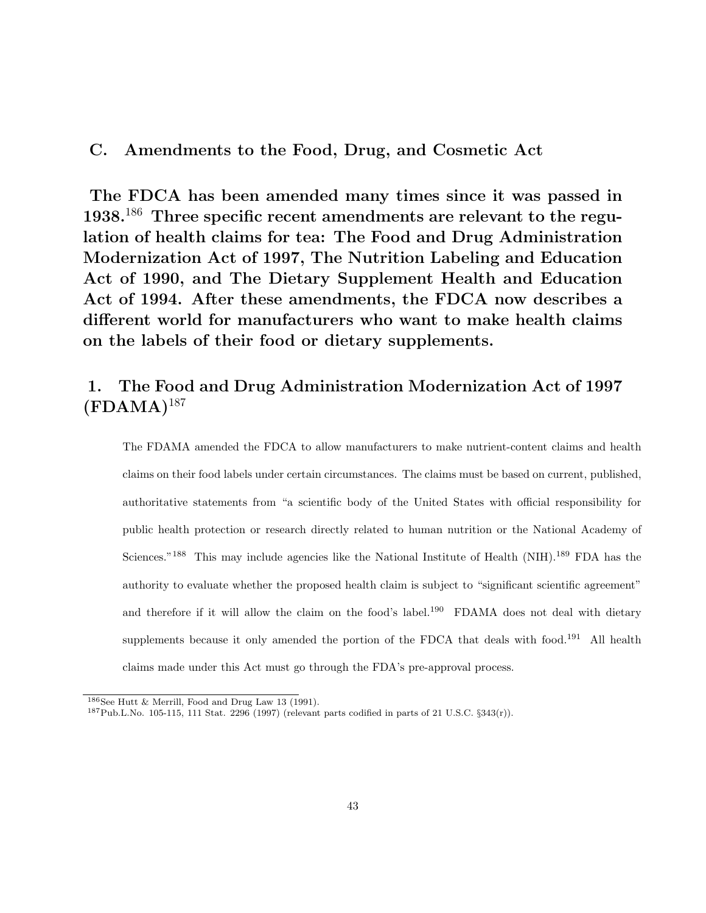## C. Amendments to the Food, Drug, and Cosmetic Act

**The FDCA has been amended many times since it was passed in 1938.[186] Three specific recent amendments are relevant to the regulation of health claims for tea: The Food and Drug Administration Modernization Act of 1997, The Nutrition Labeling and Education Act of 1990, and The Dietary Supplement Health and Education Act of 1994. After these amendments, the FDCA now describes a different world for manufacturers who want to make health claims on the labels of their food or dietary supplements.**

### 1. The Food and Drug Administration Modernization Act of 1997 (FDAMA)[187]

The FDAMA amended the FDCA to allow manufacturers to make nutrient-content claims and health claims on their food labels under certain circumstances. The claims must be based on current, published, authoritative statements from "a scientific body of the United States with official responsibility for public health protection or research directly related to human nutrition or the National Academy of Sciences."[188] This may include agencies like the National Institute of Health (NIH).[189] FDA has the authority to evaluate whether the proposed health claim is subject to "significant scientific agreement" and therefore if it will allow the claim on the food's label.[190] FDAMA does not deal with dietary supplements because it only amended the portion of the FDCA that deals with food.[191] All health claims made under this Act must go through the FDA's pre-approval process.

---

[186] See Hutt & Merrill, Food and Drug Law 13 (1991).

[187] Pub.L.No. 105-115, 111 Stat. 2296 (1997) (relevant parts codified in parts of 21 U.S.C. §343(r)).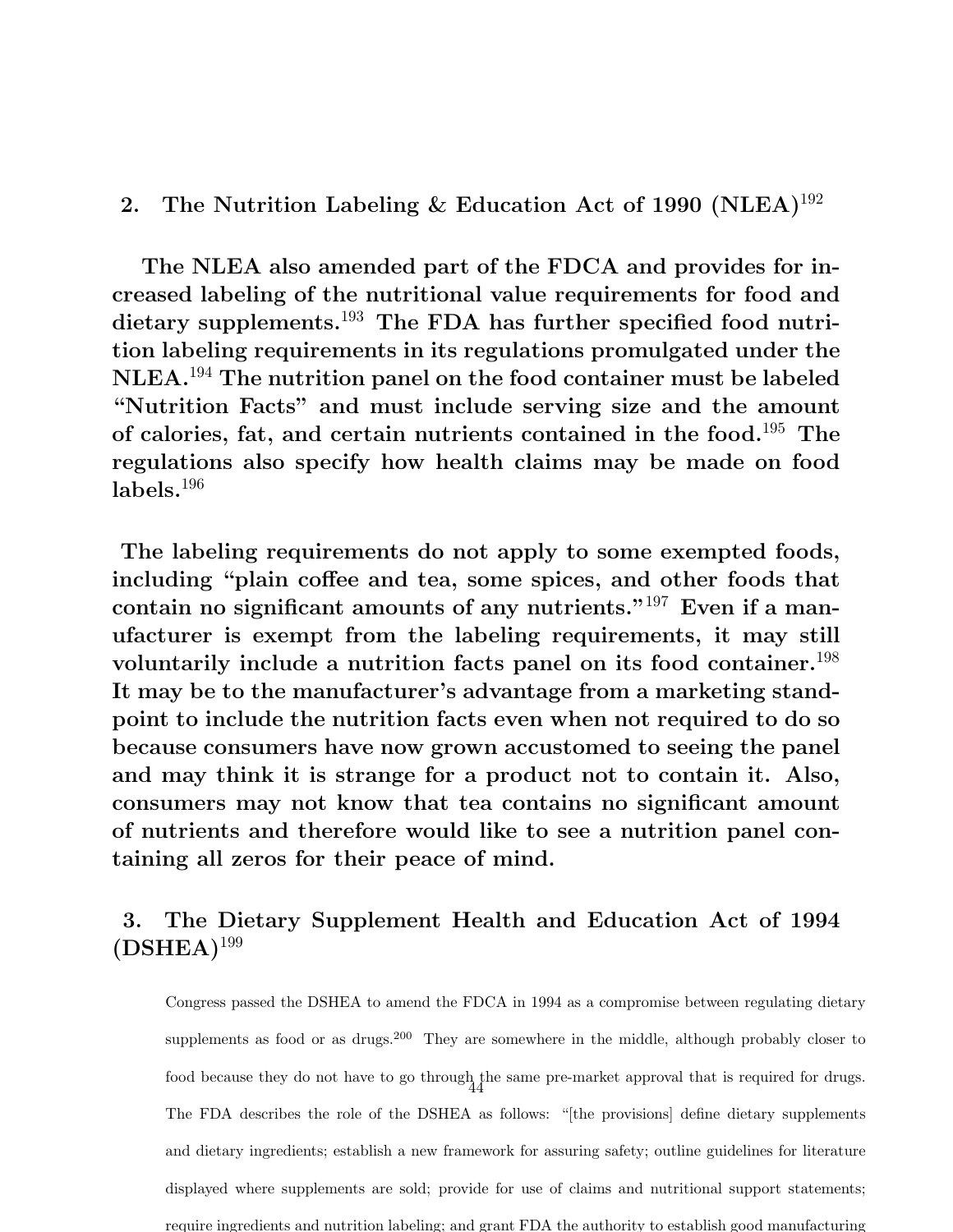### 2. The Nutrition Labeling & Education Act of 1990 (NLEA)[192]

**The NLEA also amended part of the FDCA and provides for increased labeling of the nutritional value requirements for food and dietary supplements.[193] The FDA has further specified food nutrition labeling requirements in its regulations promulgated under the NLEA.[194] The nutrition panel on the food container must be labeled "Nutrition Facts" and must include serving size and the amount of calories, fat, and certain nutrients contained in the food.[195] The regulations also specify how health claims may be made on food labels.[196]**

**The labeling requirements do not apply to some exempted foods, including "plain coffee and tea, some spices, and other foods that contain no significant amounts of any nutrients."[197] Even if a manufacturer is exempt from the labeling requirements, it may still voluntarily include a nutrition facts panel on its food container.[198] It may be to the manufacturer's advantage from a marketing standpoint to include the nutrition facts even when not required to do so because consumers have now grown accustomed to seeing the panel and may think it is strange for a product not to contain it. Also, consumers may not know that tea contains no significant amount of nutrients and therefore would like to see a nutrition panel containing all zeros for their peace of mind.**

### 3. The Dietary Supplement Health and Education Act of 1994 (DSHEA)[199]

Congress passed the DSHEA to amend the FDCA in 1994 as a compromise between regulating dietary supplements as food or as drugs.[200] They are somewhere in the middle, although probably closer to food because they do not have to go through the same pre-market approval that is required for drugs. The FDA describes the role of the DSHEA as follows: "[the provisions] define dietary supplements and dietary ingredients; establish a new framework for assuring safety; outline guidelines for literature displayed where supplements are sold; provide for use of claims and nutritional support statements; require ingredients and nutrition labeling; and grant FDA the authority to establish good manufacturing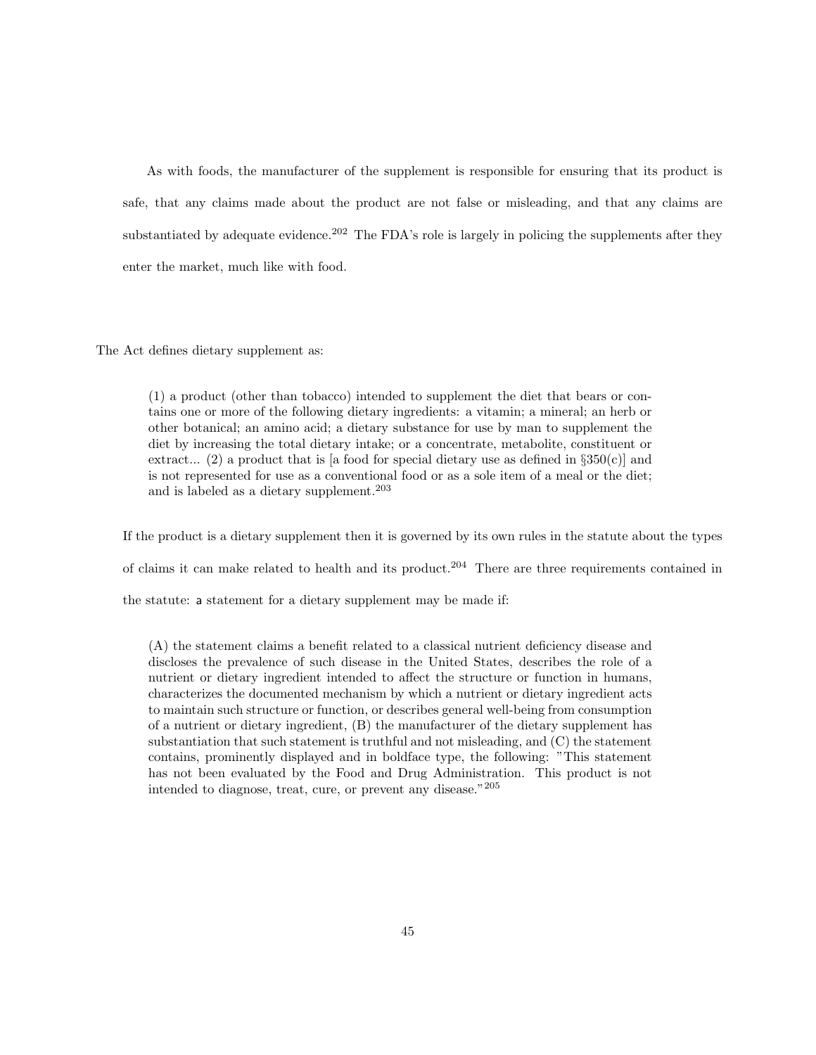As with foods, the manufacturer of the supplement is responsible for ensuring that its product is safe, that any claims made about the product are not false or misleading, and that any claims are substantiated by adequate evidence.[202] The FDA's role is largely in policing the supplements after they enter the market, much like with food.

The Act defines dietary supplement as:

> (1) a product (other than tobacco) intended to supplement the diet that bears or contains one or more of the following dietary ingredients: a vitamin; a mineral; an herb or other botanical; an amino acid; a dietary substance for use by man to supplement the diet by increasing the total dietary intake; or a concentrate, metabolite, constituent or extract... (2) a product that is [a food for special dietary use as defined in §350(c)] and is not represented for use as a conventional food or as a sole item of a meal or the diet; and is labeled as a dietary supplement.[203]

If the product is a dietary supplement then it is governed by its own rules in the statute about the types of claims it can make related to health and its product.[204] There are three requirements contained in the statute: a statement for a dietary supplement may be made if:

> (A) the statement claims a benefit related to a classical nutrient deficiency disease and discloses the prevalence of such disease in the United States, describes the role of a nutrient or dietary ingredient intended to affect the structure or function in humans, characterizes the documented mechanism by which a nutrient or dietary ingredient acts to maintain such structure or function, or describes general well-being from consumption of a nutrient or dietary ingredient, (B) the manufacturer of the dietary supplement has substantiation that such statement is truthful and not misleading, and (C) the statement contains, prominently displayed and in boldface type, the following: "This statement has not been evaluated by the Food and Drug Administration. This product is not intended to diagnose, treat, cure, or prevent any disease."[205]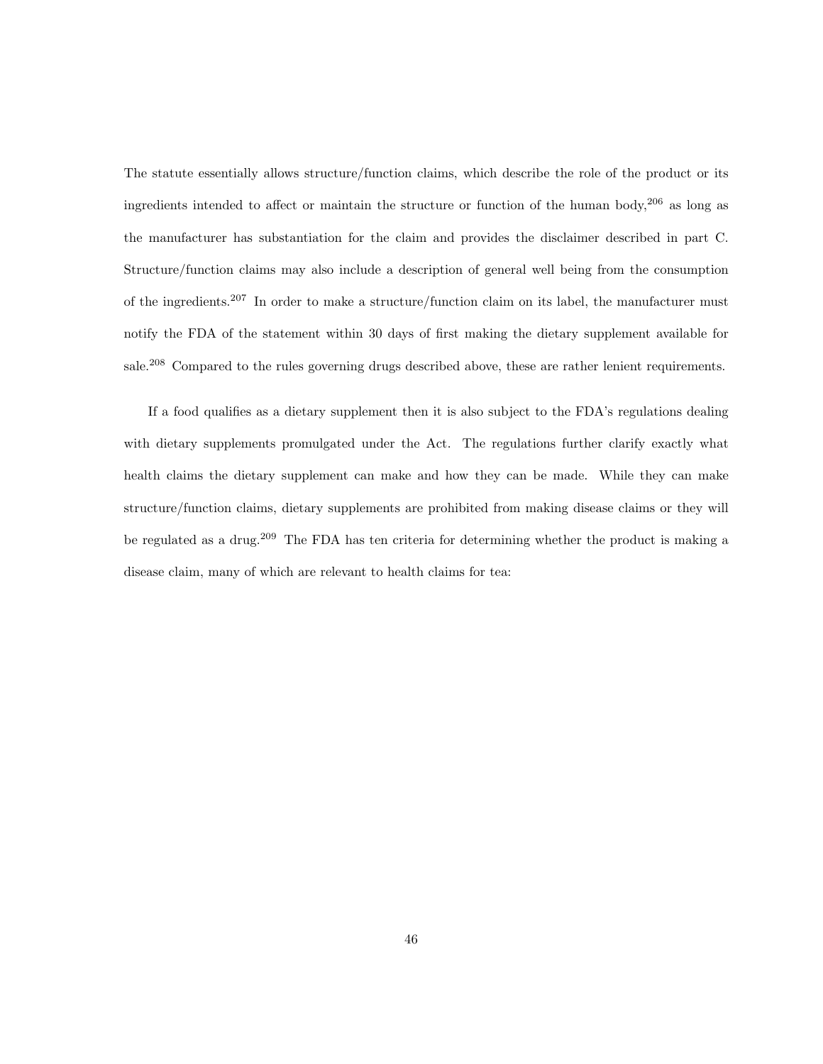The statute essentially allows structure/function claims, which describe the role of the product or its ingredients intended to affect or maintain the structure or function of the human body,[206] as long as the manufacturer has substantiation for the claim and provides the disclaimer described in part C. Structure/function claims may also include a description of general well being from the consumption of the ingredients.[207] In order to make a structure/function claim on its label, the manufacturer must notify the FDA of the statement within 30 days of first making the dietary supplement available for sale.[208] Compared to the rules governing drugs described above, these are rather lenient requirements.

If a food qualifies as a dietary supplement then it is also subject to the FDA's regulations dealing with dietary supplements promulgated under the Act. The regulations further clarify exactly what health claims the dietary supplement can make and how they can be made. While they can make structure/function claims, dietary supplements are prohibited from making disease claims or they will be regulated as a drug.[209] The FDA has ten criteria for determining whether the product is making a disease claim, many of which are relevant to health claims for tea: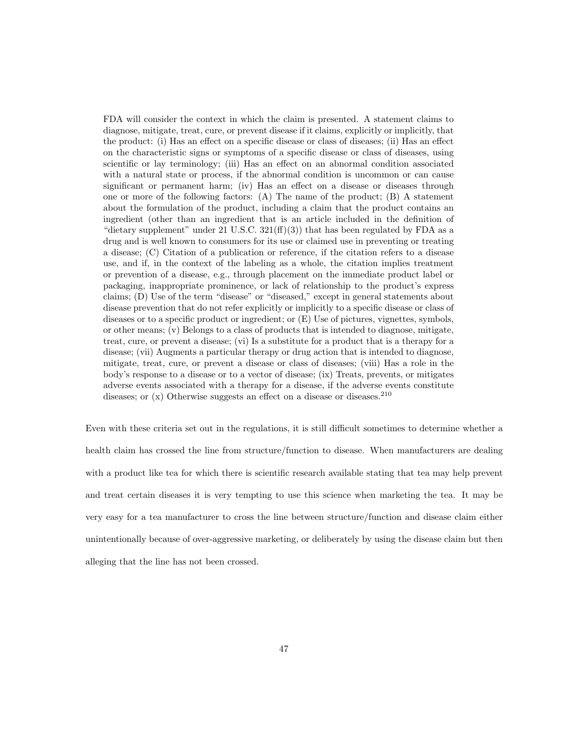> FDA will consider the context in which the claim is presented. A statement claims to diagnose, mitigate, treat, cure, or prevent disease if it claims, explicitly or implicitly, that the product: (i) Has an effect on a specific disease or class of diseases; (ii) Has an effect on the characteristic signs or symptoms of a specific disease or class of diseases, using scientific or lay terminology; (iii) Has an effect on an abnormal condition associated with a natural state or process, if the abnormal condition is uncommon or can cause significant or permanent harm; (iv) Has an effect on a disease or diseases through one or more of the following factors: (A) The name of the product; (B) A statement about the formulation of the product, including a claim that the product contains an ingredient (other than an ingredient that is an article included in the definition of "dietary supplement" under 21 U.S.C. 321(ff)(3)) that has been regulated by FDA as a drug and is well known to consumers for its use or claimed use in preventing or treating a disease; (C) Citation of a publication or reference, if the citation refers to a disease use, and if, in the context of the labeling as a whole, the citation implies treatment or prevention of a disease, e.g., through placement on the immediate product label or packaging, inappropriate prominence, or lack of relationship to the product's express claims; (D) Use of the term "disease" or "diseased," except in general statements about disease prevention that do not refer explicitly or implicitly to a specific disease or class of diseases or to a specific product or ingredient; or (E) Use of pictures, vignettes, symbols, or other means; (v) Belongs to a class of products that is intended to diagnose, mitigate, treat, cure, or prevent a disease; (vi) Is a substitute for a product that is a therapy for a disease; (vii) Augments a particular therapy or drug action that is intended to diagnose, mitigate, treat, cure, or prevent a disease or class of diseases; (viii) Has a role in the body's response to a disease or to a vector of disease; (ix) Treats, prevents, or mitigates adverse events associated with a therapy for a disease, if the adverse events constitute diseases; or (x) Otherwise suggests an effect on a disease or diseases.[210]

Even with these criteria set out in the regulations, it is still difficult sometimes to determine whether a health claim has crossed the line from structure/function to disease. When manufacturers are dealing with a product like tea for which there is scientific research available stating that tea may help prevent and treat certain diseases it is very tempting to use this science when marketing the tea. It may be very easy for a tea manufacturer to cross the line between structure/function and disease claim either unintentionally because of over-aggressive marketing, or deliberately by using the disease claim but then alleging that the line has not been crossed.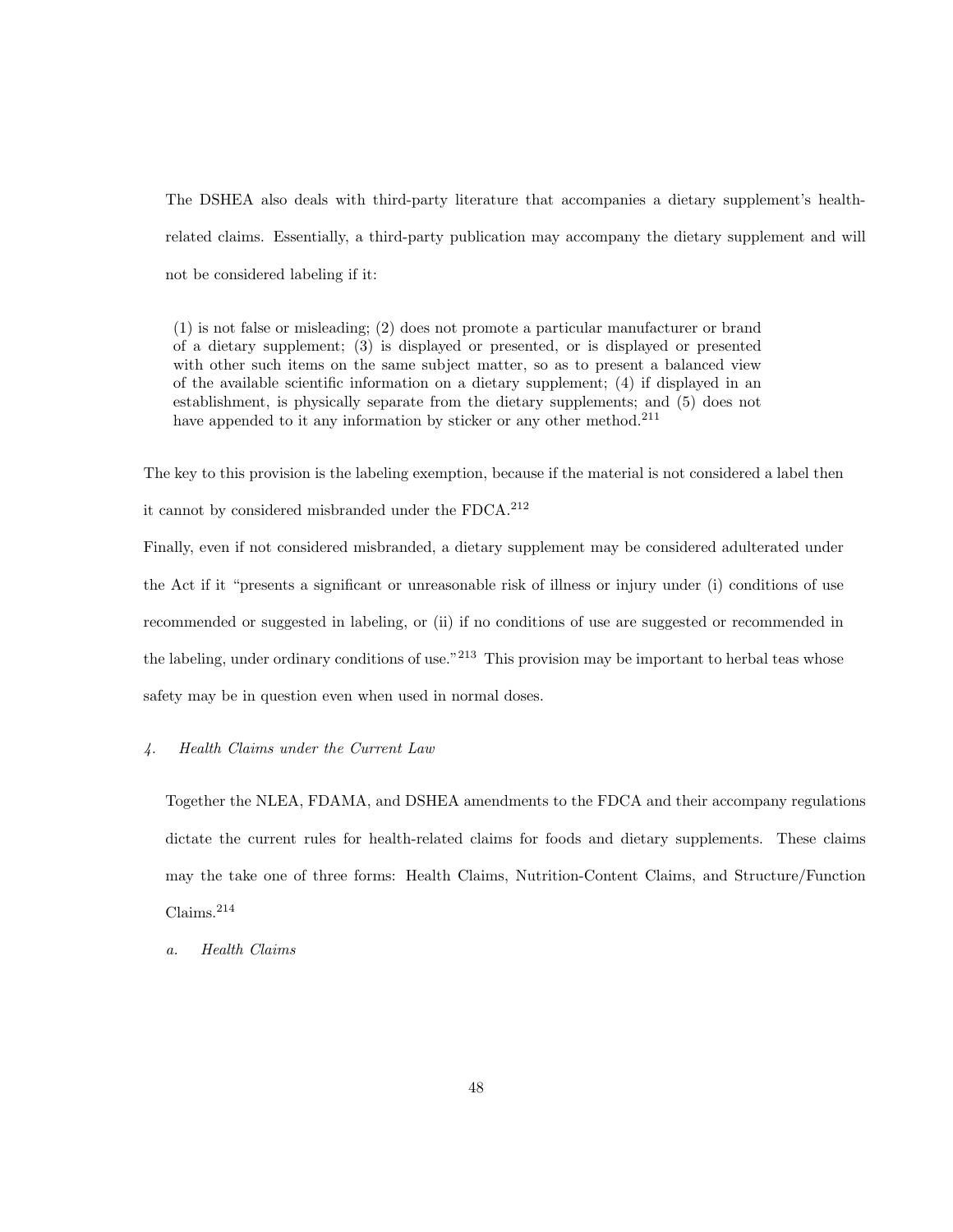The DSHEA also deals with third-party literature that accompanies a dietary supplement's health-related claims. Essentially, a third-party publication may accompany the dietary supplement and will not be considered labeling if it:

> (1) is not false or misleading; (2) does not promote a particular manufacturer or brand of a dietary supplement; (3) is displayed or presented, or is displayed or presented with other such items on the same subject matter, so as to present a balanced view of the available scientific information on a dietary supplement; (4) if displayed in an establishment, is physically separate from the dietary supplements; and (5) does not have appended to it any information by sticker or any other method.[211]

The key to this provision is the labeling exemption, because if the material is not considered a label then it cannot by considered misbranded under the FDCA.[212]

Finally, even if not considered misbranded, a dietary supplement may be considered adulterated under the Act if it "presents a significant or unreasonable risk of illness or injury under (i) conditions of use recommended or suggested in labeling, or (ii) if no conditions of use are suggested or recommended in the labeling, under ordinary conditions of use."[213] This provision may be important to herbal teas whose safety may be in question even when used in normal doses.

### *4. Health Claims under the Current Law*

Together the NLEA, FDAMA, and DSHEA amendments to the FDCA and their accompany regulations dictate the current rules for health-related claims for foods and dietary supplements. These claims may the take one of three forms: Health Claims, Nutrition-Content Claims, and Structure/Function Claims.[214]

#### *a. Health Claims*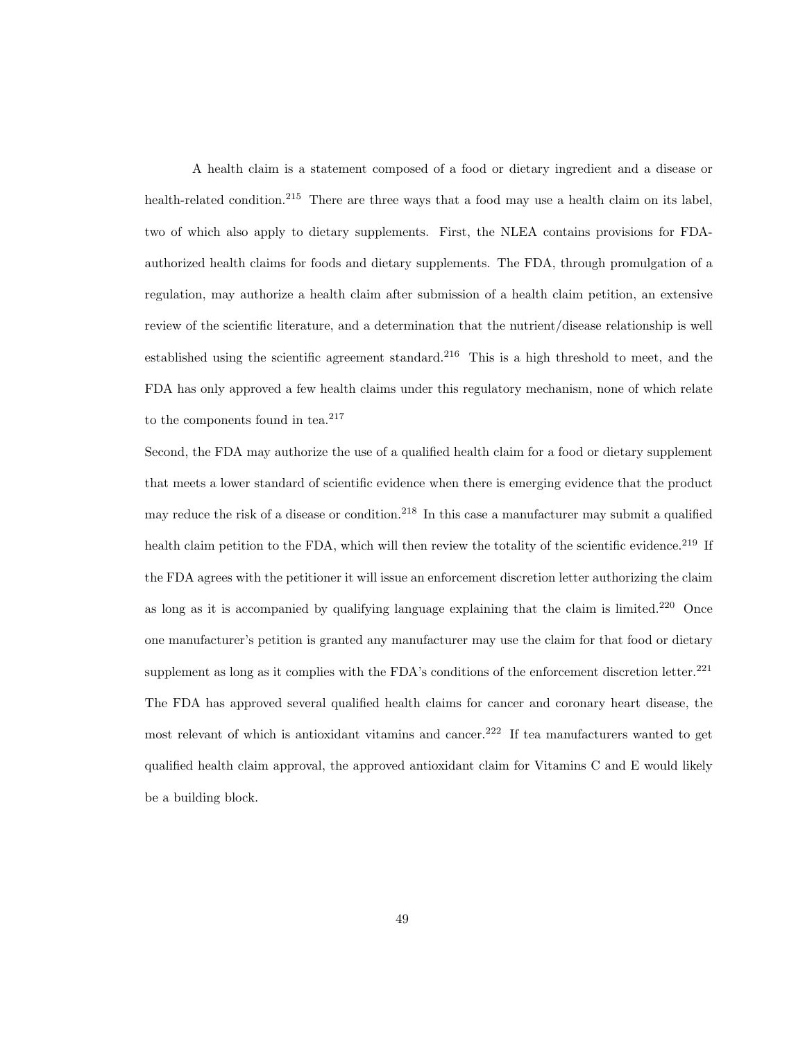A health claim is a statement composed of a food or dietary ingredient and a disease or health-related condition.[215] There are three ways that a food may use a health claim on its label, two of which also apply to dietary supplements. First, the NLEA contains provisions for FDA-authorized health claims for foods and dietary supplements. The FDA, through promulgation of a regulation, may authorize a health claim after submission of a health claim petition, an extensive review of the scientific literature, and a determination that the nutrient/disease relationship is well established using the scientific agreement standard.[216] This is a high threshold to meet, and the FDA has only approved a few health claims under this regulatory mechanism, none of which relate to the components found in tea.[217]

Second, the FDA may authorize the use of a qualified health claim for a food or dietary supplement that meets a lower standard of scientific evidence when there is emerging evidence that the product may reduce the risk of a disease or condition.[218] In this case a manufacturer may submit a qualified health claim petition to the FDA, which will then review the totality of the scientific evidence.[219] If the FDA agrees with the petitioner it will issue an enforcement discretion letter authorizing the claim as long as it is accompanied by qualifying language explaining that the claim is limited.[220] Once one manufacturer's petition is granted any manufacturer may use the claim for that food or dietary supplement as long as it complies with the FDA's conditions of the enforcement discretion letter.[221] The FDA has approved several qualified health claims for cancer and coronary heart disease, the most relevant of which is antioxidant vitamins and cancer.[222] If tea manufacturers wanted to get qualified health claim approval, the approved antioxidant claim for Vitamins C and E would likely be a building block.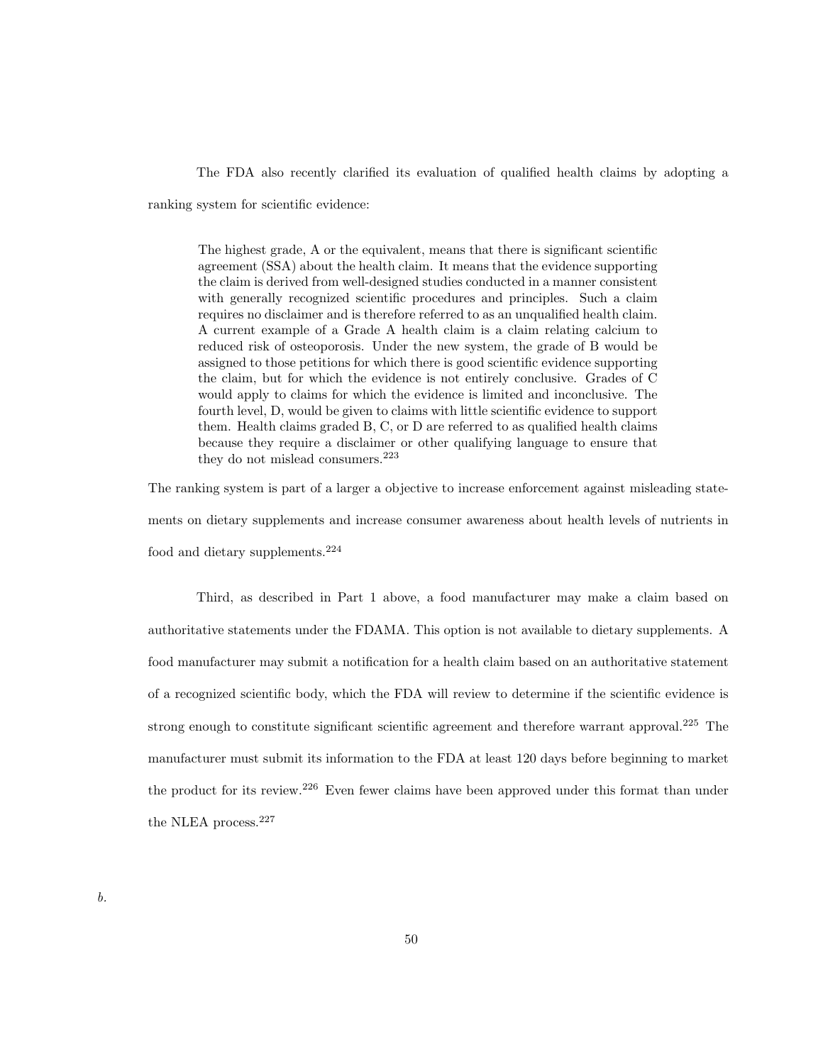The FDA also recently clarified its evaluation of qualified health claims by adopting a ranking system for scientific evidence:

> The highest grade, A or the equivalent, means that there is significant scientific agreement (SSA) about the health claim. It means that the evidence supporting the claim is derived from well-designed studies conducted in a manner consistent with generally recognized scientific procedures and principles. Such a claim requires no disclaimer and is therefore referred to as an unqualified health claim. A current example of a Grade A health claim is a claim relating calcium to reduced risk of osteoporosis. Under the new system, the grade of B would be assigned to those petitions for which there is good scientific evidence supporting the claim, but for which the evidence is not entirely conclusive. Grades of C would apply to claims for which the evidence is limited and inconclusive. The fourth level, D, would be given to claims with little scientific evidence to support them. Health claims graded B, C, or D are referred to as qualified health claims because they require a disclaimer or other qualifying language to ensure that they do not mislead consumers.[223]

The ranking system is part of a larger a objective to increase enforcement against misleading statements on dietary supplements and increase consumer awareness about health levels of nutrients in food and dietary supplements.[224]

Third, as described in Part 1 above, a food manufacturer may make a claim based on authoritative statements under the FDAMA. This option is not available to dietary supplements. A food manufacturer may submit a notification for a health claim based on an authoritative statement of a recognized scientific body, which the FDA will review to determine if the scientific evidence is strong enough to constitute significant scientific agreement and therefore warrant approval.[225] The manufacturer must submit its information to the FDA at least 120 days before beginning to market the product for its review.[226] Even fewer claims have been approved under this format than under the NLEA process.[227]

*b.*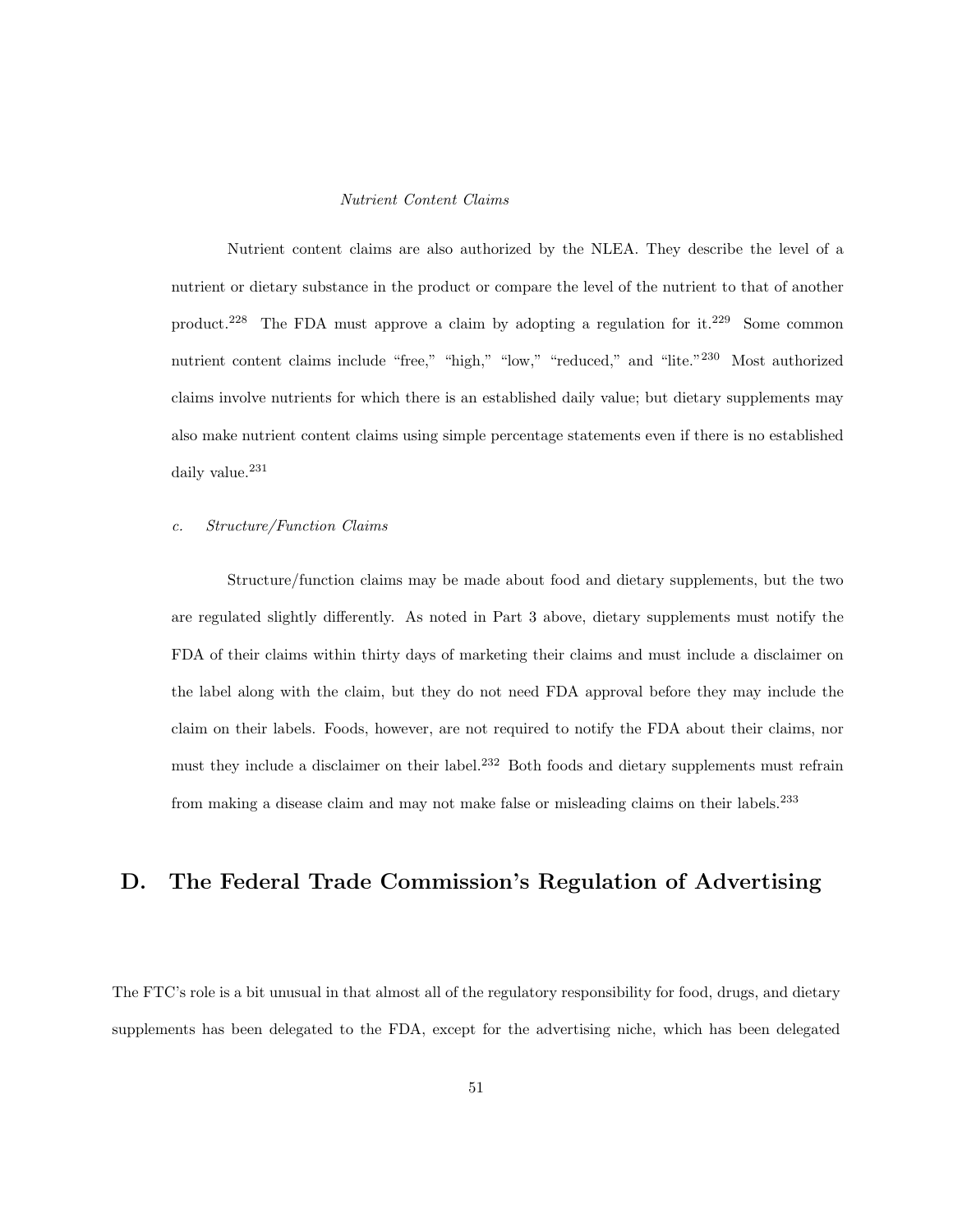*Nutrient Content Claims*

Nutrient content claims are also authorized by the NLEA. They describe the level of a nutrient or dietary substance in the product or compare the level of the nutrient to that of another product.[228] The FDA must approve a claim by adopting a regulation for it.[229] Some common nutrient content claims include "free," "high," "low," "reduced," and "lite."[230] Most authorized claims involve nutrients for which there is an established daily value; but dietary supplements may also make nutrient content claims using simple percentage statements even if there is no established daily value.[231]

### c. *Structure/Function Claims*

Structure/function claims may be made about food and dietary supplements, but the two are regulated slightly differently. As noted in Part 3 above, dietary supplements must notify the FDA of their claims within thirty days of marketing their claims and must include a disclaimer on the label along with the claim, but they do not need FDA approval before they may include the claim on their labels. Foods, however, are not required to notify the FDA about their claims, nor must they include a disclaimer on their label.[232] Both foods and dietary supplements must refrain from making a disease claim and may not make false or misleading claims on their labels.[233]

## D. The Federal Trade Commission's Regulation of Advertising

The FTC's role is a bit unusual in that almost all of the regulatory responsibility for food, drugs, and dietary supplements has been delegated to the FDA, except for the advertising niche, which has been delegated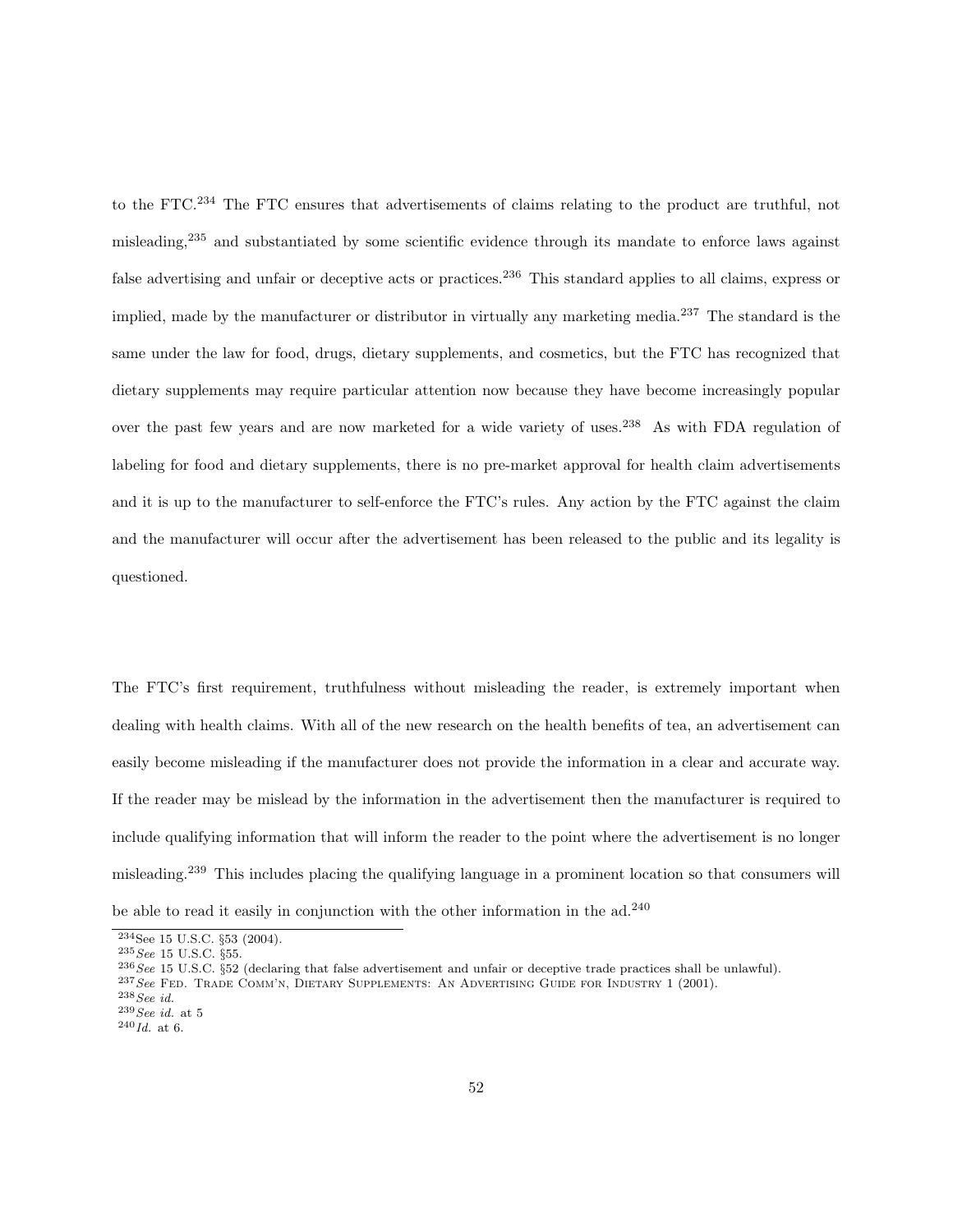to the FTC.[234] The FTC ensures that advertisements of claims relating to the product are truthful, not misleading,[235] and substantiated by some scientific evidence through its mandate to enforce laws against false advertising and unfair or deceptive acts or practices.[236] This standard applies to all claims, express or implied, made by the manufacturer or distributor in virtually any marketing media.[237] The standard is the same under the law for food, drugs, dietary supplements, and cosmetics, but the FTC has recognized that dietary supplements may require particular attention now because they have become increasingly popular over the past few years and are now marketed for a wide variety of uses.[238] As with FDA regulation of labeling for food and dietary supplements, there is no pre-market approval for health claim advertisements and it is up to the manufacturer to self-enforce the FTC's rules. Any action by the FTC against the claim and the manufacturer will occur after the advertisement has been released to the public and its legality is questioned.

The FTC's first requirement, truthfulness without misleading the reader, is extremely important when dealing with health claims. With all of the new research on the health benefits of tea, an advertisement can easily become misleading if the manufacturer does not provide the information in a clear and accurate way. If the reader may be mislead by the information in the advertisement then the manufacturer is required to include qualifying information that will inform the reader to the point where the advertisement is no longer misleading.[239] This includes placing the qualifying language in a prominent location so that consumers will be able to read it easily in conjunction with the other information in the ad.[240]

---

[234] See 15 U.S.C. §53 (2004).

[235] *See* 15 U.S.C. §55.

[236] *See* 15 U.S.C. §52 (declaring that false advertisement and unfair or deceptive trade practices shall be unlawful).

[237] *See* Fed. Trade Comm'n, Dietary Supplements: An Advertising Guide for Industry 1 (2001).

[238] *See id.*

[239] *See id.* at 5

[240] *Id.* at 6.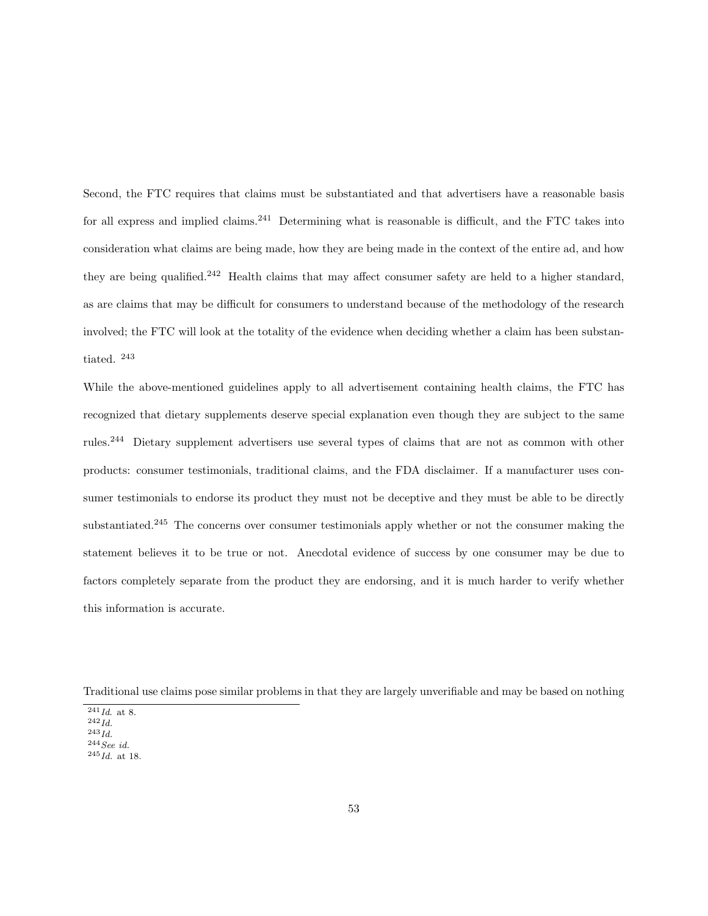Second, the FTC requires that claims must be substantiated and that advertisers have a reasonable basis for all express and implied claims.[241] Determining what is reasonable is difficult, and the FTC takes into consideration what claims are being made, how they are being made in the context of the entire ad, and how they are being qualified.[242] Health claims that may affect consumer safety are held to a higher standard, as are claims that may be difficult for consumers to understand because of the methodology of the research involved; the FTC will look at the totality of the evidence when deciding whether a claim has been substantiated. [243]

While the above-mentioned guidelines apply to all advertisement containing health claims, the FTC has recognized that dietary supplements deserve special explanation even though they are subject to the same rules.[244] Dietary supplement advertisers use several types of claims that are not as common with other products: consumer testimonials, traditional claims, and the FDA disclaimer. If a manufacturer uses consumer testimonials to endorse its product they must not be deceptive and they must be able to be directly substantiated.[245] The concerns over consumer testimonials apply whether or not the consumer making the statement believes it to be true or not. Anecdotal evidence of success by one consumer may be due to factors completely separate from the product they are endorsing, and it is much harder to verify whether this information is accurate.

Traditional use claims pose similar problems in that they are largely unverifiable and may be based on nothing

[241] *Id.* at 8.
[242] *Id.*
[243] *Id.*
[244] *See id.*
[245] *Id.* at 18.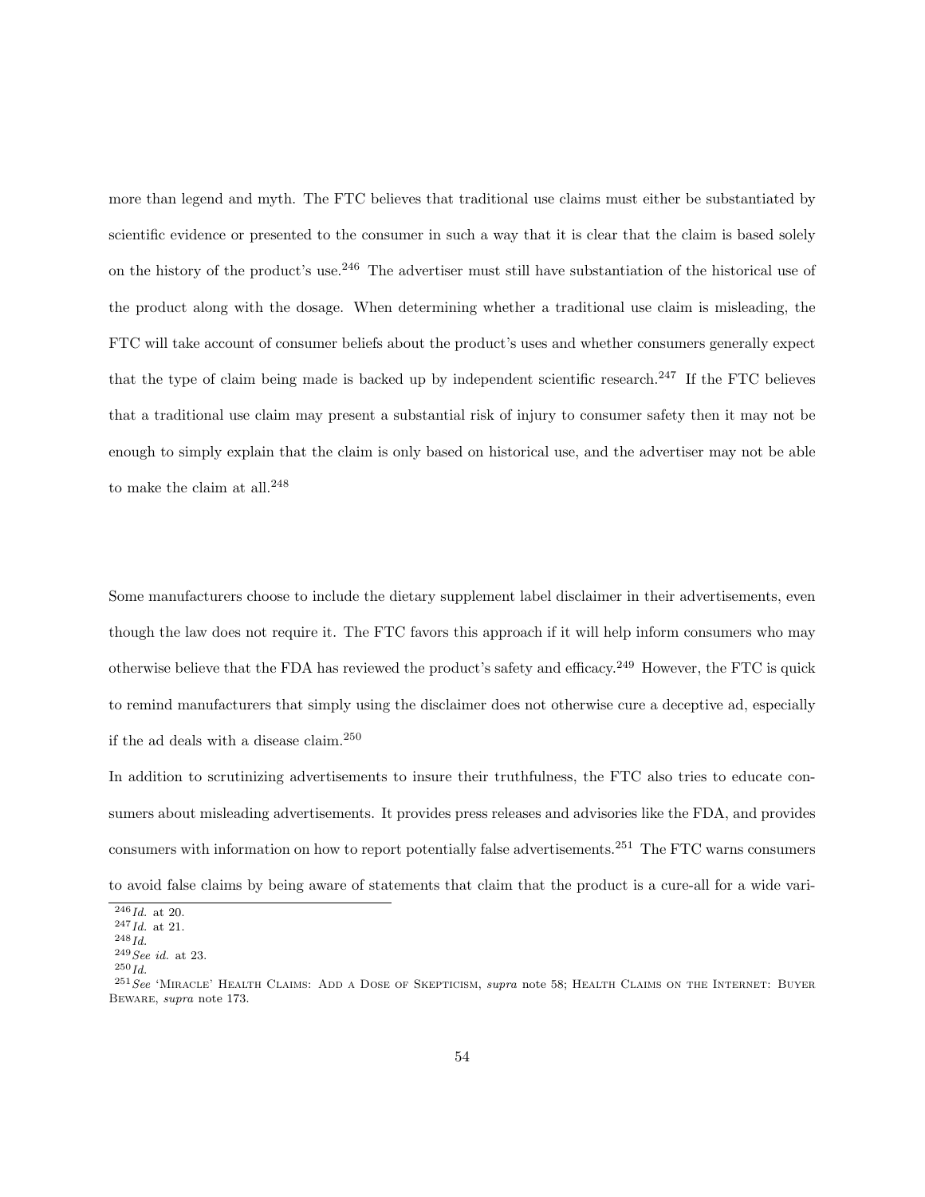more than legend and myth. The FTC believes that traditional use claims must either be substantiated by scientific evidence or presented to the consumer in such a way that it is clear that the claim is based solely on the history of the product's use.[246] The advertiser must still have substantiation of the historical use of the product along with the dosage. When determining whether a traditional use claim is misleading, the FTC will take account of consumer beliefs about the product's uses and whether consumers generally expect that the type of claim being made is backed up by independent scientific research.[247] If the FTC believes that a traditional use claim may present a substantial risk of injury to consumer safety then it may not be enough to simply explain that the claim is only based on historical use, and the advertiser may not be able to make the claim at all.[248]

Some manufacturers choose to include the dietary supplement label disclaimer in their advertisements, even though the law does not require it. The FTC favors this approach if it will help inform consumers who may otherwise believe that the FDA has reviewed the product's safety and efficacy.[249] However, the FTC is quick to remind manufacturers that simply using the disclaimer does not otherwise cure a deceptive ad, especially if the ad deals with a disease claim.[250]

In addition to scrutinizing advertisements to insure their truthfulness, the FTC also tries to educate consumers about misleading advertisements. It provides press releases and advisories like the FDA, and provides consumers with information on how to report potentially false advertisements.[251] The FTC warns consumers to avoid false claims by being aware of statements that claim that the product is a cure-all for a wide vari-

---

[246] *Id.* at 20.

[247] *Id.* at 21.

[248] *Id.*

[249] *See id.* at 23.

[250] *Id.*

[251] *See* 'Miracle' Health Claims: Add a Dose of Skepticism, *supra* note 58; Health Claims on the Internet: Buyer Beware, *supra* note 173.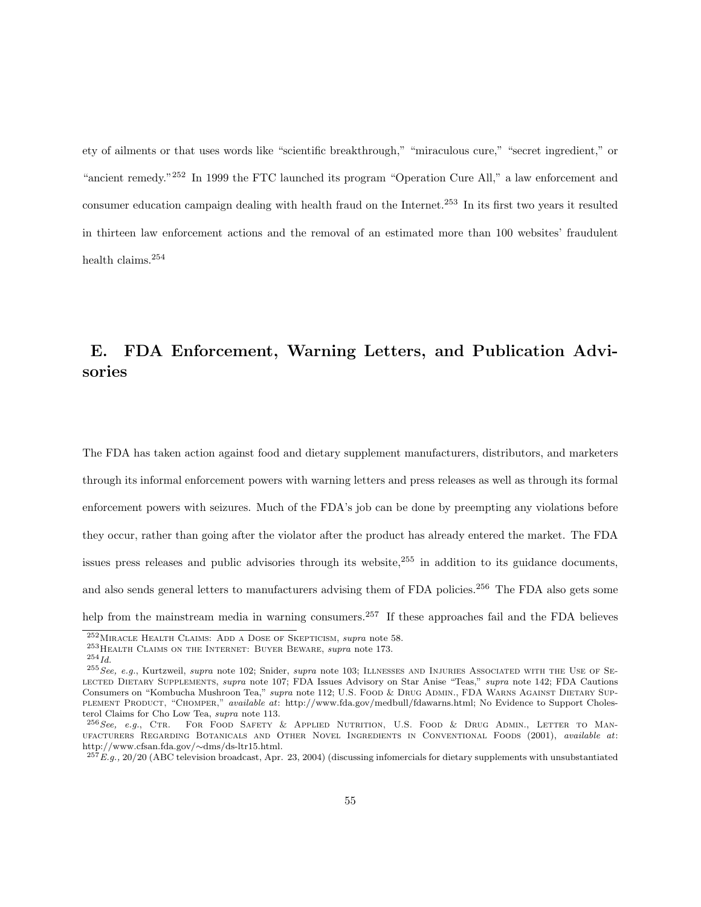ety of ailments or that uses words like "scientific breakthrough," "miraculous cure," "secret ingredient," or "ancient remedy."[252] In 1999 the FTC launched its program "Operation Cure All," a law enforcement and consumer education campaign dealing with health fraud on the Internet.[253] In its first two years it resulted in thirteen law enforcement actions and the removal of an estimated more than 100 websites' fraudulent health claims.[254]

## E. FDA Enforcement, Warning Letters, and Publication Advisories

The FDA has taken action against food and dietary supplement manufacturers, distributors, and marketers through its informal enforcement powers with warning letters and press releases as well as through its formal enforcement powers with seizures. Much of the FDA's job can be done by preempting any violations before they occur, rather than going after the violator after the product has already entered the market. The FDA issues press releases and public advisories through its website,[255] in addition to its guidance documents, and also sends general letters to manufacturers advising them of FDA policies.[256] The FDA also gets some help from the mainstream media in warning consumers.[257] If these approaches fail and the FDA believes

---

[252] Miracle Health Claims: Add a Dose of Skepticism, *supra* note 58.

[253] Health Claims on the Internet: Buyer Beware, *supra* note 173.

[254] *Id.*

[255] *See, e.g.*, Kurtzweil, *supra* note 102; Snider, *supra* note 103; Illnesses and Injuries Associated with the Use of Selected Dietary Supplements, *supra* note 107; FDA Issues Advisory on Star Anise "Teas," *supra* note 142; FDA Cautions Consumers on "Kombucha Mushroon Tea," *supra* note 112; U.S. Food & Drug Admin., FDA Warns Against Dietary Supplement Product, "Chomper," *available at*: http://www.fda.gov/medbull/fdawarns.html; No Evidence to Support Cholesterol Claims for Cho Low Tea, *supra* note 113.

[256] *See, e.g.*, Ctr. For Food Safety & Applied Nutrition, U.S. Food & Drug Admin., Letter to Manufacturers Regarding Botanicals and Other Novel Ingredients in Conventional Foods (2001), *available at*: http://www.cfsan.fda.gov/~dms/ds-ltr15.html.

[257] *E.g.*, 20/20 (ABC television broadcast, Apr. 23, 2004) (discussing infomercials for dietary supplements with unsubstantiated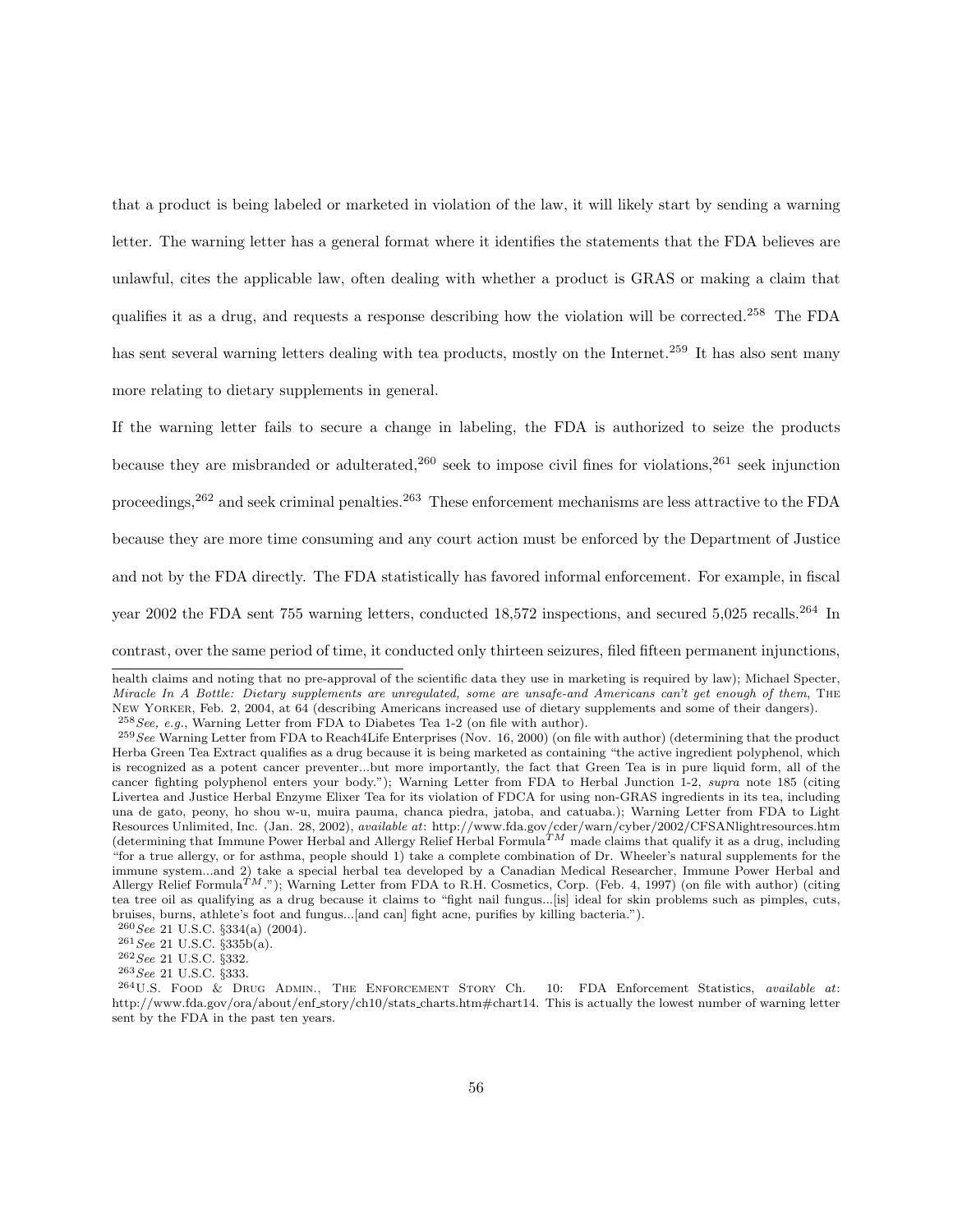that a product is being labeled or marketed in violation of the law, it will likely start by sending a warning letter. The warning letter has a general format where it identifies the statements that the FDA believes are unlawful, cites the applicable law, often dealing with whether a product is GRAS or making a claim that qualifies it as a drug, and requests a response describing how the violation will be corrected.[258] The FDA has sent several warning letters dealing with tea products, mostly on the Internet.[259] It has also sent many more relating to dietary supplements in general.

If the warning letter fails to secure a change in labeling, the FDA is authorized to seize the products because they are misbranded or adulterated,[260] seek to impose civil fines for violations,[261] seek injunction proceedings,[262] and seek criminal penalties.[263] These enforcement mechanisms are less attractive to the FDA because they are more time consuming and any court action must be enforced by the Department of Justice and not by the FDA directly. The FDA statistically has favored informal enforcement. For example, in fiscal year 2002 the FDA sent 755 warning letters, conducted 18,572 inspections, and secured 5,025 recalls.[264] In contrast, over the same period of time, it conducted only thirteen seizures, filed fifteen permanent injunctions,

---

health claims and noting that no pre-approval of the scientific data they use in marketing is required by law); Michael Specter, *Miracle In A Bottle: Dietary supplements are unregulated, some are unsafe-and Americans can't get enough of them*, The New Yorker, Feb. 2, 2004, at 64 (describing Americans increased use of dietary supplements and some of their dangers).

[258] *See, e.g.*, Warning Letter from FDA to Diabetes Tea 1-2 (on file with author).

[259] *See* Warning Letter from FDA to Reach4Life Enterprises (Nov. 16, 2000) (on file with author) (determining that the product Herba Green Tea Extract qualifies as a drug because it is being marketed as containing "the active ingredient polyphenol, which is recognized as a potent cancer preventer...but more importantly, the fact that Green Tea is in pure liquid form, all of the cancer fighting polyphenol enters your body."); Warning Letter from FDA to Herbal Junction 1-2, *supra* note 185 (citing Livertea and Justice Herbal Enzyme Elixer Tea for its violation of FDCA for using non-GRAS ingredients in its tea, including una de gato, peony, ho shou w-u, muira pauma, chanca piedra, jatoba, and catuaba.); Warning Letter from FDA to Light Resources Unlimited, Inc. (Jan. 28, 2002), *available at*: http://www.fda.gov/cder/warn/cyber/2002/CFSANlightresources.htm (determining that Immune Power Herbal and Allergy Relief Herbal Formula™ made claims that qualify it as a drug, including "for a true allergy, or for asthma, people should 1) take a complete combination of Dr. Wheeler's natural supplements for the immune system...and 2) take a special herbal tea developed by a Canadian Medical Researcher, Immune Power Herbal and Allergy Relief Formula™."); Warning Letter from FDA to R.H. Cosmetics, Corp. (Feb. 4, 1997) (on file with author) (citing tea tree oil as qualifying as a drug because it claims to "fight nail fungus...[is] ideal for skin problems such as pimples, cuts, bruises, burns, athlete's foot and fungus...[and can] fight acne, purifies by killing bacteria.").

[260] *See* 21 U.S.C. §334(a) (2004).

[261] *See* 21 U.S.C. §335b(a).

[262] *See* 21 U.S.C. §332.

[263] *See* 21 U.S.C. §333.

[264] U.S. Food & Drug Admin., The Enforcement Story Ch. 10: FDA Enforcement Statistics, *available at*: http://www.fda.gov/ora/about/enf_story/ch10/stats_charts.htm#chart14. This is actually the lowest number of warning letter sent by the FDA in the past ten years.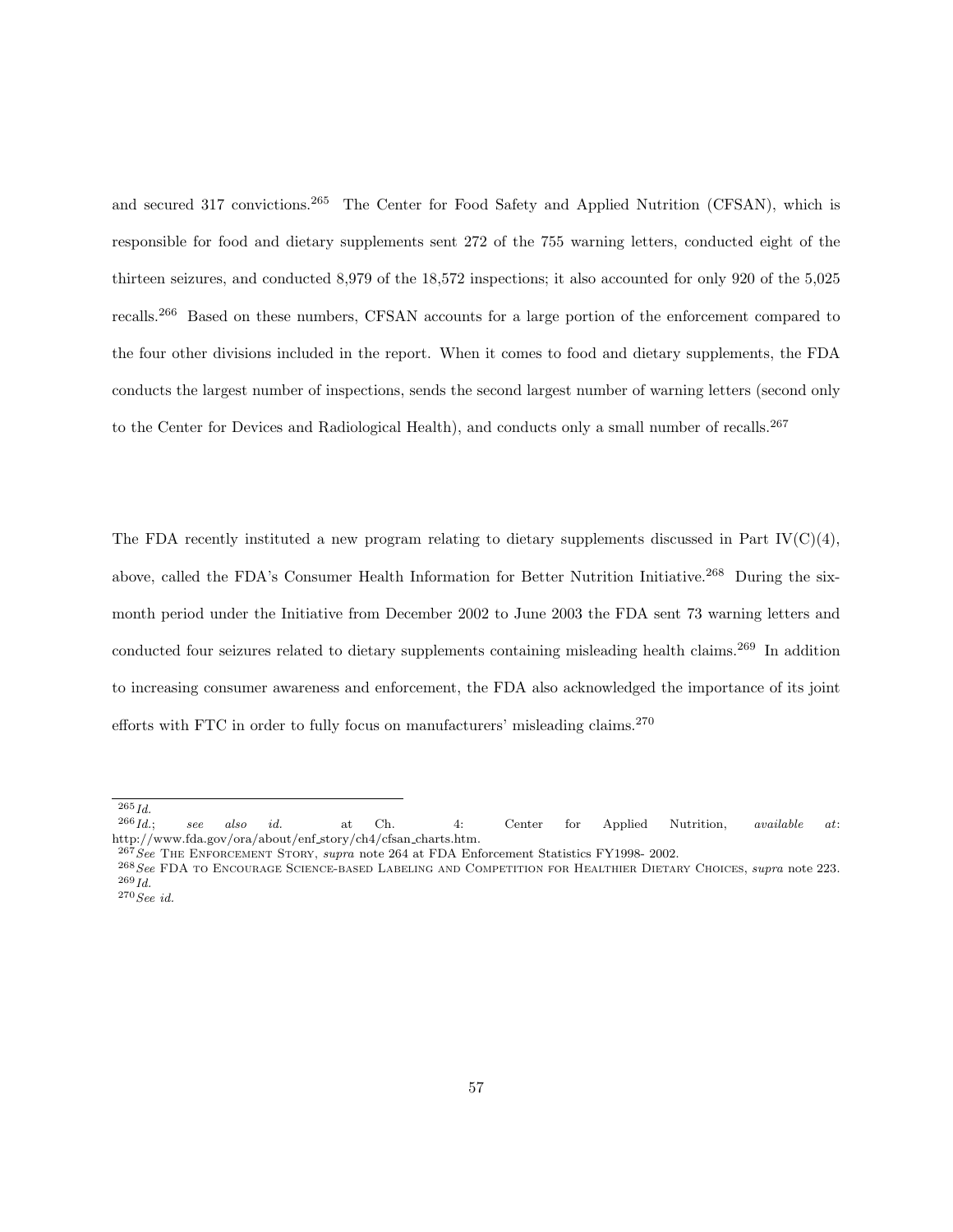and secured 317 convictions.[265] The Center for Food Safety and Applied Nutrition (CFSAN), which is responsible for food and dietary supplements sent 272 of the 755 warning letters, conducted eight of the thirteen seizures, and conducted 8,979 of the 18,572 inspections; it also accounted for only 920 of the 5,025 recalls.[266] Based on these numbers, CFSAN accounts for a large portion of the enforcement compared to the four other divisions included in the report. When it comes to food and dietary supplements, the FDA conducts the largest number of inspections, sends the second largest number of warning letters (second only to the Center for Devices and Radiological Health), and conducts only a small number of recalls.[267]

The FDA recently instituted a new program relating to dietary supplements discussed in Part IV(C)(4), above, called the FDA's Consumer Health Information for Better Nutrition Initiative.[268] During the six-month period under the Initiative from December 2002 to June 2003 the FDA sent 73 warning letters and conducted four seizures related to dietary supplements containing misleading health claims.[269] In addition to increasing consumer awareness and enforcement, the FDA also acknowledged the importance of its joint efforts with FTC in order to fully focus on manufacturers' misleading claims.[270]

---

[265] *Id.*

[266] *Id.*; *see also id.* at Ch. 4: Center for Applied Nutrition, *available at*: http://www.fda.gov/ora/about/enf_story/ch4/cfsan_charts.htm.

[267] *See* The Enforcement Story, *supra* note 264 at FDA Enforcement Statistics FY1998- 2002.

[268] *See* FDA to Encourage Science-based Labeling and Competition for Healthier Dietary Choices, *supra* note 223.

[269] *Id.*

[270] *See id.*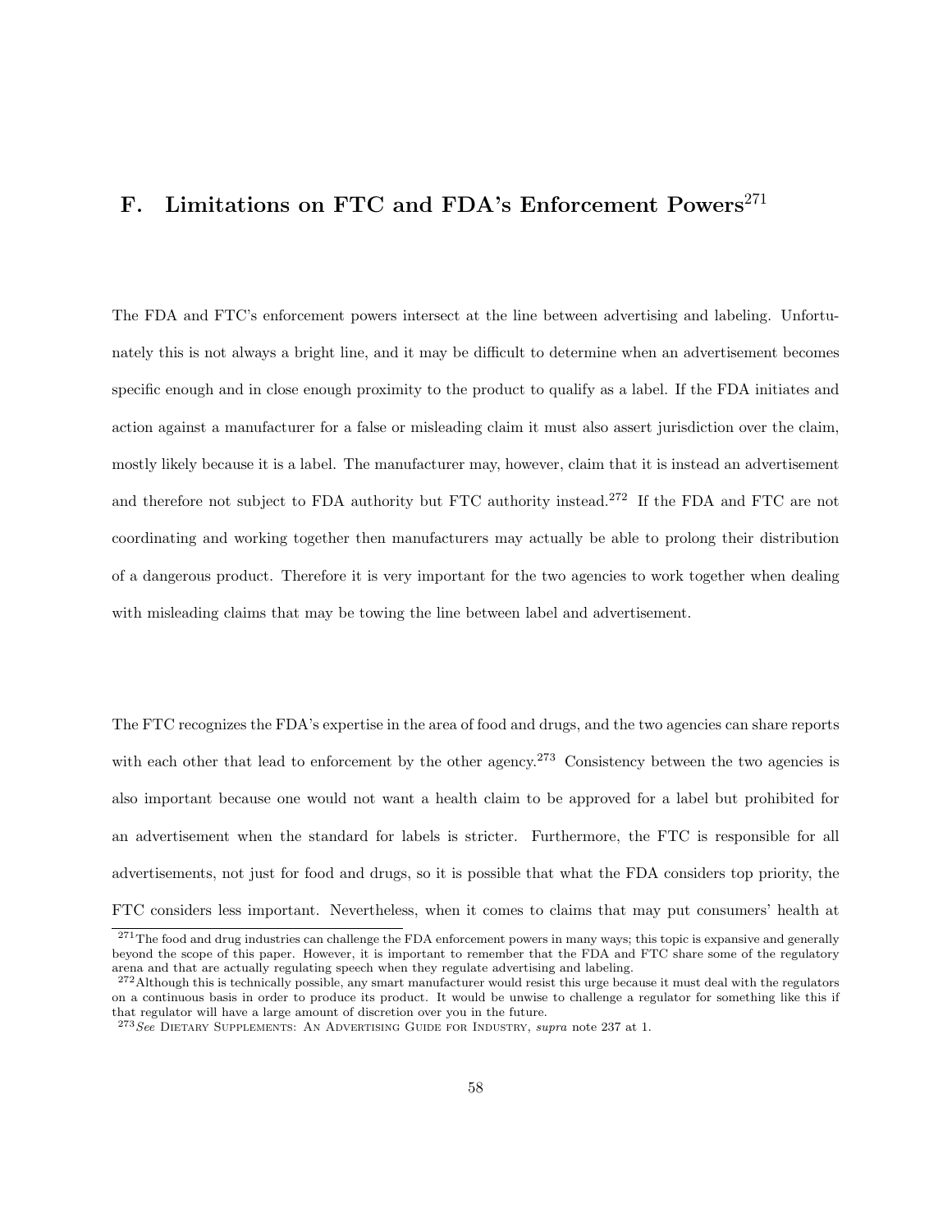## F. Limitations on FTC and FDA's Enforcement Powers[271]

The FDA and FTC's enforcement powers intersect at the line between advertising and labeling. Unfortunately this is not always a bright line, and it may be difficult to determine when an advertisement becomes specific enough and in close enough proximity to the product to qualify as a label. If the FDA initiates and action against a manufacturer for a false or misleading claim it must also assert jurisdiction over the claim, mostly likely because it is a label. The manufacturer may, however, claim that it is instead an advertisement and therefore not subject to FDA authority but FTC authority instead.[272] If the FDA and FTC are not coordinating and working together then manufacturers may actually be able to prolong their distribution of a dangerous product. Therefore it is very important for the two agencies to work together when dealing with misleading claims that may be towing the line between label and advertisement.

The FTC recognizes the FDA's expertise in the area of food and drugs, and the two agencies can share reports with each other that lead to enforcement by the other agency.[273] Consistency between the two agencies is also important because one would not want a health claim to be approved for a label but prohibited for an advertisement when the standard for labels is stricter. Furthermore, the FTC is responsible for all advertisements, not just for food and drugs, so it is possible that what the FDA considers top priority, the FTC considers less important. Nevertheless, when it comes to claims that may put consumers' health at

---

[271] The food and drug industries can challenge the FDA enforcement powers in many ways; this topic is expansive and generally beyond the scope of this paper. However, it is important to remember that the FDA and FTC share some of the regulatory arena and that are actually regulating speech when they regulate advertising and labeling.

[272] Although this is technically possible, any smart manufacturer would resist this urge because it must deal with the regulators on a continuous basis in order to produce its product. It would be unwise to challenge a regulator for something like this if that regulator will have a large amount of discretion over you in the future.

[273] *See* Dietary Supplements: An Advertising Guide for Industry, *supra* note 237 at 1.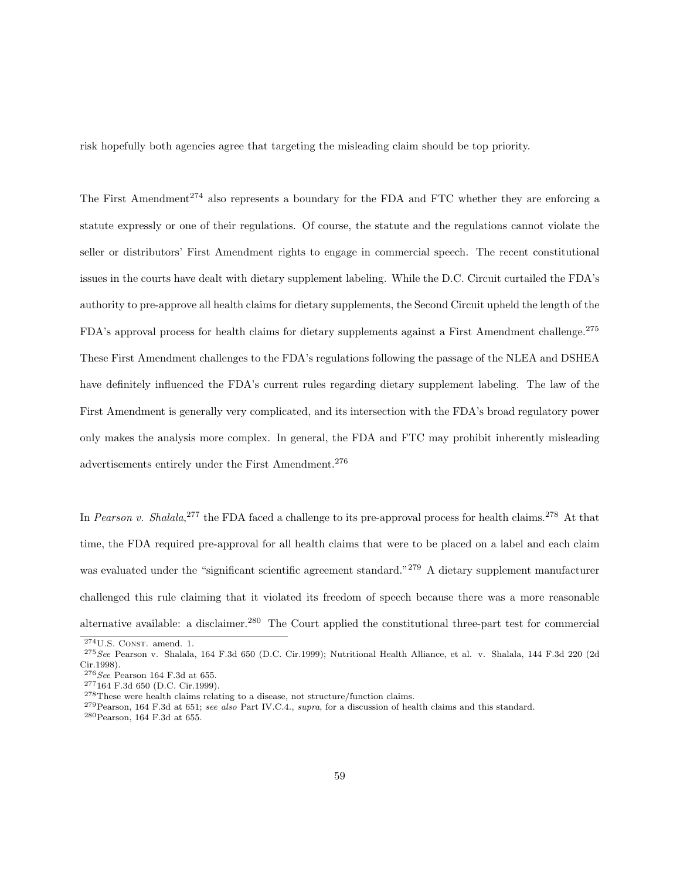risk hopefully both agencies agree that targeting the misleading claim should be top priority.

The First Amendment[274] also represents a boundary for the FDA and FTC whether they are enforcing a statute expressly or one of their regulations. Of course, the statute and the regulations cannot violate the seller or distributors' First Amendment rights to engage in commercial speech. The recent constitutional issues in the courts have dealt with dietary supplement labeling. While the D.C. Circuit curtailed the FDA's authority to pre-approve all health claims for dietary supplements, the Second Circuit upheld the length of the FDA's approval process for health claims for dietary supplements against a First Amendment challenge.[275] These First Amendment challenges to the FDA's regulations following the passage of the NLEA and DSHEA have definitely influenced the FDA's current rules regarding dietary supplement labeling. The law of the First Amendment is generally very complicated, and its intersection with the FDA's broad regulatory power only makes the analysis more complex. In general, the FDA and FTC may prohibit inherently misleading advertisements entirely under the First Amendment.[276]

In *Pearson v. Shalala*,[277] the FDA faced a challenge to its pre-approval process for health claims.[278] At that time, the FDA required pre-approval for all health claims that were to be placed on a label and each claim was evaluated under the "significant scientific agreement standard."[279] A dietary supplement manufacturer challenged this rule claiming that it violated its freedom of speech because there was a more reasonable alternative available: a disclaimer.[280] The Court applied the constitutional three-part test for commercial

---

[274] U.S. Const. amend. 1.

[275] *See* Pearson v. Shalala, 164 F.3d 650 (D.C. Cir.1999); Nutritional Health Alliance, et al. v. Shalala, 144 F.3d 220 (2d Cir.1998).

[276] *See* Pearson 164 F.3d at 655.

[277] 164 F.3d 650 (D.C. Cir.1999).

[278] These were health claims relating to a disease, not structure/function claims.

[279] Pearson, 164 F.3d at 651; *see also* Part IV.C.4., *supra*, for a discussion of health claims and this standard.

[280] Pearson, 164 F.3d at 655.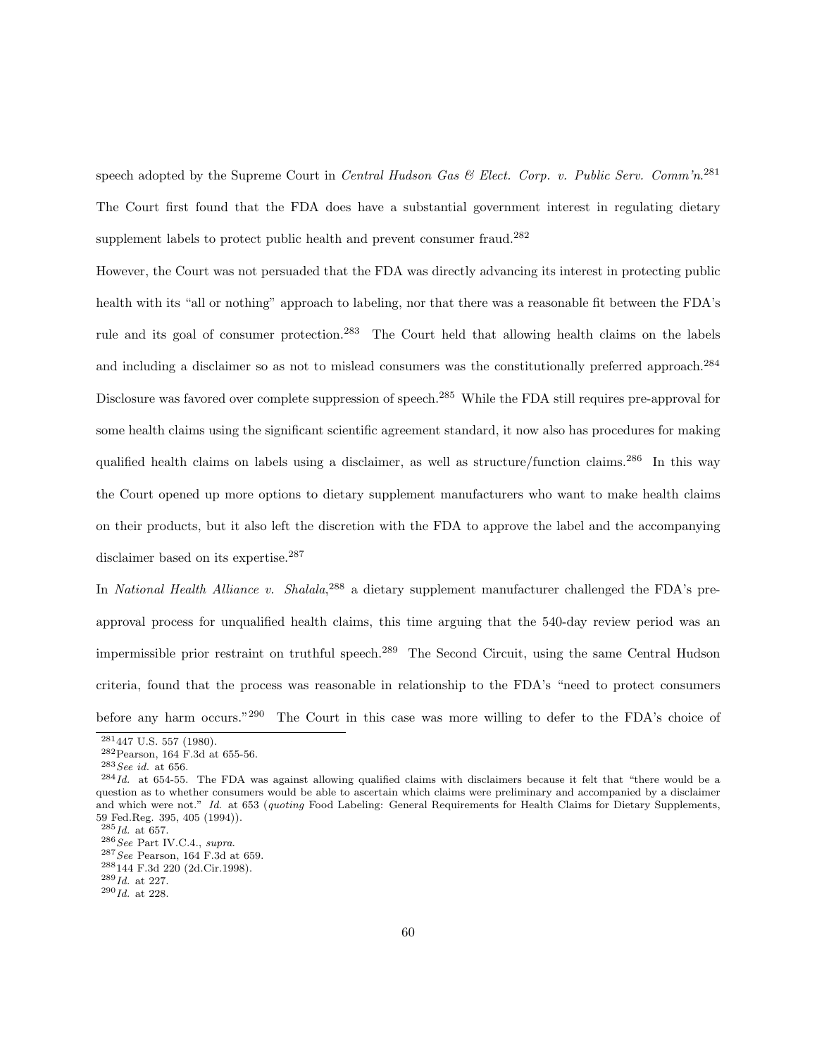speech adopted by the Supreme Court in *Central Hudson Gas & Elect. Corp. v. Public Serv. Comm'n*.[281] The Court first found that the FDA does have a substantial government interest in regulating dietary supplement labels to protect public health and prevent consumer fraud.[282]

However, the Court was not persuaded that the FDA was directly advancing its interest in protecting public health with its "all or nothing" approach to labeling, nor that there was a reasonable fit between the FDA's rule and its goal of consumer protection.[283] The Court held that allowing health claims on the labels and including a disclaimer so as not to mislead consumers was the constitutionally preferred approach.[284] Disclosure was favored over complete suppression of speech.[285] While the FDA still requires pre-approval for some health claims using the significant scientific agreement standard, it now also has procedures for making qualified health claims on labels using a disclaimer, as well as structure/function claims.[286] In this way the Court opened up more options to dietary supplement manufacturers who want to make health claims on their products, but it also left the discretion with the FDA to approve the label and the accompanying disclaimer based on its expertise.[287]

In *National Health Alliance v. Shalala*,[288] a dietary supplement manufacturer challenged the FDA's pre-approval process for unqualified health claims, this time arguing that the 540-day review period was an impermissible prior restraint on truthful speech.[289] The Second Circuit, using the same Central Hudson criteria, found that the process was reasonable in relationship to the FDA's "need to protect consumers before any harm occurs."[290] The Court in this case was more willing to defer to the FDA's choice of

---

[281] 447 U.S. 557 (1980).

[282] Pearson, 164 F.3d at 655-56.

[283] *See id.* at 656.

[284] *Id.* at 654-55. The FDA was against allowing qualified claims with disclaimers because it felt that "there would be a question as to whether consumers would be able to ascertain which claims were preliminary and accompanied by a disclaimer and which were not." *Id.* at 653 (*quoting* Food Labeling: General Requirements for Health Claims for Dietary Supplements, 59 Fed.Reg. 395, 405 (1994)).

[285] *Id.* at 657.

[286] *See* Part IV.C.4., *supra*.

[287] *See* Pearson, 164 F.3d at 659.

[288] 144 F.3d 220 (2d.Cir.1998).

[289] *Id.* at 227.

[290] *Id.* at 228.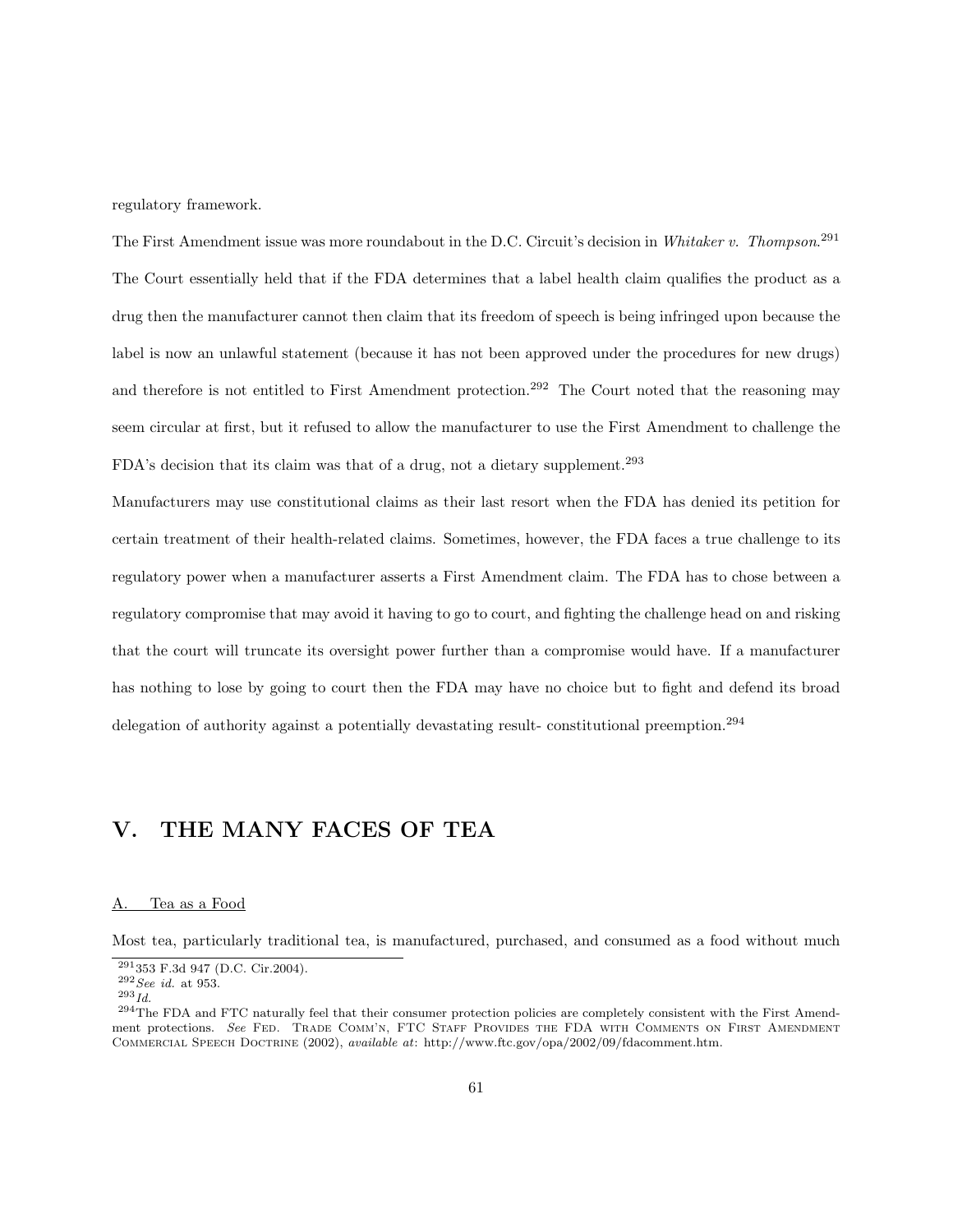regulatory framework.

The First Amendment issue was more roundabout in the D.C. Circuit's decision in *Whitaker v. Thompson*.[291] The Court essentially held that if the FDA determines that a label health claim qualifies the product as a drug then the manufacturer cannot then claim that its freedom of speech is being infringed upon because the label is now an unlawful statement (because it has not been approved under the procedures for new drugs) and therefore is not entitled to First Amendment protection.[292] The Court noted that the reasoning may seem circular at first, but it refused to allow the manufacturer to use the First Amendment to challenge the FDA's decision that its claim was that of a drug, not a dietary supplement.[293]

Manufacturers may use constitutional claims as their last resort when the FDA has denied its petition for certain treatment of their health-related claims. Sometimes, however, the FDA faces a true challenge to its regulatory power when a manufacturer asserts a First Amendment claim. The FDA has to chose between a regulatory compromise that may avoid it having to go to court, and fighting the challenge head on and risking that the court will truncate its oversight power further than a compromise would have. If a manufacturer has nothing to lose by going to court then the FDA may have no choice but to fight and defend its broad delegation of authority against a potentially devastating result- constitutional preemption.[294]

## V. THE MANY FACES OF TEA

### A. Tea as a Food

Most tea, particularly traditional tea, is manufactured, purchased, and consumed as a food without much

---

[291] 353 F.3d 947 (D.C. Cir.2004).

[292] *See id.* at 953.

[293] *Id.*

[294] The FDA and FTC naturally feel that their consumer protection policies are completely consistent with the First Amendment protections. *See* Fed. Trade Comm'n, FTC Staff Provides the FDA with Comments on First Amendment Commercial Speech Doctrine (2002), *available at*: http://www.ftc.gov/opa/2002/09/fdacomment.htm.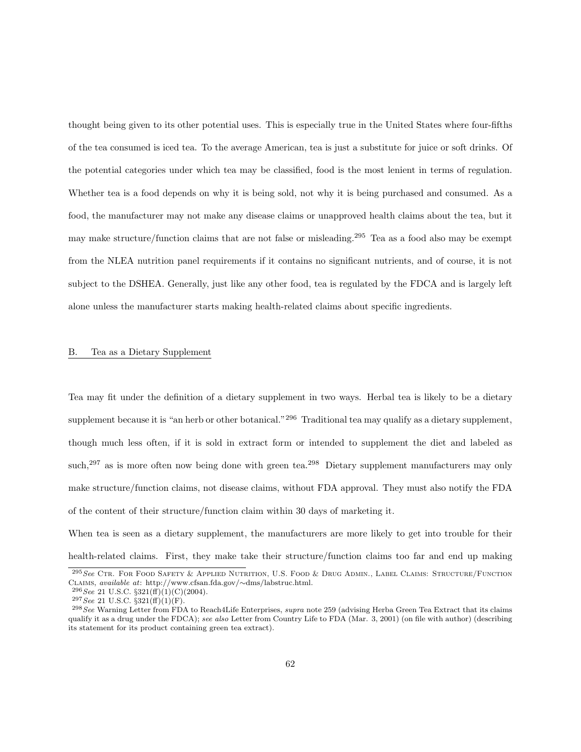thought being given to its other potential uses. This is especially true in the United States where four-fifths of the tea consumed is iced tea. To the average American, tea is just a substitute for juice or soft drinks. Of the potential categories under which tea may be classified, food is the most lenient in terms of regulation. Whether tea is a food depends on why it is being sold, not why it is being purchased and consumed. As a food, the manufacturer may not make any disease claims or unapproved health claims about the tea, but it may make structure/function claims that are not false or misleading.[295] Tea as a food also may be exempt from the NLEA nutrition panel requirements if it contains no significant nutrients, and of course, it is not subject to the DSHEA. Generally, just like any other food, tea is regulated by the FDCA and is largely left alone unless the manufacturer starts making health-related claims about specific ingredients.

## B. Tea as a Dietary Supplement

Tea may fit under the definition of a dietary supplement in two ways. Herbal tea is likely to be a dietary supplement because it is "an herb or other botanical."[296] Traditional tea may qualify as a dietary supplement, though much less often, if it is sold in extract form or intended to supplement the diet and labeled as such,[297] as is more often now being done with green tea.[298] Dietary supplement manufacturers may only make structure/function claims, not disease claims, without FDA approval. They must also notify the FDA of the content of their structure/function claim within 30 days of marketing it.

When tea is seen as a dietary supplement, the manufacturers are more likely to get into trouble for their health-related claims. First, they make take their structure/function claims too far and end up making

[295] *See* Ctr. For Food Safety & Applied Nutrition, U.S. Food & Drug Admin., Label Claims: Structure/Function Claims, *available at*: http://www.cfsan.fda.gov/~dms/labstruc.html.

[296] *See* 21 U.S.C. §321(ff)(1)(C)(2004).

[297] *See* 21 U.S.C. §321(ff)(1)(F).

[298] *See* Warning Letter from FDA to Reach4Life Enterprises, *supra* note 259 (advising Herba Green Tea Extract that its claims qualify it as a drug under the FDCA); *see also* Letter from Country Life to FDA (Mar. 3, 2001) (on file with author) (describing its statement for its product containing green tea extract).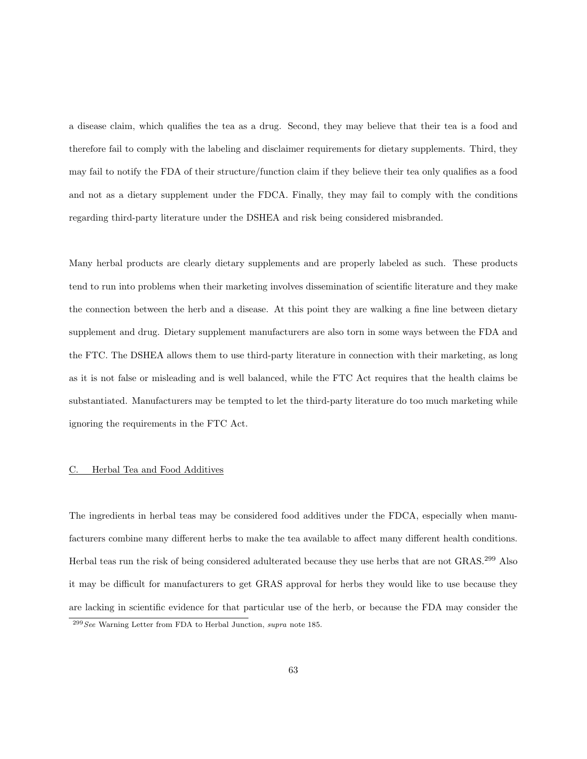a disease claim, which qualifies the tea as a drug. Second, they may believe that their tea is a food and therefore fail to comply with the labeling and disclaimer requirements for dietary supplements. Third, they may fail to notify the FDA of their structure/function claim if they believe their tea only qualifies as a food and not as a dietary supplement under the FDCA. Finally, they may fail to comply with the conditions regarding third-party literature under the DSHEA and risk being considered misbranded.

Many herbal products are clearly dietary supplements and are properly labeled as such. These products tend to run into problems when their marketing involves dissemination of scientific literature and they make the connection between the herb and a disease. At this point they are walking a fine line between dietary supplement and drug. Dietary supplement manufacturers are also torn in some ways between the FDA and the FTC. The DSHEA allows them to use third-party literature in connection with their marketing, as long as it is not false or misleading and is well balanced, while the FTC Act requires that the health claims be substantiated. Manufacturers may be tempted to let the third-party literature do too much marketing while ignoring the requirements in the FTC Act.

### C. Herbal Tea and Food Additives

The ingredients in herbal teas may be considered food additives under the FDCA, especially when manufacturers combine many different herbs to make the tea available to affect many different health conditions. Herbal teas run the risk of being considered adulterated because they use herbs that are not GRAS.[299] Also it may be difficult for manufacturers to get GRAS approval for herbs they would like to use because they are lacking in scientific evidence for that particular use of the herb, or because the FDA may consider the

[299] *See* Warning Letter from FDA to Herbal Junction, *supra* note 185.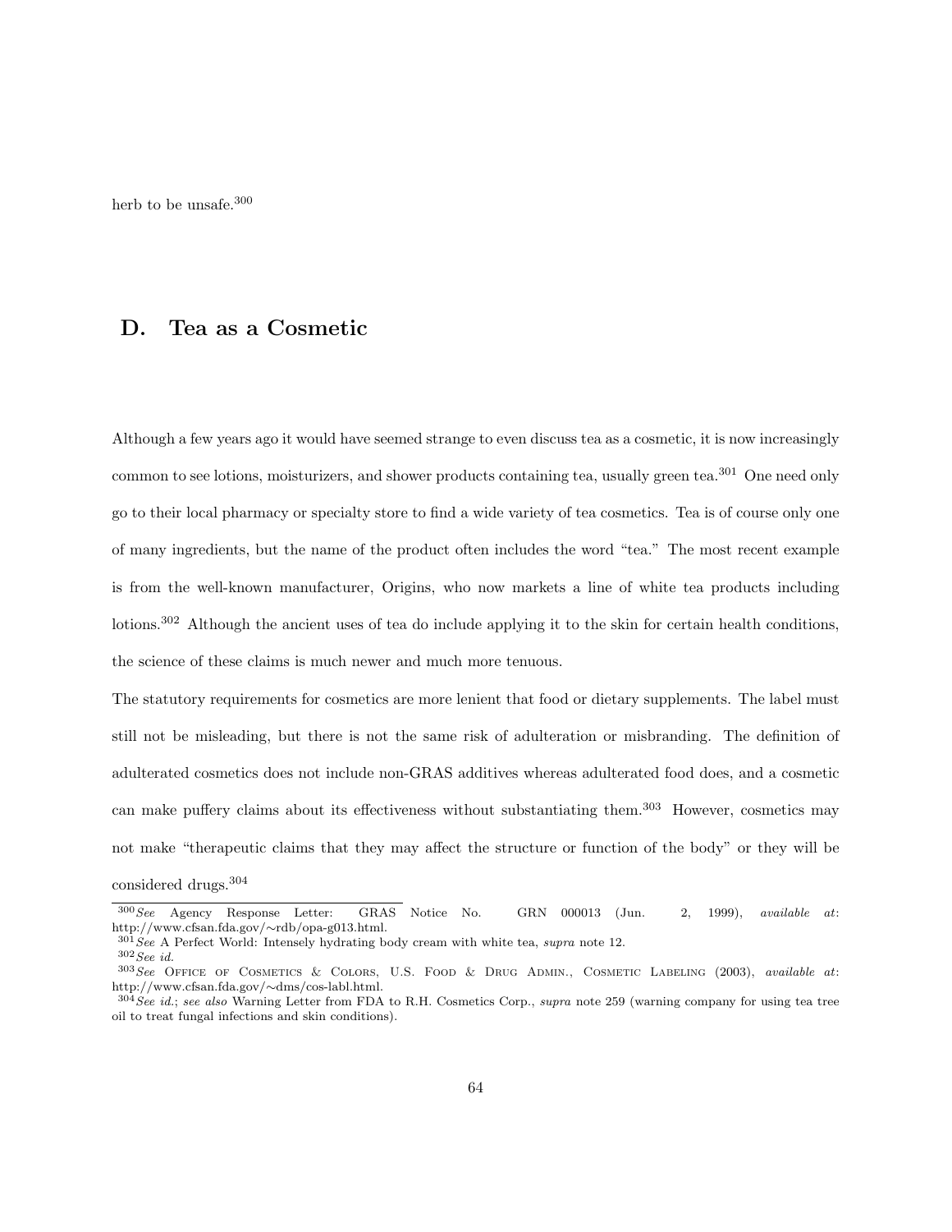herb to be unsafe.[300]

## D. Tea as a Cosmetic

Although a few years ago it would have seemed strange to even discuss tea as a cosmetic, it is now increasingly common to see lotions, moisturizers, and shower products containing tea, usually green tea.[301] One need only go to their local pharmacy or specialty store to find a wide variety of tea cosmetics. Tea is of course only one of many ingredients, but the name of the product often includes the word "tea." The most recent example is from the well-known manufacturer, Origins, who now markets a line of white tea products including lotions.[302] Although the ancient uses of tea do include applying it to the skin for certain health conditions, the science of these claims is much newer and much more tenuous.

The statutory requirements for cosmetics are more lenient that food or dietary supplements. The label must still not be misleading, but there is not the same risk of adulteration or misbranding. The definition of adulterated cosmetics does not include non-GRAS additives whereas adulterated food does, and a cosmetic can make puffery claims about its effectiveness without substantiating them.[303] However, cosmetics may not make "therapeutic claims that they may affect the structure or function of the body" or they will be considered drugs.[304]

---

[300] *See* Agency Response Letter: GRAS Notice No. GRN 000013 (Jun. 2, 1999), *available at*: http://www.cfsan.fda.gov/~rdb/opa-g013.html.

[301] *See* A Perfect World: Intensely hydrating body cream with white tea, *supra* note 12.

[302] *See id.*

[303] *See* Office of Cosmetics & Colors, U.S. Food & Drug Admin., Cosmetic Labeling (2003), *available at*: http://www.cfsan.fda.gov/~dms/cos-labl.html.

[304] *See id.*; *see also* Warning Letter from FDA to R.H. Cosmetics Corp., *supra* note 259 (warning company for using tea tree oil to treat fungal infections and skin conditions).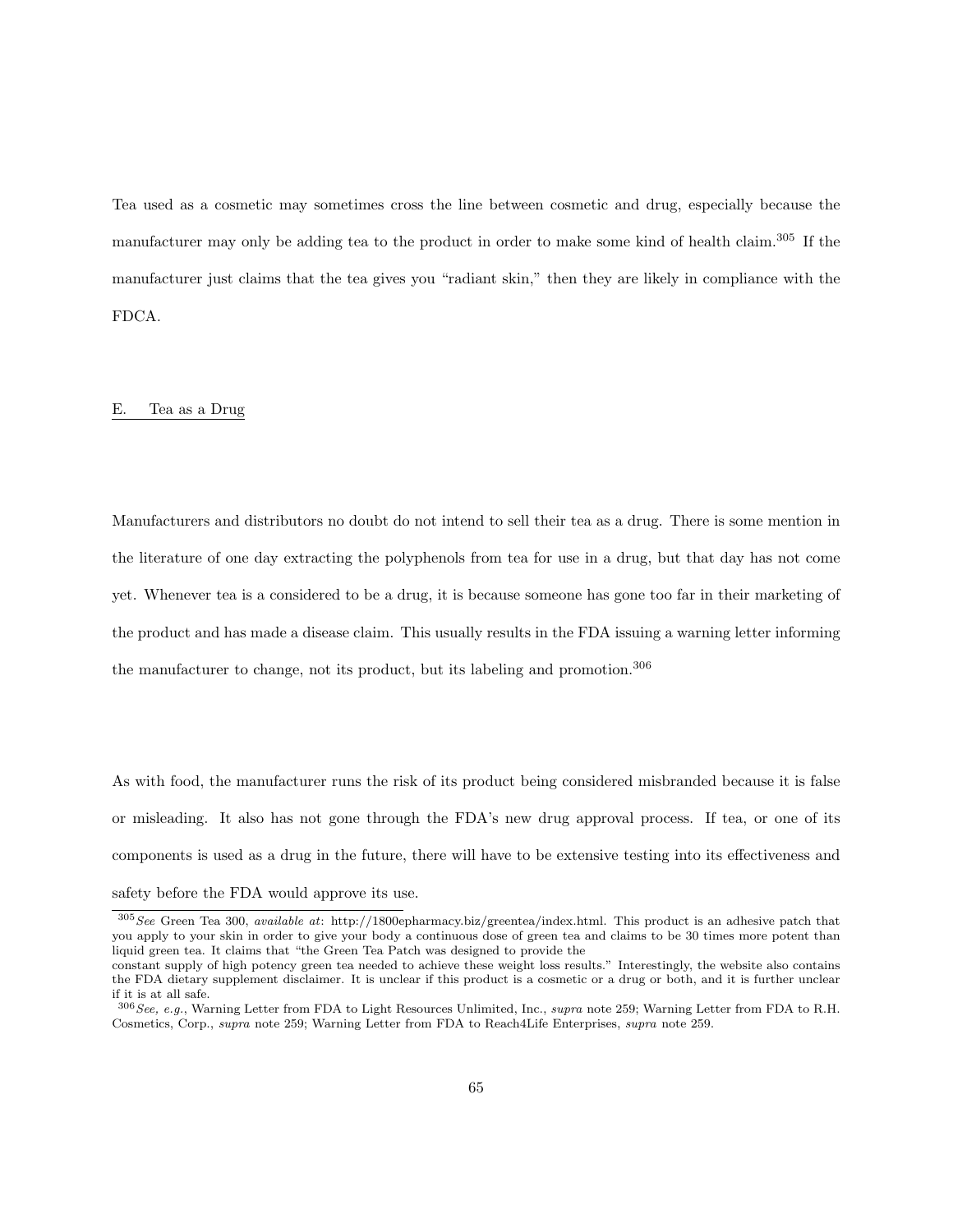Tea used as a cosmetic may sometimes cross the line between cosmetic and drug, especially because the manufacturer may only be adding tea to the product in order to make some kind of health claim.[305] If the manufacturer just claims that the tea gives you "radiant skin," then they are likely in compliance with the FDCA.

## E. Tea as a Drug

Manufacturers and distributors no doubt do not intend to sell their tea as a drug. There is some mention in the literature of one day extracting the polyphenols from tea for use in a drug, but that day has not come yet. Whenever tea is a considered to be a drug, it is because someone has gone too far in their marketing of the product and has made a disease claim. This usually results in the FDA issuing a warning letter informing the manufacturer to change, not its product, but its labeling and promotion.[306]

As with food, the manufacturer runs the risk of its product being considered misbranded because it is false or misleading. It also has not gone through the FDA's new drug approval process. If tea, or one of its components is used as a drug in the future, there will have to be extensive testing into its effectiveness and safety before the FDA would approve its use.

---

[305] *See* Green Tea 300, *available at*: http://1800epharmacy.biz/greentea/index.html. This product is an adhesive patch that you apply to your skin in order to give your body a continuous dose of green tea and claims to be 30 times more potent than liquid green tea. It claims that "the Green Tea Patch was designed to provide the
constant supply of high potency green tea needed to achieve these weight loss results." Interestingly, the website also contains the FDA dietary supplement disclaimer. It is unclear if this product is a cosmetic or a drug or both, and it is further unclear if it is at all safe.

[306] *See, e.g.*, Warning Letter from FDA to Light Resources Unlimited, Inc., *supra* note 259; Warning Letter from FDA to R.H. Cosmetics, Corp., *supra* note 259; Warning Letter from FDA to Reach4Life Enterprises, *supra* note 259.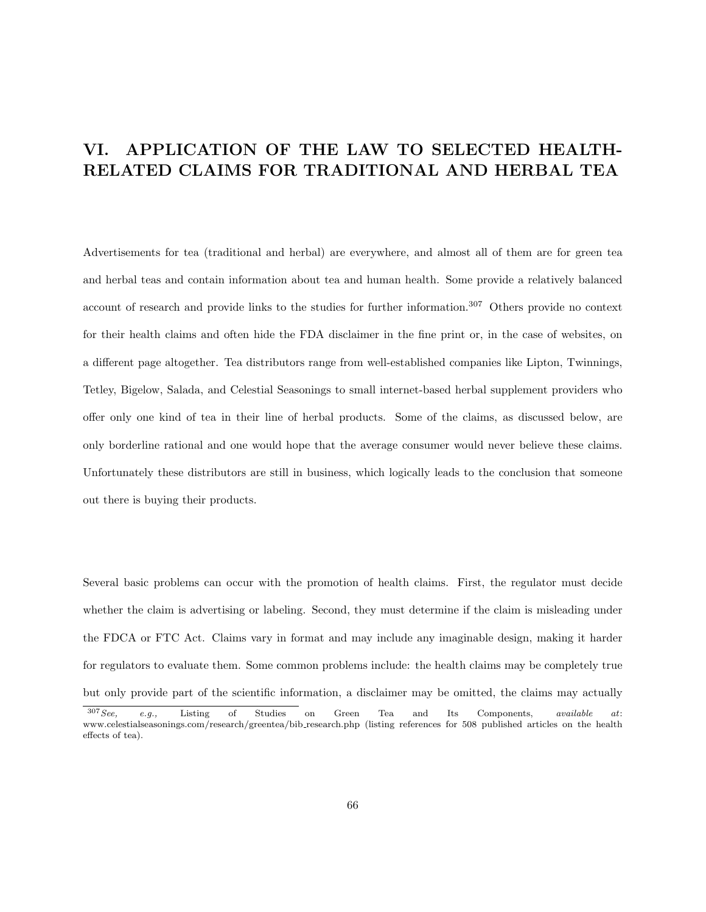# VI. APPLICATION OF THE LAW TO SELECTED HEALTH-RELATED CLAIMS FOR TRADITIONAL AND HERBAL TEA

Advertisements for tea (traditional and herbal) are everywhere, and almost all of them are for green tea and herbal teas and contain information about tea and human health. Some provide a relatively balanced account of research and provide links to the studies for further information.[307] Others provide no context for their health claims and often hide the FDA disclaimer in the fine print or, in the case of websites, on a different page altogether. Tea distributors range from well-established companies like Lipton, Twinnings, Tetley, Bigelow, Salada, and Celestial Seasonings to small internet-based herbal supplement providers who offer only one kind of tea in their line of herbal products. Some of the claims, as discussed below, are only borderline rational and one would hope that the average consumer would never believe these claims. Unfortunately these distributors are still in business, which logically leads to the conclusion that someone out there is buying their products.

Several basic problems can occur with the promotion of health claims. First, the regulator must decide whether the claim is advertising or labeling. Second, they must determine if the claim is misleading under the FDCA or FTC Act. Claims vary in format and may include any imaginable design, making it harder for regulators to evaluate them. Some common problems include: the health claims may be completely true but only provide part of the scientific information, a disclaimer may be omitted, the claims may actually

[307] *See, e.g.,* Listing of Studies on Green Tea and Its Components, *available at*: www.celestialseasonings.com/research/greentea/bib_research.php (listing references for 508 published articles on the health effects of tea).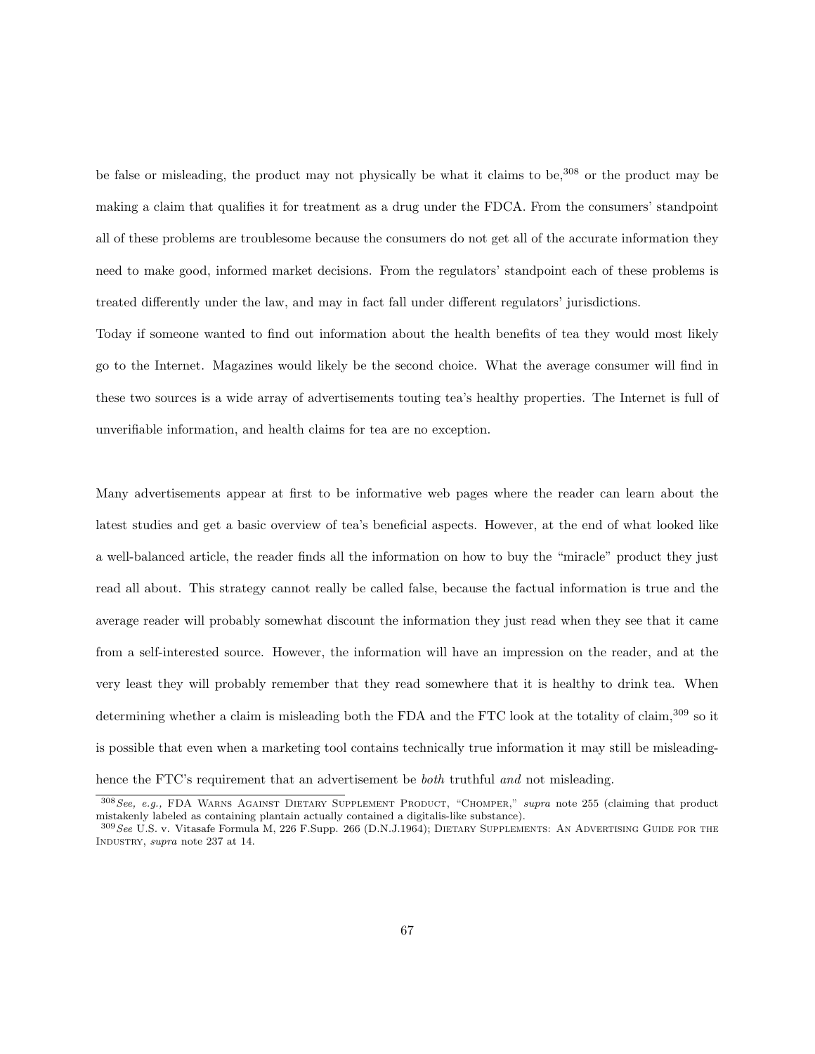be false or misleading, the product may not physically be what it claims to be,[308] or the product may be making a claim that qualifies it for treatment as a drug under the FDCA. From the consumers' standpoint all of these problems are troublesome because the consumers do not get all of the accurate information they need to make good, informed market decisions. From the regulators' standpoint each of these problems is treated differently under the law, and may in fact fall under different regulators' jurisdictions.

Today if someone wanted to find out information about the health benefits of tea they would most likely go to the Internet. Magazines would likely be the second choice. What the average consumer will find in these two sources is a wide array of advertisements touting tea's healthy properties. The Internet is full of unverifiable information, and health claims for tea are no exception.

Many advertisements appear at first to be informative web pages where the reader can learn about the latest studies and get a basic overview of tea's beneficial aspects. However, at the end of what looked like a well-balanced article, the reader finds all the information on how to buy the "miracle" product they just read all about. This strategy cannot really be called false, because the factual information is true and the average reader will probably somewhat discount the information they just read when they see that it came from a self-interested source. However, the information will have an impression on the reader, and at the very least they will probably remember that they read somewhere that it is healthy to drink tea. When determining whether a claim is misleading both the FDA and the FTC look at the totality of claim,[309] so it is possible that even when a marketing tool contains technically true information it may still be misleading- hence the FTC's requirement that an advertisement be *both* truthful *and* not misleading.

[308] *See, e.g.,* FDA Warns Against Dietary Supplement Product, "Chomper," *supra* note 255 (claiming that product mistakenly labeled as containing plantain actually contained a digitalis-like substance).

[309] *See* U.S. v. Vitasafe Formula M, 226 F.Supp. 266 (D.N.J.1964); Dietary Supplements: An Advertising Guide for the Industry, *supra* note 237 at 14.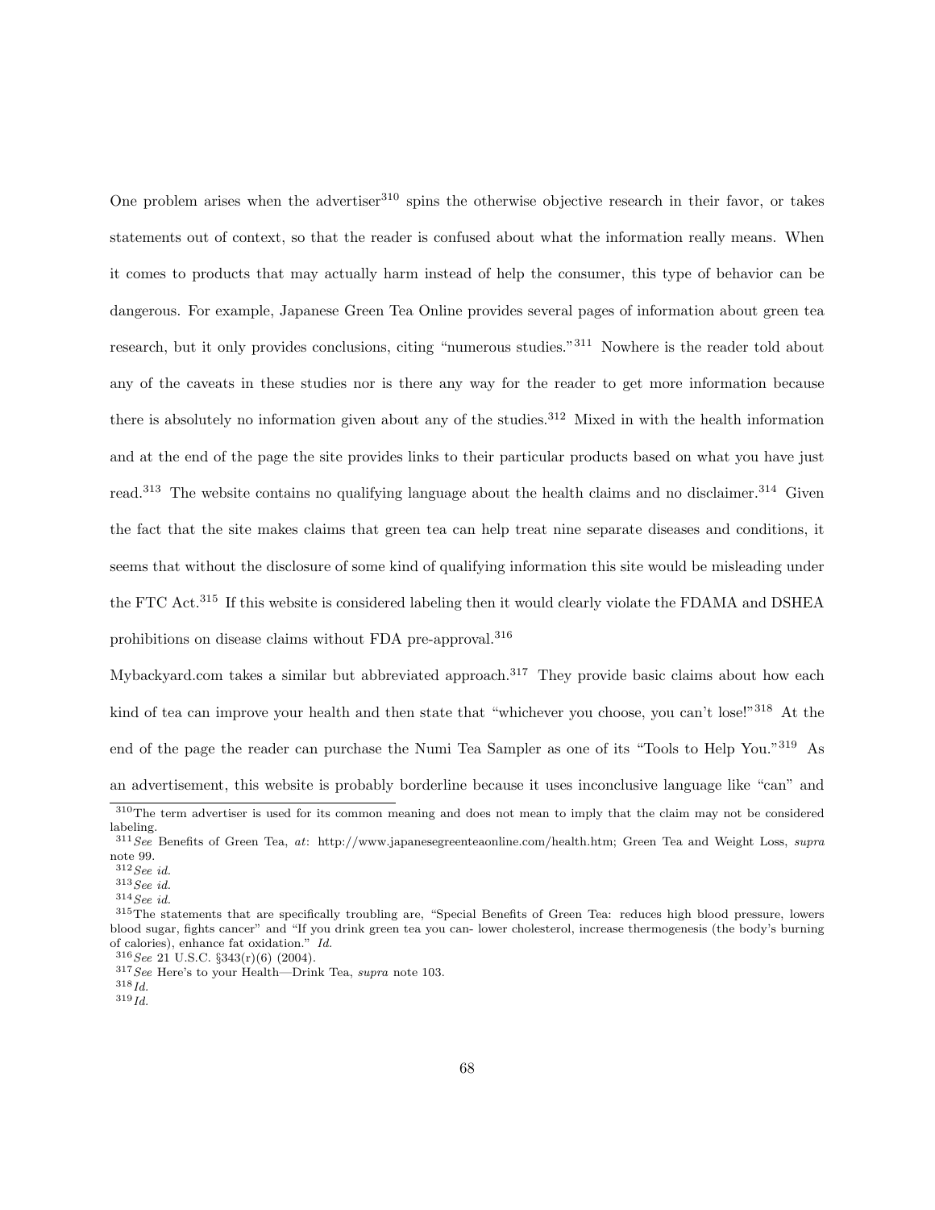One problem arises when the advertiser[310] spins the otherwise objective research in their favor, or takes statements out of context, so that the reader is confused about what the information really means. When it comes to products that may actually harm instead of help the consumer, this type of behavior can be dangerous. For example, Japanese Green Tea Online provides several pages of information about green tea research, but it only provides conclusions, citing "numerous studies."[311] Nowhere is the reader told about any of the caveats in these studies nor is there any way for the reader to get more information because there is absolutely no information given about any of the studies.[312] Mixed in with the health information and at the end of the page the site provides links to their particular products based on what you have just read.[313] The website contains no qualifying language about the health claims and no disclaimer.[314] Given the fact that the site makes claims that green tea can help treat nine separate diseases and conditions, it seems that without the disclosure of some kind of qualifying information this site would be misleading under the FTC Act.[315] If this website is considered labeling then it would clearly violate the FDAMA and DSHEA prohibitions on disease claims without FDA pre-approval.[316]

Mybackyard.com takes a similar but abbreviated approach.[317] They provide basic claims about how each kind of tea can improve your health and then state that "whichever you choose, you can't lose!"[318] At the end of the page the reader can purchase the Numi Tea Sampler as one of its "Tools to Help You."[319] As an advertisement, this website is probably borderline because it uses inconclusive language like "can" and

---

[310] The term advertiser is used for its common meaning and does not mean to imply that the claim may not be considered labeling.

[311] *See* Benefits of Green Tea, *at*: http://www.japanesegreenteaonline.com/health.htm; Green Tea and Weight Loss, *supra* note 99.

[312] *See id.*

[313] *See id.*

[314] *See id.*

[315] The statements that are specifically troubling are, "Special Benefits of Green Tea: reduces high blood pressure, lowers blood sugar, fights cancer" and "If you drink green tea you can- lower cholesterol, increase thermogenesis (the body's burning of calories), enhance fat oxidation." *Id.*

[316] *See* 21 U.S.C. §343(r)(6) (2004).

[317] *See* Here's to your Health—Drink Tea, *supra* note 103.

[318] *Id.*

[319] *Id.*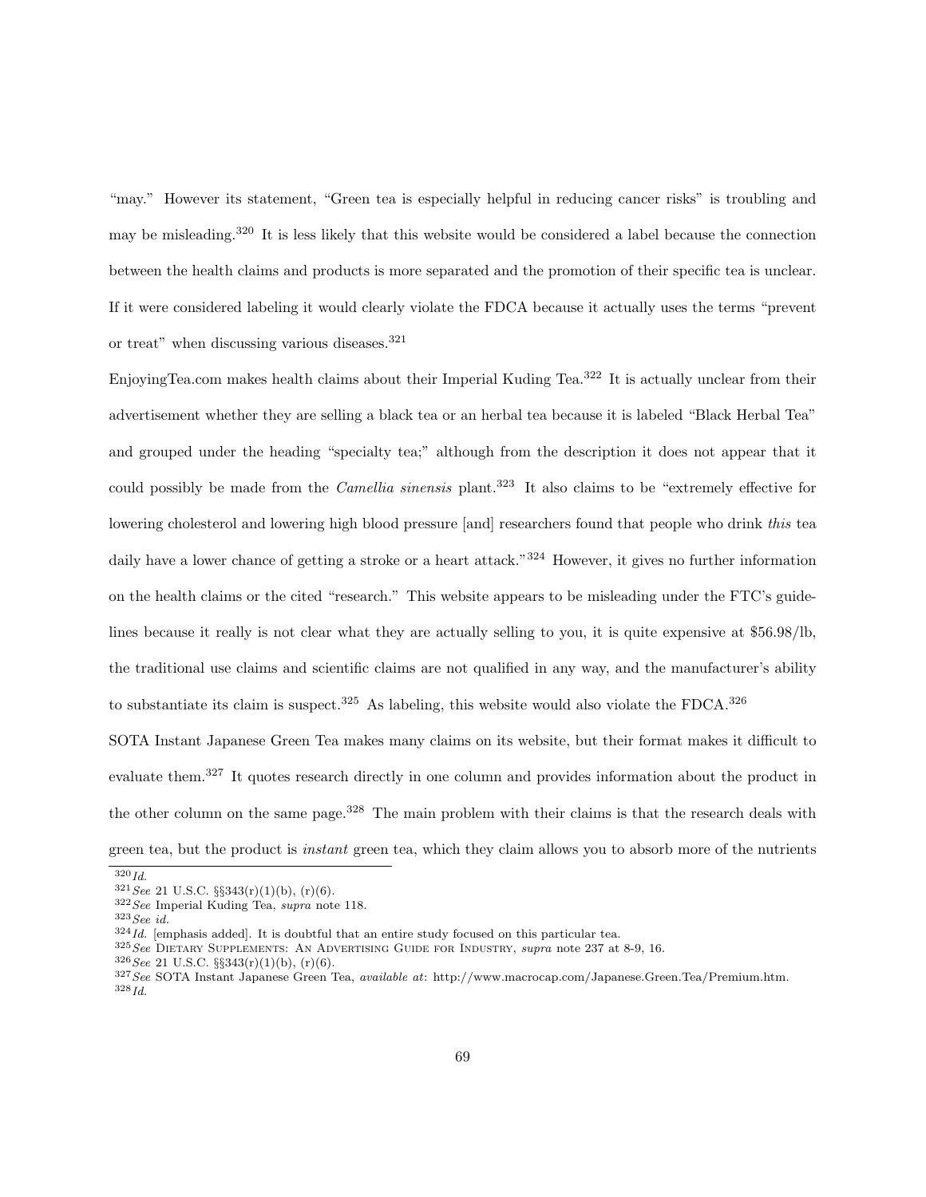"may." However its statement, "Green tea is especially helpful in reducing cancer risks" is troubling and may be misleading.[320] It is less likely that this website would be considered a label because the connection between the health claims and products is more separated and the promotion of their specific tea is unclear. If it were considered labeling it would clearly violate the FDCA because it actually uses the terms "prevent or treat" when discussing various diseases.[321]

EnjoyingTea.com makes health claims about their Imperial Kuding Tea.[322] It is actually unclear from their advertisement whether they are selling a black tea or an herbal tea because it is labeled "Black Herbal Tea" and grouped under the heading "specialty tea;" although from the description it does not appear that it could possibly be made from the *Camellia sinensis* plant.[323] It also claims to be "extremely effective for lowering cholesterol and lowering high blood pressure [and] researchers found that people who drink *this* tea daily have a lower chance of getting a stroke or a heart attack."[324] However, it gives no further information on the health claims or the cited "research." This website appears to be misleading under the FTC's guidelines because it really is not clear what they are actually selling to you, it is quite expensive at $56.98/lb, the traditional use claims and scientific claims are not qualified in any way, and the manufacturer's ability to substantiate its claim is suspect.[325] As labeling, this website would also violate the FDCA.[326]

SOTA Instant Japanese Green Tea makes many claims on its website, but their format makes it difficult to evaluate them.[327] It quotes research directly in one column and provides information about the product in the other column on the same page.[328] The main problem with their claims is that the research deals with green tea, but the product is *instant* green tea, which they claim allows you to absorb more of the nutrients

---

[320] *Id.*

[321] *See* 21 U.S.C. §§343(r)(1)(b), (r)(6).

[322] *See* Imperial Kuding Tea, *supra* note 118.

[323] *See id.*

[324] *Id.* [emphasis added]. It is doubtful that an entire study focused on this particular tea.

[325] *See* Dietary Supplements: An Advertising Guide for Industry, *supra* note 237 at 8-9, 16.

[326] *See* 21 U.S.C. §§343(r)(1)(b), (r)(6).

[327] *See* SOTA Instant Japanese Green Tea, *available at*: http://www.macrocap.com/Japanese.Green.Tea/Premium.htm.

[328] *Id.*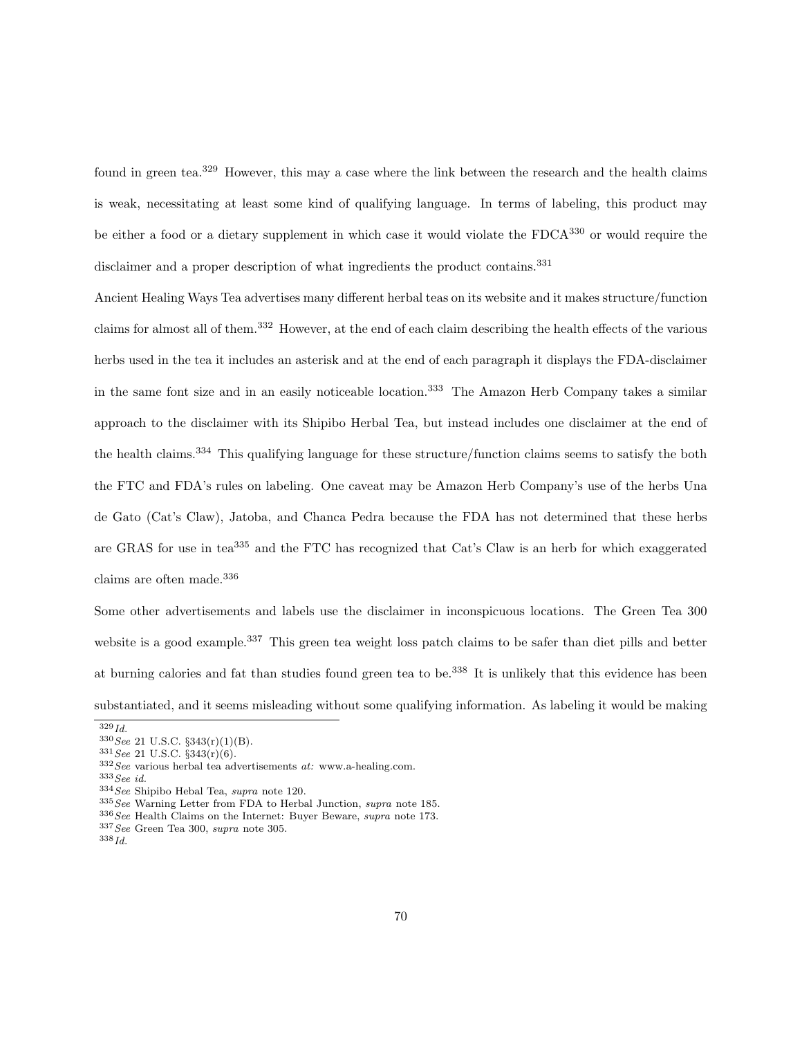found in green tea.[329] However, this may a case where the link between the research and the health claims is weak, necessitating at least some kind of qualifying language. In terms of labeling, this product may be either a food or a dietary supplement in which case it would violate the FDCA[330] or would require the disclaimer and a proper description of what ingredients the product contains.[331]

Ancient Healing Ways Tea advertises many different herbal teas on its website and it makes structure/function claims for almost all of them.[332] However, at the end of each claim describing the health effects of the various herbs used in the tea it includes an asterisk and at the end of each paragraph it displays the FDA-disclaimer in the same font size and in an easily noticeable location.[333] The Amazon Herb Company takes a similar approach to the disclaimer with its Shipibo Herbal Tea, but instead includes one disclaimer at the end of the health claims.[334] This qualifying language for these structure/function claims seems to satisfy the both the FTC and FDA's rules on labeling. One caveat may be Amazon Herb Company's use of the herbs Una de Gato (Cat's Claw), Jatoba, and Chanca Pedra because the FDA has not determined that these herbs are GRAS for use in tea[335] and the FTC has recognized that Cat's Claw is an herb for which exaggerated claims are often made.[336]

Some other advertisements and labels use the disclaimer in inconspicuous locations. The Green Tea 300 website is a good example.[337] This green tea weight loss patch claims to be safer than diet pills and better at burning calories and fat than studies found green tea to be.[338] It is unlikely that this evidence has been substantiated, and it seems misleading without some qualifying information. As labeling it would be making

---

[329] *Id.*
[330] *See* 21 U.S.C. §343(r)(1)(B).
[331] *See* 21 U.S.C. §343(r)(6).
[332] *See* various herbal tea advertisements *at:* www.a-healing.com.
[333] *See id.*
[334] *See* Shipibo Hebal Tea, *supra* note 120.
[335] *See* Warning Letter from FDA to Herbal Junction, *supra* note 185.
[336] *See* Health Claims on the Internet: Buyer Beware, *supra* note 173.
[337] *See* Green Tea 300, *supra* note 305.
[338] *Id.*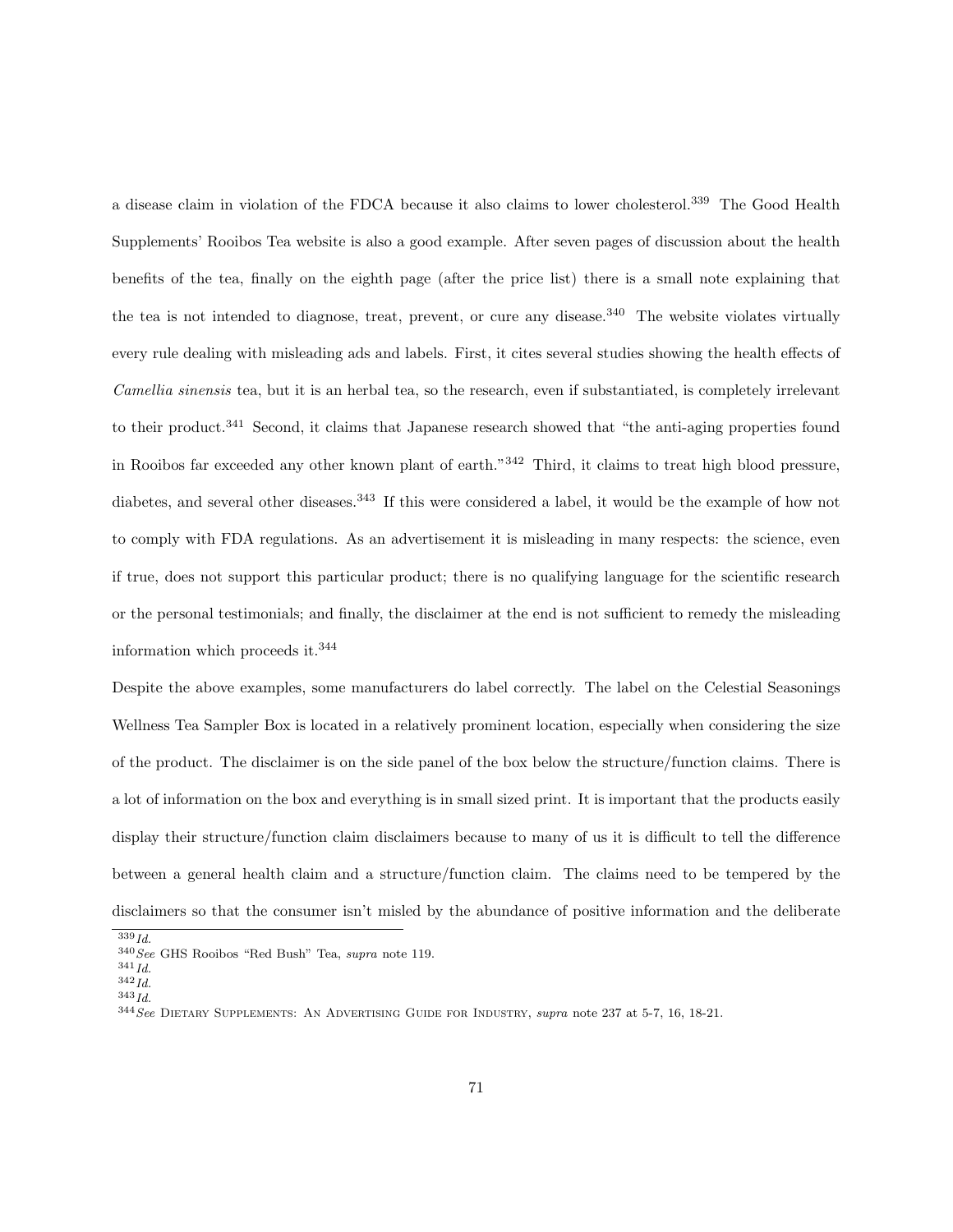a disease claim in violation of the FDCA because it also claims to lower cholesterol.[339] The Good Health Supplements' Rooibos Tea website is also a good example. After seven pages of discussion about the health benefits of the tea, finally on the eighth page (after the price list) there is a small note explaining that the tea is not intended to diagnose, treat, prevent, or cure any disease.[340] The website violates virtually every rule dealing with misleading ads and labels. First, it cites several studies showing the health effects of *Camellia sinensis* tea, but it is an herbal tea, so the research, even if substantiated, is completely irrelevant to their product.[341] Second, it claims that Japanese research showed that "the anti-aging properties found in Rooibos far exceeded any other known plant of earth."[342] Third, it claims to treat high blood pressure, diabetes, and several other diseases.[343] If this were considered a label, it would be the example of how not to comply with FDA regulations. As an advertisement it is misleading in many respects: the science, even if true, does not support this particular product; there is no qualifying language for the scientific research or the personal testimonials; and finally, the disclaimer at the end is not sufficient to remedy the misleading information which proceeds it.[344]

Despite the above examples, some manufacturers do label correctly. The label on the Celestial Seasonings Wellness Tea Sampler Box is located in a relatively prominent location, especially when considering the size of the product. The disclaimer is on the side panel of the box below the structure/function claims. There is a lot of information on the box and everything is in small sized print. It is important that the products easily display their structure/function claim disclaimers because to many of us it is difficult to tell the difference between a general health claim and a structure/function claim. The claims need to be tempered by the disclaimers so that the consumer isn't misled by the abundance of positive information and the deliberate

---

[339] *Id.*

[340] *See* GHS Rooibos "Red Bush" Tea, *supra* note 119.

[341] *Id.*

[342] *Id.*

[343] *Id.*

[344] *See* Dietary Supplements: An Advertising Guide for Industry, *supra* note 237 at 5-7, 16, 18-21.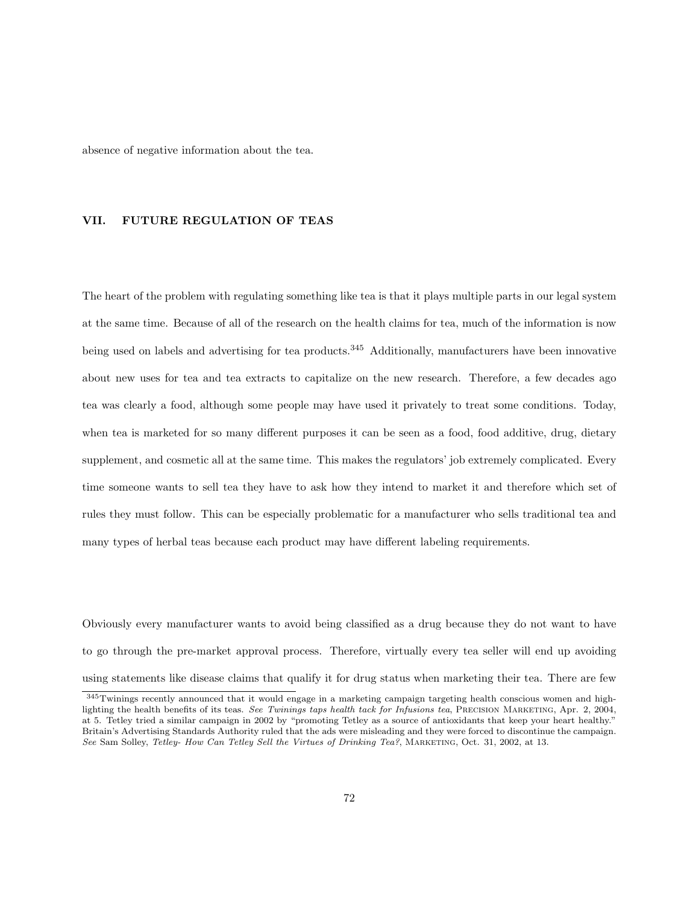absence of negative information about the tea.

## VII. FUTURE REGULATION OF TEAS

The heart of the problem with regulating something like tea is that it plays multiple parts in our legal system at the same time. Because of all of the research on the health claims for tea, much of the information is now being used on labels and advertising for tea products.[345] Additionally, manufacturers have been innovative about new uses for tea and tea extracts to capitalize on the new research. Therefore, a few decades ago tea was clearly a food, although some people may have used it privately to treat some conditions. Today, when tea is marketed for so many different purposes it can be seen as a food, food additive, drug, dietary supplement, and cosmetic all at the same time. This makes the regulators' job extremely complicated. Every time someone wants to sell tea they have to ask how they intend to market it and therefore which set of rules they must follow. This can be especially problematic for a manufacturer who sells traditional tea and many types of herbal teas because each product may have different labeling requirements.

Obviously every manufacturer wants to avoid being classified as a drug because they do not want to have to go through the pre-market approval process. Therefore, virtually every tea seller will end up avoiding using statements like disease claims that qualify it for drug status when marketing their tea. There are few

[345] Twinings recently announced that it would engage in a marketing campaign targeting health conscious women and highlighting the health benefits of its teas. *See Twinings taps health tack for Infusions tea*, PRECISION MARKETING, Apr. 2, 2004, at 5. Tetley tried a similar campaign in 2002 by "promoting Tetley as a source of antioxidants that keep your heart healthy." Britain's Advertising Standards Authority ruled that the ads were misleading and they were forced to discontinue the campaign. *See* Sam Solley, *Tetley- How Can Tetley Sell the Virtues of Drinking Tea?*, MARKETING, Oct. 31, 2002, at 13.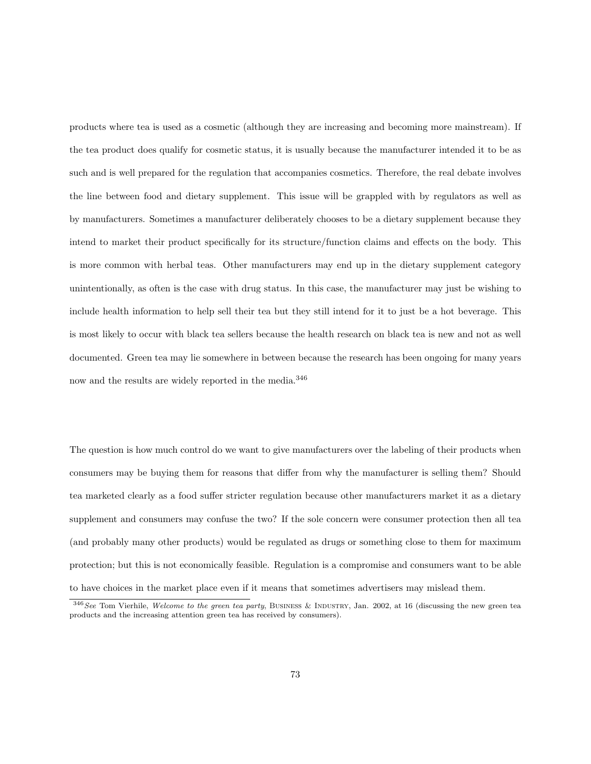products where tea is used as a cosmetic (although they are increasing and becoming more mainstream). If the tea product does qualify for cosmetic status, it is usually because the manufacturer intended it to be as such and is well prepared for the regulation that accompanies cosmetics. Therefore, the real debate involves the line between food and dietary supplement. This issue will be grappled with by regulators as well as by manufacturers. Sometimes a manufacturer deliberately chooses to be a dietary supplement because they intend to market their product specifically for its structure/function claims and effects on the body. This is more common with herbal teas. Other manufacturers may end up in the dietary supplement category unintentionally, as often is the case with drug status. In this case, the manufacturer may just be wishing to include health information to help sell their tea but they still intend for it to just be a hot beverage. This is most likely to occur with black tea sellers because the health research on black tea is new and not as well documented. Green tea may lie somewhere in between because the research has been ongoing for many years now and the results are widely reported in the media.[346]

The question is how much control do we want to give manufacturers over the labeling of their products when consumers may be buying them for reasons that differ from why the manufacturer is selling them? Should tea marketed clearly as a food suffer stricter regulation because other manufacturers market it as a dietary supplement and consumers may confuse the two? If the sole concern were consumer protection then all tea (and probably many other products) would be regulated as drugs or something close to them for maximum protection; but this is not economically feasible. Regulation is a compromise and consumers want to be able to have choices in the market place even if it means that sometimes advertisers may mislead them.

---

[346] *See* Tom Vierhile, *Welcome to the green tea party*, BUSINESS & INDUSTRY, Jan. 2002, at 16 (discussing the new green tea products and the increasing attention green tea has received by consumers).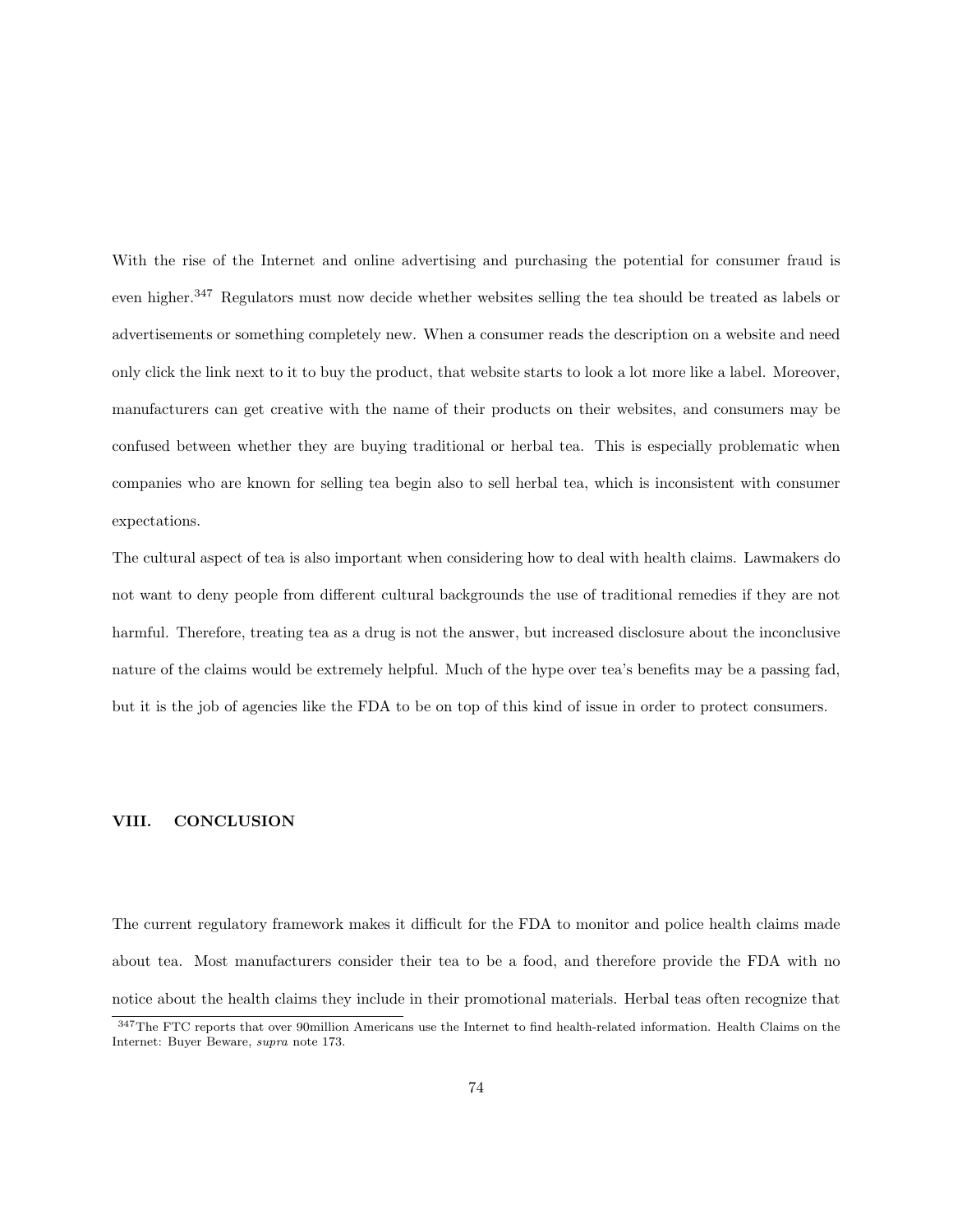With the rise of the Internet and online advertising and purchasing the potential for consumer fraud is even higher.[347] Regulators must now decide whether websites selling the tea should be treated as labels or advertisements or something completely new. When a consumer reads the description on a website and need only click the link next to it to buy the product, that website starts to look a lot more like a label. Moreover, manufacturers can get creative with the name of their products on their websites, and consumers may be confused between whether they are buying traditional or herbal tea. This is especially problematic when companies who are known for selling tea begin also to sell herbal tea, which is inconsistent with consumer expectations.

The cultural aspect of tea is also important when considering how to deal with health claims. Lawmakers do not want to deny people from different cultural backgrounds the use of traditional remedies if they are not harmful. Therefore, treating tea as a drug is not the answer, but increased disclosure about the inconclusive nature of the claims would be extremely helpful. Much of the hype over tea's benefits may be a passing fad, but it is the job of agencies like the FDA to be on top of this kind of issue in order to protect consumers.

## VIII. CONCLUSION

The current regulatory framework makes it difficult for the FDA to monitor and police health claims made about tea. Most manufacturers consider their tea to be a food, and therefore provide the FDA with no notice about the health claims they include in their promotional materials. Herbal teas often recognize that

[347] The FTC reports that over 90million Americans use the Internet to find health-related information. Health Claims on the Internet: Buyer Beware, *supra* note 173.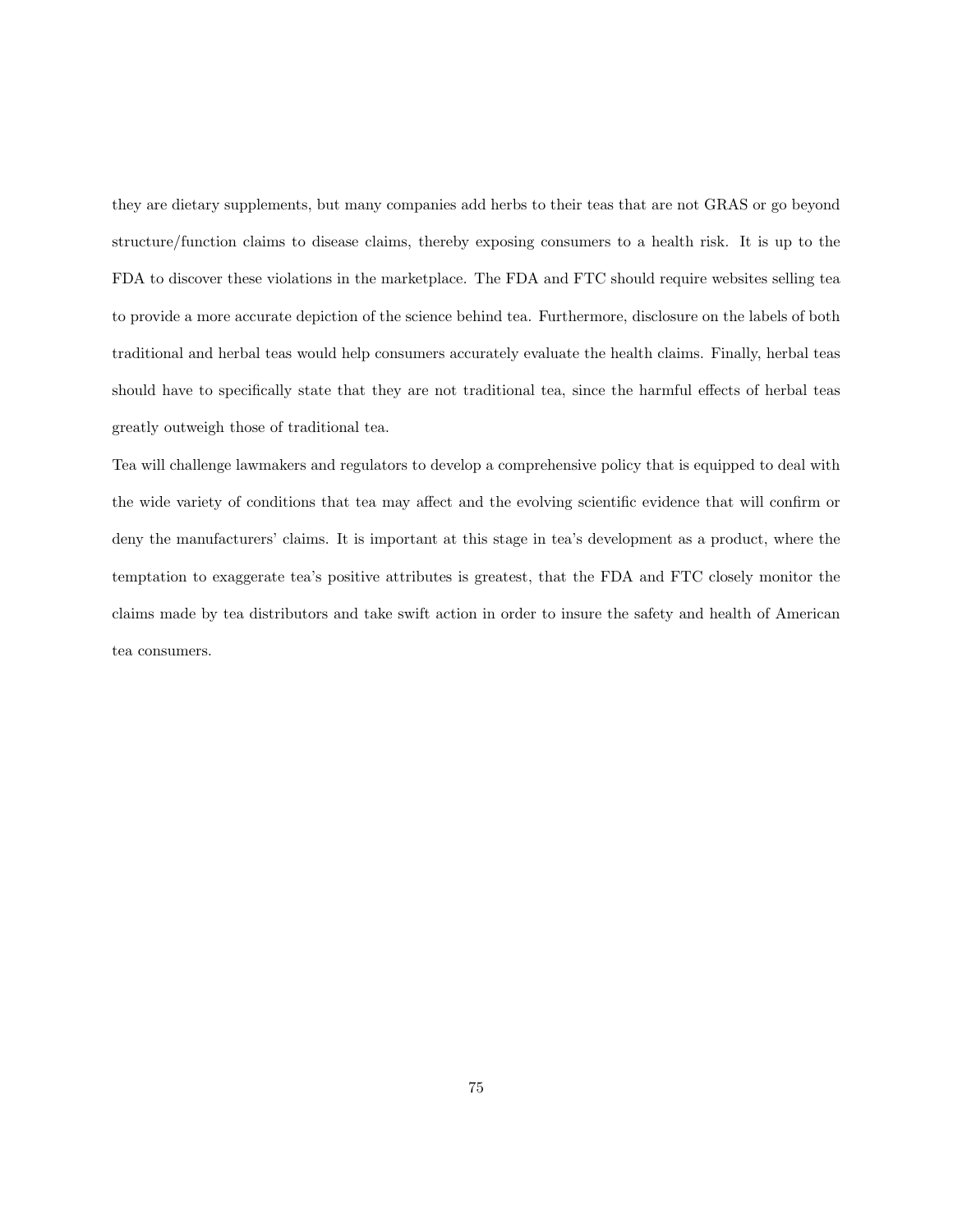they are dietary supplements, but many companies add herbs to their teas that are not GRAS or go beyond structure/function claims to disease claims, thereby exposing consumers to a health risk. It is up to the FDA to discover these violations in the marketplace. The FDA and FTC should require websites selling tea to provide a more accurate depiction of the science behind tea. Furthermore, disclosure on the labels of both traditional and herbal teas would help consumers accurately evaluate the health claims. Finally, herbal teas should have to specifically state that they are not traditional tea, since the harmful effects of herbal teas greatly outweigh those of traditional tea.

Tea will challenge lawmakers and regulators to develop a comprehensive policy that is equipped to deal with the wide variety of conditions that tea may affect and the evolving scientific evidence that will confirm or deny the manufacturers' claims. It is important at this stage in tea's development as a product, where the temptation to exaggerate tea's positive attributes is greatest, that the FDA and FTC closely monitor the claims made by tea distributors and take swift action in order to insure the safety and health of American tea consumers.